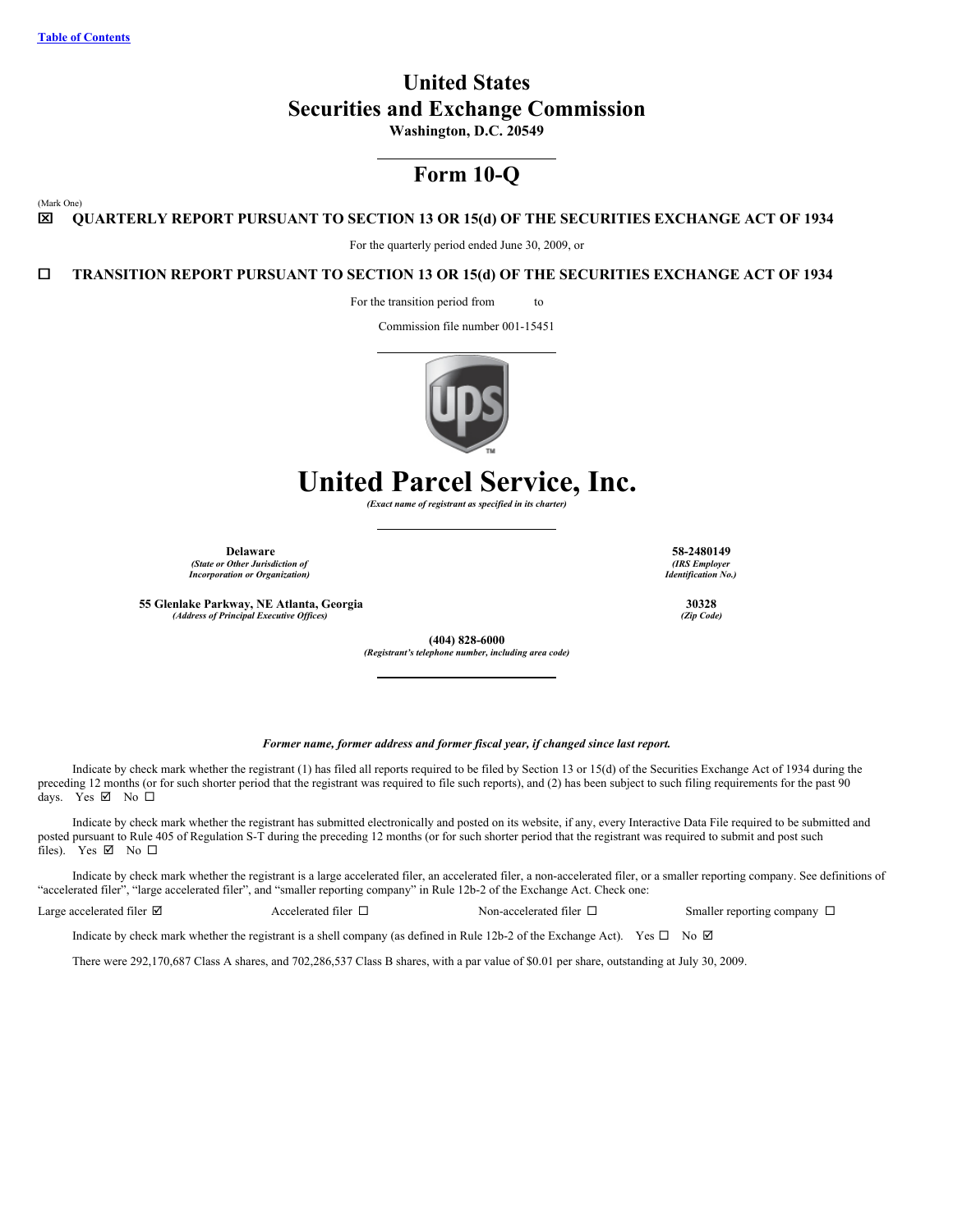Table of Contents

# United States
# Securities and Exchange Commission

**Washington, D.C. 20549**

## Form 10-Q

(Mark One)

☒ **QUARTERLY REPORT PURSUANT TO SECTION 13 OR 15(d) OF THE SECURITIES EXCHANGE ACT OF 1934**

For the quarterly period ended June 30, 2009, or

☐ **TRANSITION REPORT PURSUANT TO SECTION 13 OR 15(d) OF THE SECURITIES EXCHANGE ACT OF 1934**

For the transition period from to

Commission file number 001-15451

# United Parcel Service, Inc.

*(Exact name of registrant as specified in its charter)*

| | |
|---|---|
| **Delaware**<br>*(State or Other Jurisdiction of Incorporation or Organization)* | **58-2480149**<br>*(IRS Employer Identification No.)* |
| **55 Glenlake Parkway, NE Atlanta, Georgia**<br>*(Address of Principal Executive Offices)* | **30328**<br>*(Zip Code)* |

**(404) 828-6000**
*(Registrant's telephone number, including area code)*

***Former name, former address and former fiscal year, if changed since last report.***

Indicate by check mark whether the registrant (1) has filed all reports required to be filed by Section 13 or 15(d) of the Securities Exchange Act of 1934 during the preceding 12 months (or for such shorter period that the registrant was required to file such reports), and (2) has been subject to such filing requirements for the past 90 days. Yes ☑ No ☐

Indicate by check mark whether the registrant has submitted electronically and posted on its website, if any, every Interactive Data File required to be submitted and posted pursuant to Rule 405 of Regulation S-T during the preceding 12 months (or for such shorter period that the registrant was required to submit and post such files). Yes ☑ No ☐

Indicate by check mark whether the registrant is a large accelerated filer, an accelerated filer, a non-accelerated filer, or a smaller reporting company. See definitions of "accelerated filer", "large accelerated filer", and "smaller reporting company" in Rule 12b-2 of the Exchange Act. Check one:

Large accelerated filer ☑ Accelerated filer ☐ Non-accelerated filer ☐ Smaller reporting company ☐

Indicate by check mark whether the registrant is a shell company (as defined in Rule 12b-2 of the Exchange Act). Yes ☐ No ☑

There were 292,170,687 Class A shares, and 702,286,537 Class B shares, with a par value of $0.01 per share, outstanding at July 30, 2009.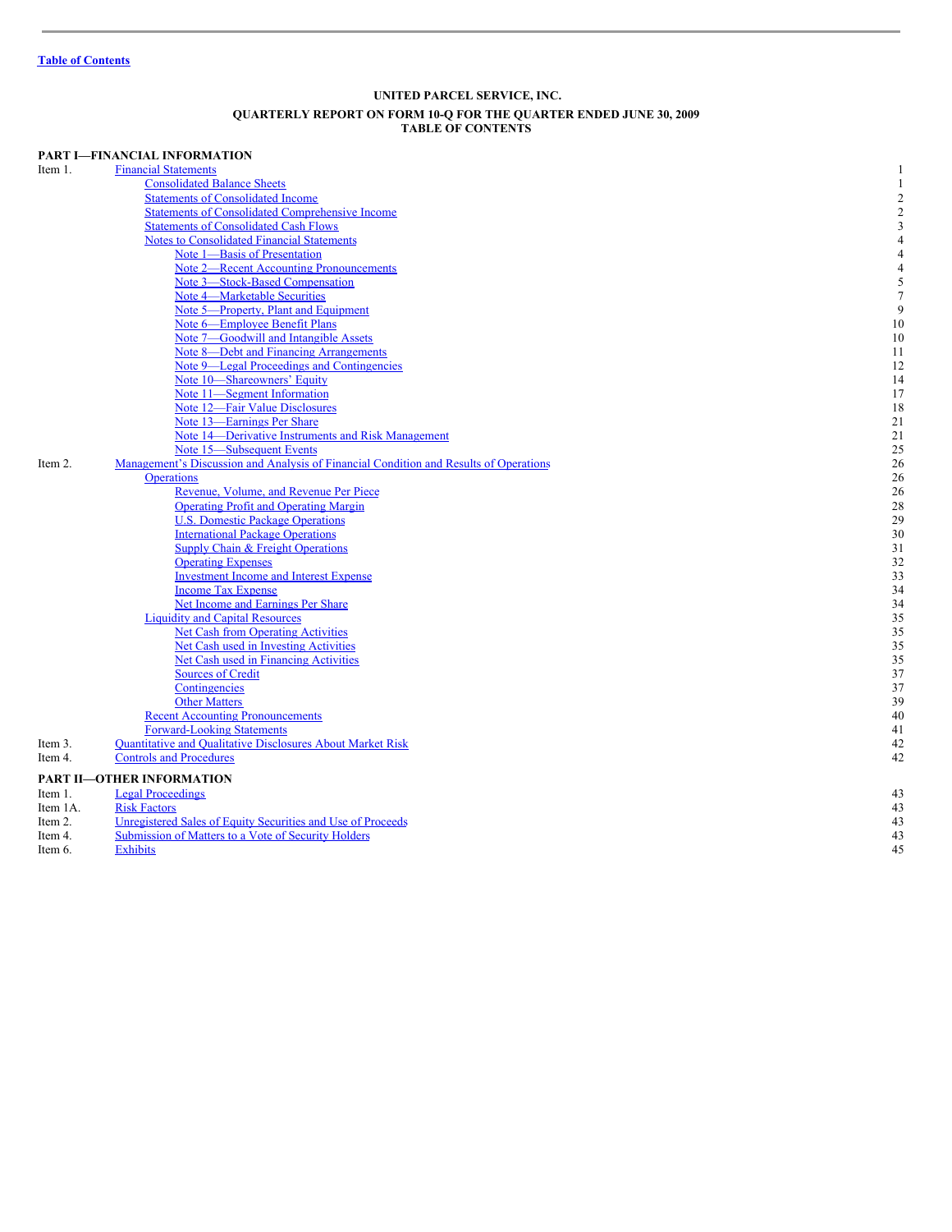Table of Contents

**UNITED PARCEL SERVICE, INC.**

**QUARTERLY REPORT ON FORM 10-Q FOR THE QUARTER ENDED JUNE 30, 2009**
**TABLE OF CONTENTS**

**PART I—FINANCIAL INFORMATION**

| | | |
|---|---|---|
| Item 1. | Financial Statements | 1 |
| | Consolidated Balance Sheets | 1 |
| | Statements of Consolidated Income | 2 |
| | Statements of Consolidated Comprehensive Income | 2 |
| | Statements of Consolidated Cash Flows | 3 |
| | Notes to Consolidated Financial Statements | 4 |
| | Note 1—Basis of Presentation | 4 |
| | Note 2—Recent Accounting Pronouncements | 4 |
| | Note 3—Stock-Based Compensation | 5 |
| | Note 4—Marketable Securities | 7 |
| | Note 5—Property, Plant and Equipment | 9 |
| | Note 6—Employee Benefit Plans | 10 |
| | Note 7—Goodwill and Intangible Assets | 10 |
| | Note 8—Debt and Financing Arrangements | 11 |
| | Note 9—Legal Proceedings and Contingencies | 12 |
| | Note 10—Shareowners' Equity | 14 |
| | Note 11—Segment Information | 17 |
| | Note 12—Fair Value Disclosures | 18 |
| | Note 13—Earnings Per Share | 21 |
| | Note 14—Derivative Instruments and Risk Management | 21 |
| | Note 15—Subsequent Events | 25 |
| Item 2. | Management's Discussion and Analysis of Financial Condition and Results of Operations | 26 |
| | Operations | 26 |
| | Revenue, Volume, and Revenue Per Piece | 26 |
| | Operating Profit and Operating Margin | 28 |
| | U.S. Domestic Package Operations | 29 |
| | International Package Operations | 30 |
| | Supply Chain & Freight Operations | 31 |
| | Operating Expenses | 32 |
| | Investment Income and Interest Expense | 33 |
| | Income Tax Expense | 34 |
| | Net Income and Earnings Per Share | 34 |
| | Liquidity and Capital Resources | 35 |
| | Net Cash from Operating Activities | 35 |
| | Net Cash used in Investing Activities | 35 |
| | Net Cash used in Financing Activities | 35 |
| | Sources of Credit | 37 |
| | Contingencies | 37 |
| | Other Matters | 39 |
| | Recent Accounting Pronouncements | 40 |
| | Forward-Looking Statements | 41 |
| Item 3. | Quantitative and Qualitative Disclosures About Market Risk | 42 |
| Item 4. | Controls and Procedures | 42 |

**PART II—OTHER INFORMATION**

| | | |
|---|---|---|
| Item 1. | Legal Proceedings | 43 |
| Item 1A. | Risk Factors | 43 |
| Item 2. | Unregistered Sales of Equity Securities and Use of Proceeds | 43 |
| Item 4. | Submission of Matters to a Vote of Security Holders | 43 |
| Item 6. | Exhibits | 45 |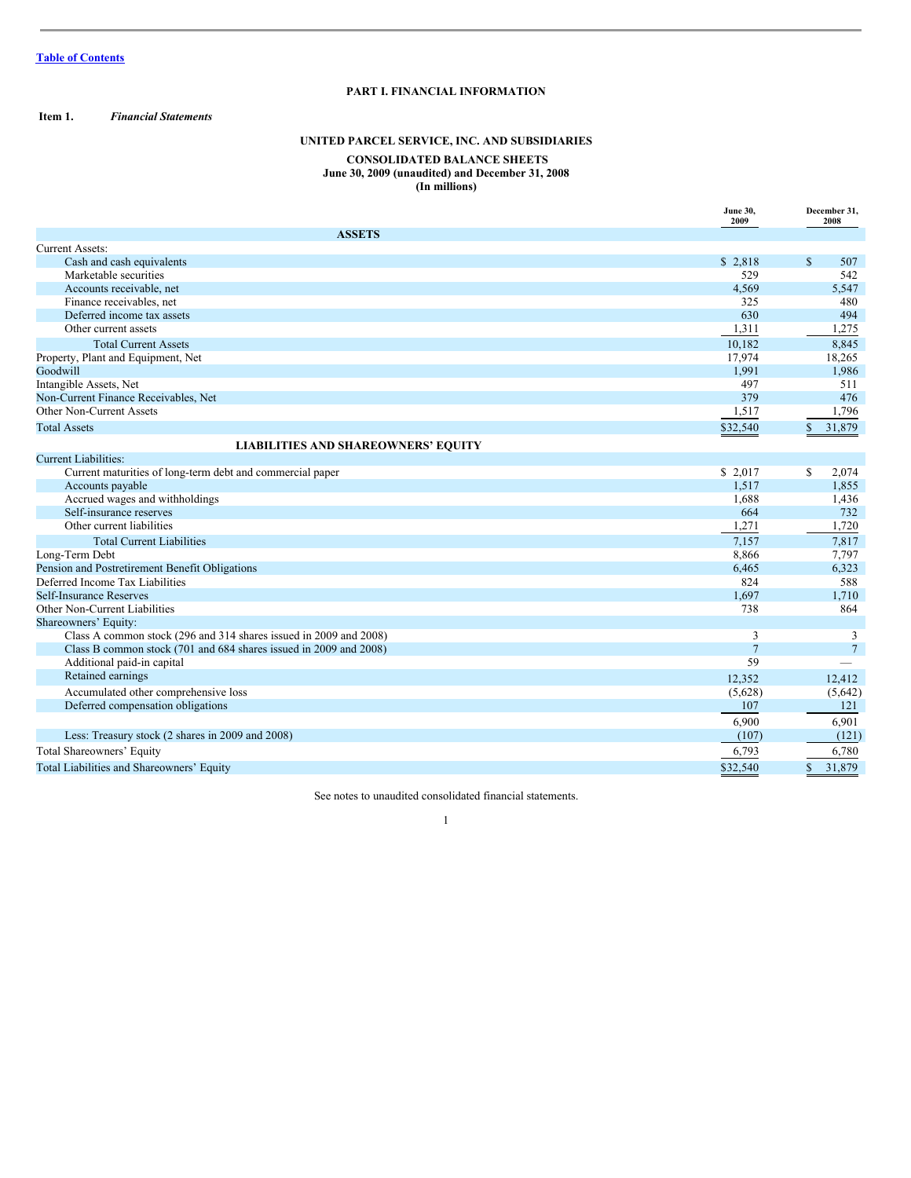Table of Contents

## PART I. FINANCIAL INFORMATION

**Item 1.** ***Financial Statements***

## UNITED PARCEL SERVICE, INC. AND SUBSIDIARIES

### CONSOLIDATED BALANCE SHEETS
### June 30, 2009 (unaudited) and December 31, 2008
### (In millions)

| | June 30, 2009 | December 31, 2008 |
|---|---|---|
| **ASSETS** | | |
| Current Assets: | | |
| Cash and cash equivalents | $ 2,818 | $ 507 |
| Marketable securities | 529 | 542 |
| Accounts receivable, net | 4,569 | 5,547 |
| Finance receivables, net | 325 | 480 |
| Deferred income tax assets | 630 | 494 |
| Other current assets | 1,311 | 1,275 |
| Total Current Assets | 10,182 | 8,845 |
| Property, Plant and Equipment, Net | 17,974 | 18,265 |
| Goodwill | 1,991 | 1,986 |
| Intangible Assets, Net | 497 | 511 |
| Non-Current Finance Receivables, Net | 379 | 476 |
| Other Non-Current Assets | 1,517 | 1,796 |
| Total Assets | $32,540 | $ 31,879 |
| **LIABILITIES AND SHAREOWNERS' EQUITY** | | |
| Current Liabilities: | | |
| Current maturities of long-term debt and commercial paper | $ 2,017 | $ 2,074 |
| Accounts payable | 1,517 | 1,855 |
| Accrued wages and withholdings | 1,688 | 1,436 |
| Self-insurance reserves | 664 | 732 |
| Other current liabilities | 1,271 | 1,720 |
| Total Current Liabilities | 7,157 | 7,817 |
| Long-Term Debt | 8,866 | 7,797 |
| Pension and Postretirement Benefit Obligations | 6,465 | 6,323 |
| Deferred Income Tax Liabilities | 824 | 588 |
| Self-Insurance Reserves | 1,697 | 1,710 |
| Other Non-Current Liabilities | 738 | 864 |
| Shareowners' Equity: | | |
| Class A common stock (296 and 314 shares issued in 2009 and 2008) | 3 | 3 |
| Class B common stock (701 and 684 shares issued in 2009 and 2008) | 7 | 7 |
| Additional paid-in capital | 59 | — |
| Retained earnings | 12,352 | 12,412 |
| Accumulated other comprehensive loss | (5,628) | (5,642) |
| Deferred compensation obligations | 107 | 121 |
| | 6,900 | 6,901 |
| Less: Treasury stock (2 shares in 2009 and 2008) | (107) | (121) |
| Total Shareowners' Equity | 6,793 | 6,780 |
| Total Liabilities and Shareowners' Equity | $32,540 | $ 31,879 |

See notes to unaudited consolidated financial statements.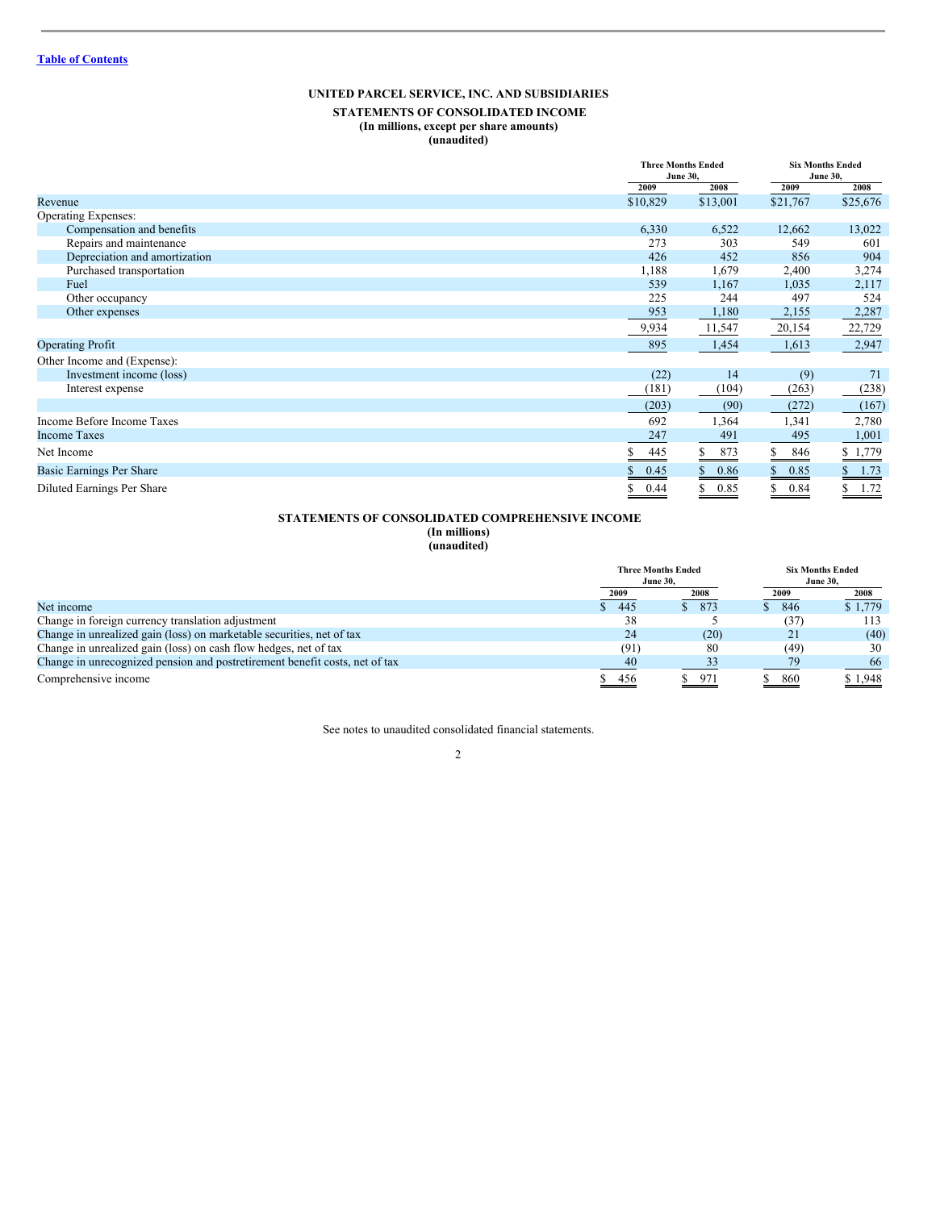[Table of Contents](#)

# UNITED PARCEL SERVICE, INC. AND SUBSIDIARIES

## STATEMENTS OF CONSOLIDATED INCOME

**(In millions, except per share amounts)**
**(unaudited)**

| | Three Months Ended June 30, | | Six Months Ended June 30, | |
|---|---|---|---|---|
| | 2009 | 2008 | 2009 | 2008 |
| Revenue | $10,829 | $13,001 | $21,767 | $25,676 |
| Operating Expenses: | | | | |
| Compensation and benefits | 6,330 | 6,522 | 12,662 | 13,022 |
| Repairs and maintenance | 273 | 303 | 549 | 601 |
| Depreciation and amortization | 426 | 452 | 856 | 904 |
| Purchased transportation | 1,188 | 1,679 | 2,400 | 3,274 |
| Fuel | 539 | 1,167 | 1,035 | 2,117 |
| Other occupancy | 225 | 244 | 497 | 524 |
| Other expenses | 953 | 1,180 | 2,155 | 2,287 |
| | 9,934 | 11,547 | 20,154 | 22,729 |
| Operating Profit | 895 | 1,454 | 1,613 | 2,947 |
| Other Income and (Expense): | | | | |
| Investment income (loss) | (22) | 14 | (9) | 71 |
| Interest expense | (181) | (104) | (263) | (238) |
| | (203) | (90) | (272) | (167) |
| Income Before Income Taxes | 692 | 1,364 | 1,341 | 2,780 |
| Income Taxes | 247 | 491 | 495 | 1,001 |
| Net Income | $ 445 | $ 873 | $ 846 | $ 1,779 |
| Basic Earnings Per Share | $ 0.45 | $ 0.86 | $ 0.85 | $ 1.73 |
| Diluted Earnings Per Share | $ 0.44 | $ 0.85 | $ 0.84 | $ 1.72 |

## STATEMENTS OF CONSOLIDATED COMPREHENSIVE INCOME

**(In millions)**
**(unaudited)**

| | Three Months Ended June 30, | | Six Months Ended June 30, | |
|---|---|---|---|---|
| | 2009 | 2008 | 2009 | 2008 |
| Net income | $ 445 | $ 873 | $ 846 | $ 1,779 |
| Change in foreign currency translation adjustment | 38 | 5 | (37) | 113 |
| Change in unrealized gain (loss) on marketable securities, net of tax | 24 | (20) | 21 | (40) |
| Change in unrealized gain (loss) on cash flow hedges, net of tax | (91) | 80 | (49) | 30 |
| Change in unrecognized pension and postretirement benefit costs, net of tax | 40 | 33 | 79 | 66 |
| Comprehensive income | $ 456 | $ 971 | $ 860 | $ 1,948 |

See notes to unaudited consolidated financial statements.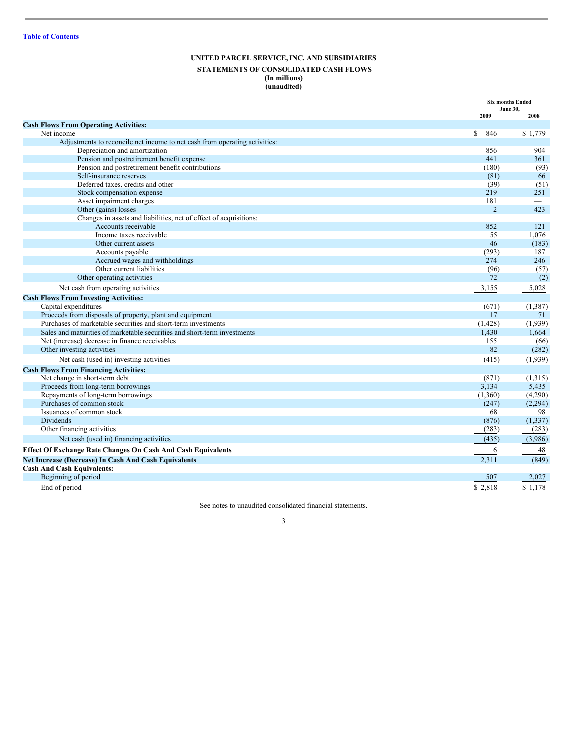[Table of Contents](#)

**UNITED PARCEL SERVICE, INC. AND SUBSIDIARIES**

**STATEMENTS OF CONSOLIDATED CASH FLOWS**

**(In millions)**

**(unaudited)**

| | Six months Ended June 30, | |
|---|---|---|
| | 2009 | 2008 |
| **Cash Flows From Operating Activities:** | | |
| Net income | $ 846 | $ 1,779 |
| Adjustments to reconcile net income to net cash from operating activities: | | |
| Depreciation and amortization | 856 | 904 |
| Pension and postretirement benefit expense | 441 | 361 |
| Pension and postretirement benefit contributions | (180) | (93) |
| Self-insurance reserves | (81) | 66 |
| Deferred taxes, credits and other | (39) | (51) |
| Stock compensation expense | 219 | 251 |
| Asset impairment charges | 181 | — |
| Other (gains) losses | 2 | 423 |
| Changes in assets and liabilities, net of effect of acquisitions: | | |
| Accounts receivable | 852 | 121 |
| Income taxes receivable | 55 | 1,076 |
| Other current assets | 46 | (183) |
| Accounts payable | (293) | 187 |
| Accrued wages and withholdings | 274 | 246 |
| Other current liabilities | (96) | (57) |
| Other operating activities | 72 | (2) |
| Net cash from operating activities | 3,155 | 5,028 |
| **Cash Flows From Investing Activities:** | | |
| Capital expenditures | (671) | (1,387) |
| Proceeds from disposals of property, plant and equipment | 17 | 71 |
| Purchases of marketable securities and short-term investments | (1,428) | (1,939) |
| Sales and maturities of marketable securities and short-term investments | 1,430 | 1,664 |
| Net (increase) decrease in finance receivables | 155 | (66) |
| Other investing activities | 82 | (282) |
| Net cash (used in) investing activities | (415) | (1,939) |
| **Cash Flows From Financing Activities:** | | |
| Net change in short-term debt | (871) | (1,315) |
| Proceeds from long-term borrowings | 3,134 | 5,435 |
| Repayments of long-term borrowings | (1,360) | (4,290) |
| Purchases of common stock | (247) | (2,294) |
| Issuances of common stock | 68 | 98 |
| Dividends | (876) | (1,337) |
| Other financing activities | (283) | (283) |
| Net cash (used in) financing activities | (435) | (3,986) |
| **Effect Of Exchange Rate Changes On Cash And Cash Equivalents** | 6 | 48 |
| **Net Increase (Decrease) In Cash And Cash Equivalents** | 2,311 | (849) |
| **Cash And Cash Equivalents:** | | |
| Beginning of period | 507 | 2,027 |
| End of period | $ 2,818 | $ 1,178 |

See notes to unaudited consolidated financial statements.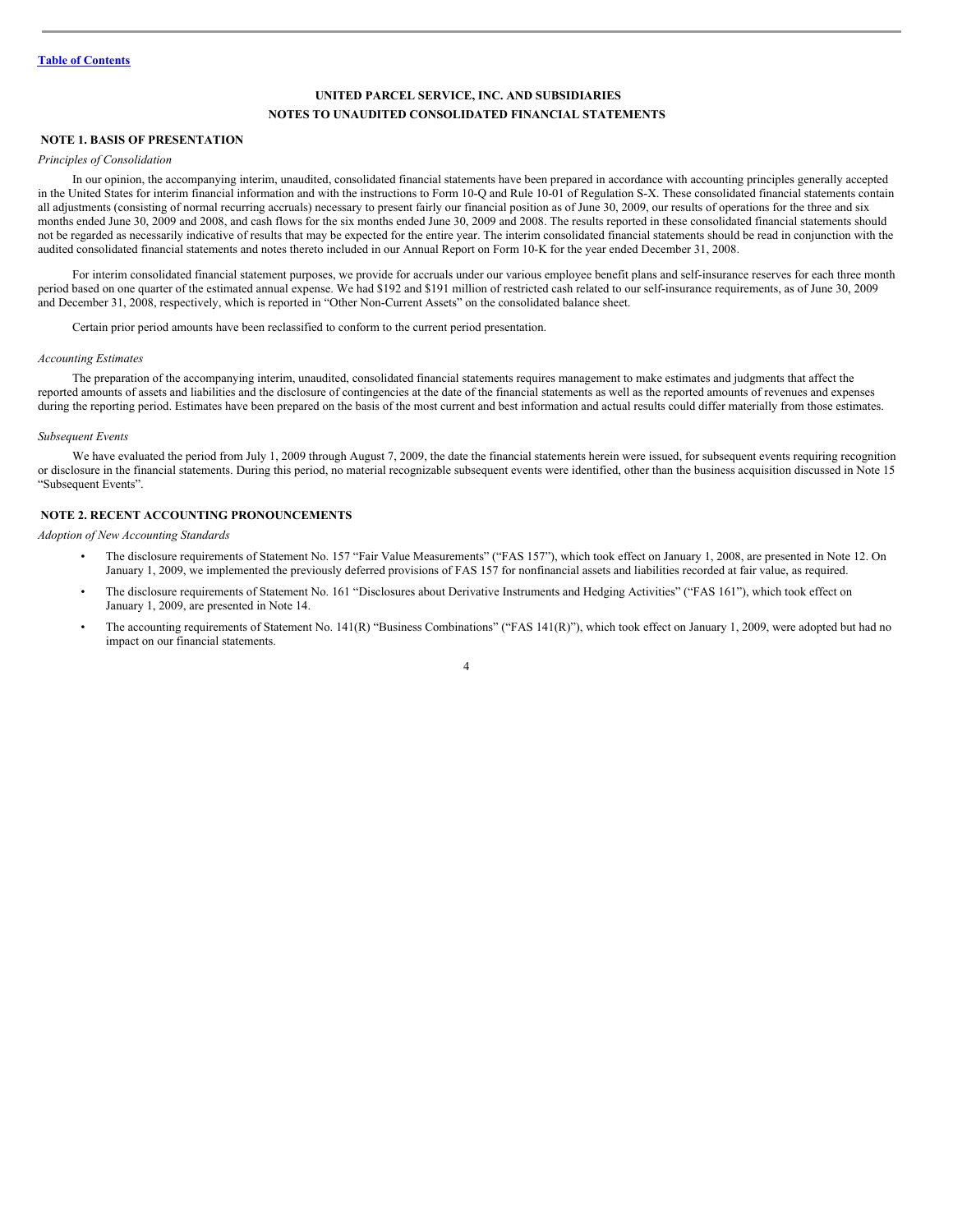[Table of Contents](#)

## UNITED PARCEL SERVICE, INC. AND SUBSIDIARIES
## NOTES TO UNAUDITED CONSOLIDATED FINANCIAL STATEMENTS

### NOTE 1. BASIS OF PRESENTATION

*Principles of Consolidation*

In our opinion, the accompanying interim, unaudited, consolidated financial statements have been prepared in accordance with accounting principles generally accepted in the United States for interim financial information and with the instructions to Form 10-Q and Rule 10-01 of Regulation S-X. These consolidated financial statements contain all adjustments (consisting of normal recurring accruals) necessary to present fairly our financial position as of June 30, 2009, our results of operations for the three and six months ended June 30, 2009 and 2008, and cash flows for the six months ended June 30, 2009 and 2008. The results reported in these consolidated financial statements should not be regarded as necessarily indicative of results that may be expected for the entire year. The interim consolidated financial statements should be read in conjunction with the audited consolidated financial statements and notes thereto included in our Annual Report on Form 10-K for the year ended December 31, 2008.

For interim consolidated financial statement purposes, we provide for accruals under our various employee benefit plans and self-insurance reserves for each three month period based on one quarter of the estimated annual expense. We had $192 and $191 million of restricted cash related to our self-insurance requirements, as of June 30, 2009 and December 31, 2008, respectively, which is reported in "Other Non-Current Assets" on the consolidated balance sheet.

Certain prior period amounts have been reclassified to conform to the current period presentation.

*Accounting Estimates*

The preparation of the accompanying interim, unaudited, consolidated financial statements requires management to make estimates and judgments that affect the reported amounts of assets and liabilities and the disclosure of contingencies at the date of the financial statements as well as the reported amounts of revenues and expenses during the reporting period. Estimates have been prepared on the basis of the most current and best information and actual results could differ materially from those estimates.

*Subsequent Events*

We have evaluated the period from July 1, 2009 through August 7, 2009, the date the financial statements herein were issued, for subsequent events requiring recognition or disclosure in the financial statements. During this period, no material recognizable subsequent events were identified, other than the business acquisition discussed in Note 15 "Subsequent Events".

### NOTE 2. RECENT ACCOUNTING PRONOUNCEMENTS

*Adoption of New Accounting Standards*

- The disclosure requirements of Statement No. 157 "Fair Value Measurements" ("FAS 157"), which took effect on January 1, 2008, are presented in Note 12. On January 1, 2009, we implemented the previously deferred provisions of FAS 157 for nonfinancial assets and liabilities recorded at fair value, as required.
- The disclosure requirements of Statement No. 161 "Disclosures about Derivative Instruments and Hedging Activities" ("FAS 161"), which took effect on January 1, 2009, are presented in Note 14.
- The accounting requirements of Statement No. 141(R) "Business Combinations" ("FAS 141(R)"), which took effect on January 1, 2009, were adopted but had no impact on our financial statements.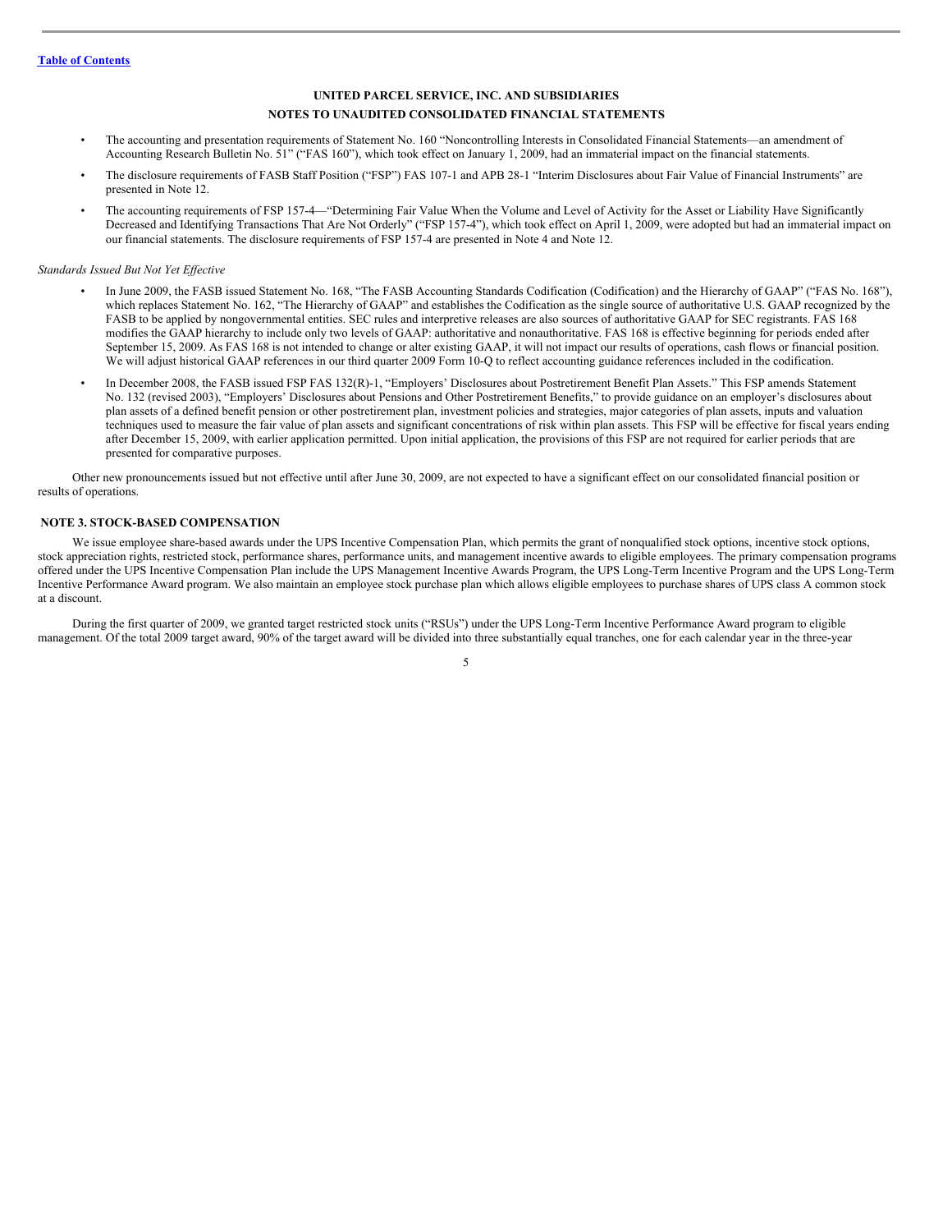**UNITED PARCEL SERVICE, INC. AND SUBSIDIARIES**

**NOTES TO UNAUDITED CONSOLIDATED FINANCIAL STATEMENTS**

- The accounting and presentation requirements of Statement No. 160 "Noncontrolling Interests in Consolidated Financial Statements—an amendment of Accounting Research Bulletin No. 51" ("FAS 160"), which took effect on January 1, 2009, had an immaterial impact on the financial statements.
- The disclosure requirements of FASB Staff Position ("FSP") FAS 107-1 and APB 28-1 "Interim Disclosures about Fair Value of Financial Instruments" are presented in Note 12.
- The accounting requirements of FSP 157-4—"Determining Fair Value When the Volume and Level of Activity for the Asset or Liability Have Significantly Decreased and Identifying Transactions That Are Not Orderly" ("FSP 157-4"), which took effect on April 1, 2009, were adopted but had an immaterial impact on our financial statements. The disclosure requirements of FSP 157-4 are presented in Note 4 and Note 12.

*Standards Issued But Not Yet Effective*

- In June 2009, the FASB issued Statement No. 168, "The FASB Accounting Standards Codification (Codification) and the Hierarchy of GAAP" ("FAS No. 168"), which replaces Statement No. 162, "The Hierarchy of GAAP" and establishes the Codification as the single source of authoritative U.S. GAAP recognized by the FASB to be applied by nongovernmental entities. SEC rules and interpretive releases are also sources of authoritative GAAP for SEC registrants. FAS 168 modifies the GAAP hierarchy to include only two levels of GAAP: authoritative and nonauthoritative. FAS 168 is effective beginning for periods ended after September 15, 2009. As FAS 168 is not intended to change or alter existing GAAP, it will not impact our results of operations, cash flows or financial position. We will adjust historical GAAP references in our third quarter 2009 Form 10-Q to reflect accounting guidance references included in the codification.
- In December 2008, the FASB issued FSP FAS 132(R)-1, "Employers' Disclosures about Postretirement Benefit Plan Assets." This FSP amends Statement No. 132 (revised 2003), "Employers' Disclosures about Pensions and Other Postretirement Benefits," to provide guidance on an employer's disclosures about plan assets of a defined benefit pension or other postretirement plan, investment policies and strategies, major categories of plan assets, inputs and valuation techniques used to measure the fair value of plan assets and significant concentrations of risk within plan assets. This FSP will be effective for fiscal years ending after December 15, 2009, with earlier application permitted. Upon initial application, the provisions of this FSP are not required for earlier periods that are presented for comparative purposes.

Other new pronouncements issued but not effective until after June 30, 2009, are not expected to have a significant effect on our consolidated financial position or results of operations.

## NOTE 3. STOCK-BASED COMPENSATION

We issue employee share-based awards under the UPS Incentive Compensation Plan, which permits the grant of nonqualified stock options, incentive stock options, stock appreciation rights, restricted stock, performance shares, performance units, and management incentive awards to eligible employees. The primary compensation programs offered under the UPS Incentive Compensation Plan include the UPS Management Incentive Awards Program, the UPS Long-Term Incentive Program and the UPS Long-Term Incentive Performance Award program. We also maintain an employee stock purchase plan which allows eligible employees to purchase shares of UPS class A common stock at a discount.

During the first quarter of 2009, we granted target restricted stock units ("RSUs") under the UPS Long-Term Incentive Performance Award program to eligible management. Of the total 2009 target award, 90% of the target award will be divided into three substantially equal tranches, one for each calendar year in the three-year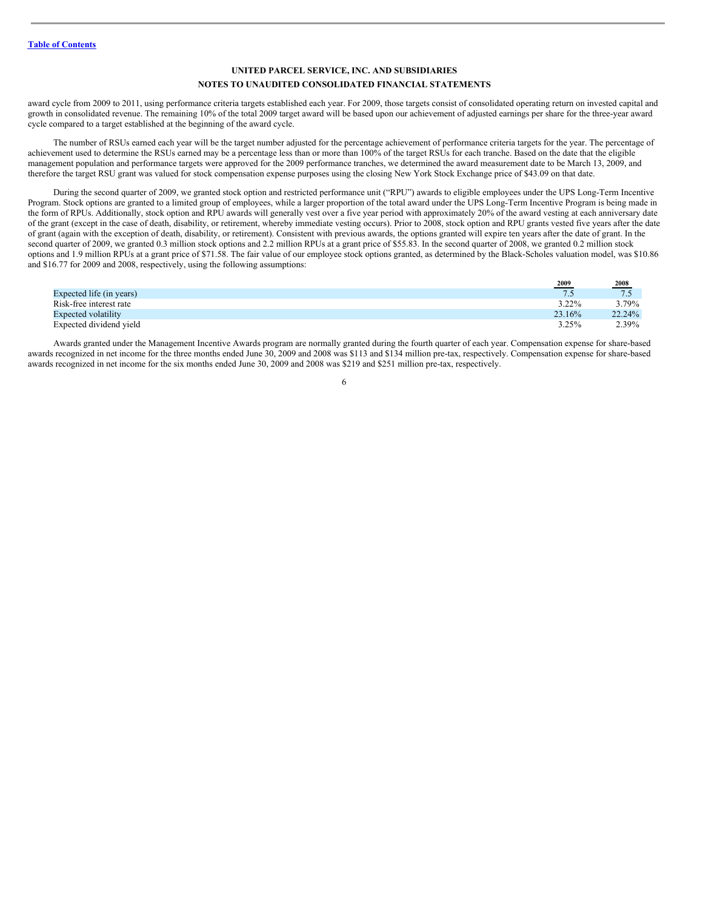**UNITED PARCEL SERVICE, INC. AND SUBSIDIARIES**

**NOTES TO UNAUDITED CONSOLIDATED FINANCIAL STATEMENTS**

award cycle from 2009 to 2011, using performance criteria targets established each year. For 2009, those targets consist of consolidated operating return on invested capital and growth in consolidated revenue. The remaining 10% of the total 2009 target award will be based upon our achievement of adjusted earnings per share for the three-year award cycle compared to a target established at the beginning of the award cycle.

The number of RSUs earned each year will be the target number adjusted for the percentage achievement of performance criteria targets for the year. The percentage of achievement used to determine the RSUs earned may be a percentage less than or more than 100% of the target RSUs for each tranche. Based on the date that the eligible management population and performance targets were approved for the 2009 performance tranches, we determined the award measurement date to be March 13, 2009, and therefore the target RSU grant was valued for stock compensation expense purposes using the closing New York Stock Exchange price of $43.09 on that date.

During the second quarter of 2009, we granted stock option and restricted performance unit ("RPU") awards to eligible employees under the UPS Long-Term Incentive Program. Stock options are granted to a limited group of employees, while a larger proportion of the total award under the UPS Long-Term Incentive Program is being made in the form of RPUs. Additionally, stock option and RPU awards will generally vest over a five year period with approximately 20% of the award vesting at each anniversary date of the grant (except in the case of death, disability, or retirement, whereby immediate vesting occurs). Prior to 2008, stock option and RPU grants vested five years after the date of grant (again with the exception of death, disability, or retirement). Consistent with previous awards, the options granted will expire ten years after the date of grant. In the second quarter of 2009, we granted 0.3 million stock options and 2.2 million RPUs at a grant price of $55.83. In the second quarter of 2008, we granted 0.2 million stock options and 1.9 million RPUs at a grant price of $71.58. The fair value of our employee stock options granted, as determined by the Black-Scholes valuation model, was $10.86 and $16.77 for 2009 and 2008, respectively, using the following assumptions:

| | 2009 | 2008 |
|---|---|---|
| Expected life (in years) | 7.5 | 7.5 |
| Risk-free interest rate | 3.22% | 3.79% |
| Expected volatility | 23.16% | 22.24% |
| Expected dividend yield | 3.25% | 2.39% |

Awards granted under the Management Incentive Awards program are normally granted during the fourth quarter of each year. Compensation expense for share-based awards recognized in net income for the three months ended June 30, 2009 and 2008 was $113 and $134 million pre-tax, respectively. Compensation expense for share-based awards recognized in net income for the six months ended June 30, 2009 and 2008 was $219 and $251 million pre-tax, respectively.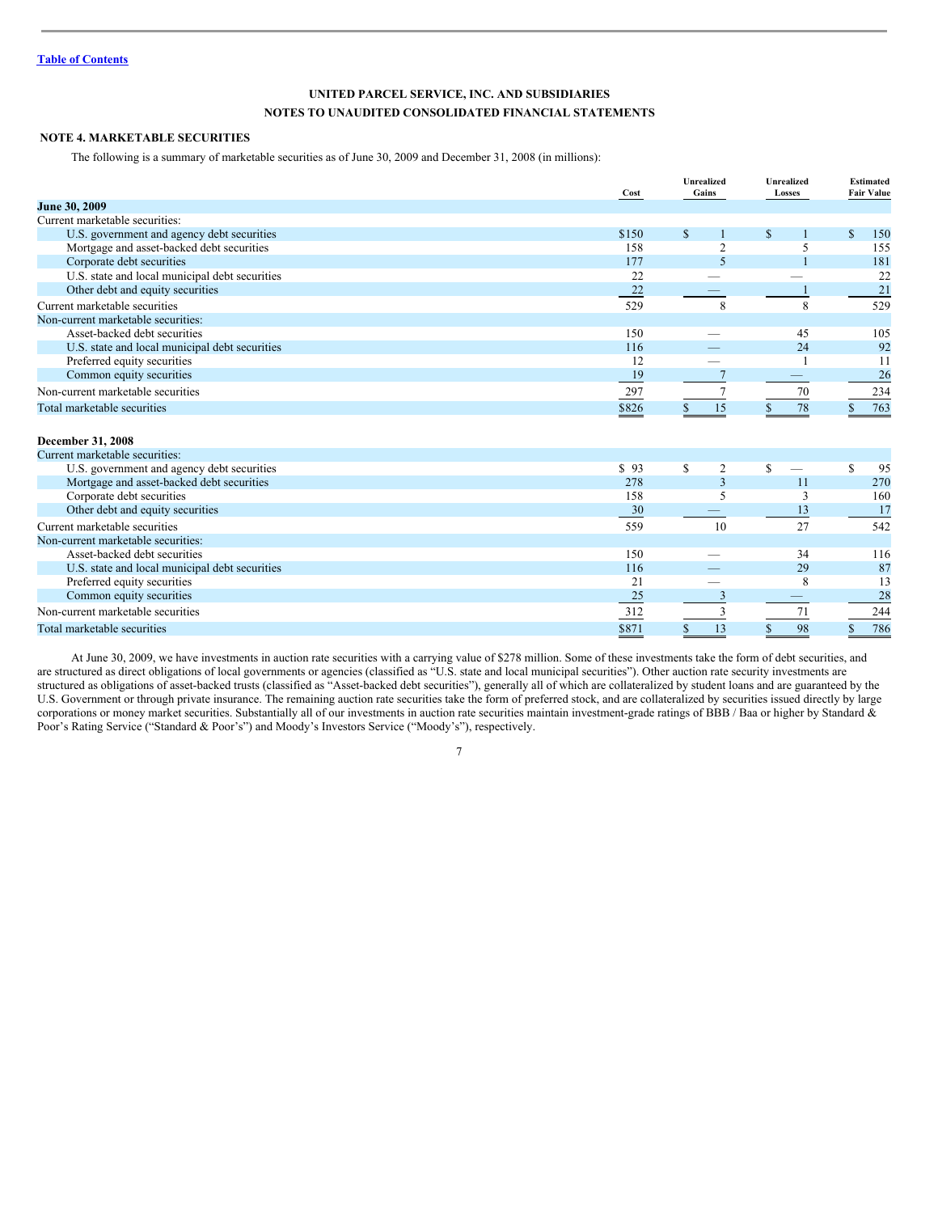UNITED PARCEL SERVICE, INC. AND SUBSIDIARIES
NOTES TO UNAUDITED CONSOLIDATED FINANCIAL STATEMENTS

## NOTE 4. MARKETABLE SECURITIES

The following is a summary of marketable securities as of June 30, 2009 and December 31, 2008 (in millions):

| | Cost | Unrealized Gains | Unrealized Losses | Estimated Fair Value |
|---|---|---|---|---|
| **June 30, 2009** | | | | |
| Current marketable securities: | | | | |
| U.S. government and agency debt securities | $150 | $ 1 | $ 1 | $ 150 |
| Mortgage and asset-backed debt securities | 158 | 2 | 5 | 155 |
| Corporate debt securities | 177 | 5 | 1 | 181 |
| U.S. state and local municipal debt securities | 22 | — | — | 22 |
| Other debt and equity securities | 22 | — | 1 | 21 |
| Current marketable securities | 529 | 8 | 8 | 529 |
| Non-current marketable securities: | | | | |
| Asset-backed debt securities | 150 | — | 45 | 105 |
| U.S. state and local municipal debt securities | 116 | — | 24 | 92 |
| Preferred equity securities | 12 | — | 1 | 11 |
| Common equity securities | 19 | 7 | — | 26 |
| Non-current marketable securities | 297 | 7 | 70 | 234 |
| Total marketable securities | $826 | $ 15 | $ 78 | $ 763 |
| **December 31, 2008** | | | | |
| Current marketable securities: | | | | |
| U.S. government and agency debt securities | $ 93 | $ 2 | $ — | $ 95 |
| Mortgage and asset-backed debt securities | 278 | 3 | 11 | 270 |
| Corporate debt securities | 158 | 5 | 3 | 160 |
| Other debt and equity securities | 30 | — | 13 | 17 |
| Current marketable securities | 559 | 10 | 27 | 542 |
| Non-current marketable securities: | | | | |
| Asset-backed debt securities | 150 | — | 34 | 116 |
| U.S. state and local municipal debt securities | 116 | — | 29 | 87 |
| Preferred equity securities | 21 | — | 8 | 13 |
| Common equity securities | 25 | 3 | — | 28 |
| Non-current marketable securities | 312 | 3 | 71 | 244 |
| Total marketable securities | $871 | $ 13 | $ 98 | $ 786 |

At June 30, 2009, we have investments in auction rate securities with a carrying value of $278 million. Some of these investments take the form of debt securities, and are structured as direct obligations of local governments or agencies (classified as "U.S. state and local municipal securities"). Other auction rate security investments are structured as obligations of asset-backed trusts (classified as "Asset-backed debt securities"), generally all of which are collateralized by student loans and are guaranteed by the U.S. Government or through private insurance. The remaining auction rate securities take the form of preferred stock, and are collateralized by securities issued directly by large corporations or money market securities. Substantially all of our investments in auction rate securities maintain investment-grade ratings of BBB / Baa or higher by Standard & Poor's Rating Service ("Standard & Poor's") and Moody's Investors Service ("Moody's"), respectively.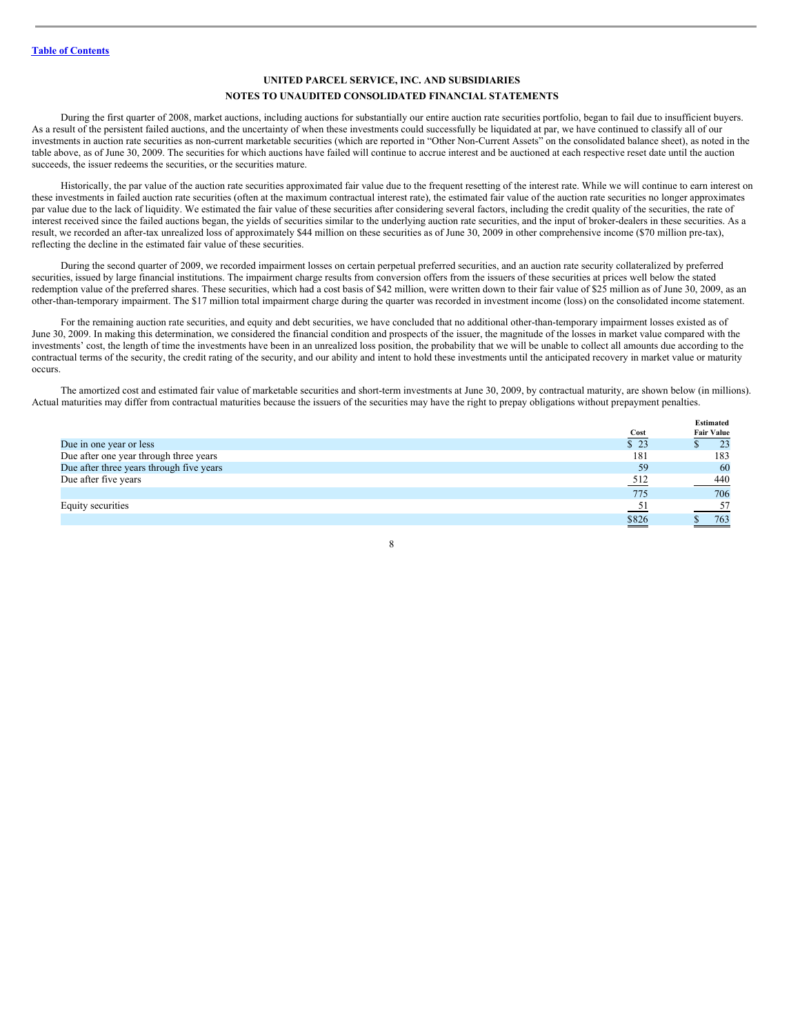**UNITED PARCEL SERVICE, INC. AND SUBSIDIARIES**

**NOTES TO UNAUDITED CONSOLIDATED FINANCIAL STATEMENTS**

During the first quarter of 2008, market auctions, including auctions for substantially our entire auction rate securities portfolio, began to fail due to insufficient buyers. As a result of the persistent failed auctions, and the uncertainty of when these investments could successfully be liquidated at par, we have continued to classify all of our investments in auction rate securities as non-current marketable securities (which are reported in "Other Non-Current Assets" on the consolidated balance sheet), as noted in the table above, as of June 30, 2009. The securities for which auctions have failed will continue to accrue interest and be auctioned at each respective reset date until the auction succeeds, the issuer redeems the securities, or the securities mature.

Historically, the par value of the auction rate securities approximated fair value due to the frequent resetting of the interest rate. While we will continue to earn interest on these investments in failed auction rate securities (often at the maximum contractual interest rate), the estimated fair value of the auction rate securities no longer approximates par value due to the lack of liquidity. We estimated the fair value of these securities after considering several factors, including the credit quality of the securities, the rate of interest received since the failed auctions began, the yields of securities similar to the underlying auction rate securities, and the input of broker-dealers in these securities. As a result, we recorded an after-tax unrealized loss of approximately $44 million on these securities as of June 30, 2009 in other comprehensive income ($70 million pre-tax), reflecting the decline in the estimated fair value of these securities.

During the second quarter of 2009, we recorded impairment losses on certain perpetual preferred securities, and an auction rate security collateralized by preferred securities, issued by large financial institutions. The impairment charge results from conversion offers from the issuers of these securities at prices well below the stated redemption value of the preferred shares. These securities, which had a cost basis of $42 million, were written down to their fair value of $25 million as of June 30, 2009, as an other-than-temporary impairment. The $17 million total impairment charge during the quarter was recorded in investment income (loss) on the consolidated income statement.

For the remaining auction rate securities, and equity and debt securities, we have concluded that no additional other-than-temporary impairment losses existed as of June 30, 2009. In making this determination, we considered the financial condition and prospects of the issuer, the magnitude of the losses in market value compared with the investments' cost, the length of time the investments have been in an unrealized loss position, the probability that we will be unable to collect all amounts due according to the contractual terms of the security, the credit rating of the security, and our ability and intent to hold these investments until the anticipated recovery in market value or maturity occurs.

The amortized cost and estimated fair value of marketable securities and short-term investments at June 30, 2009, by contractual maturity, are shown below (in millions). Actual maturities may differ from contractual maturities because the issuers of the securities may have the right to prepay obligations without prepayment penalties.

| | Cost | Estimated Fair Value |
|---|---|---|
| Due in one year or less | $ 23 | $ 23 |
| Due after one year through three years | 181 | 183 |
| Due after three years through five years | 59 | 60 |
| Due after five years | 512 | 440 |
| | 775 | 706 |
| Equity securities | 51 | 57 |
| | $826 | $ 763 |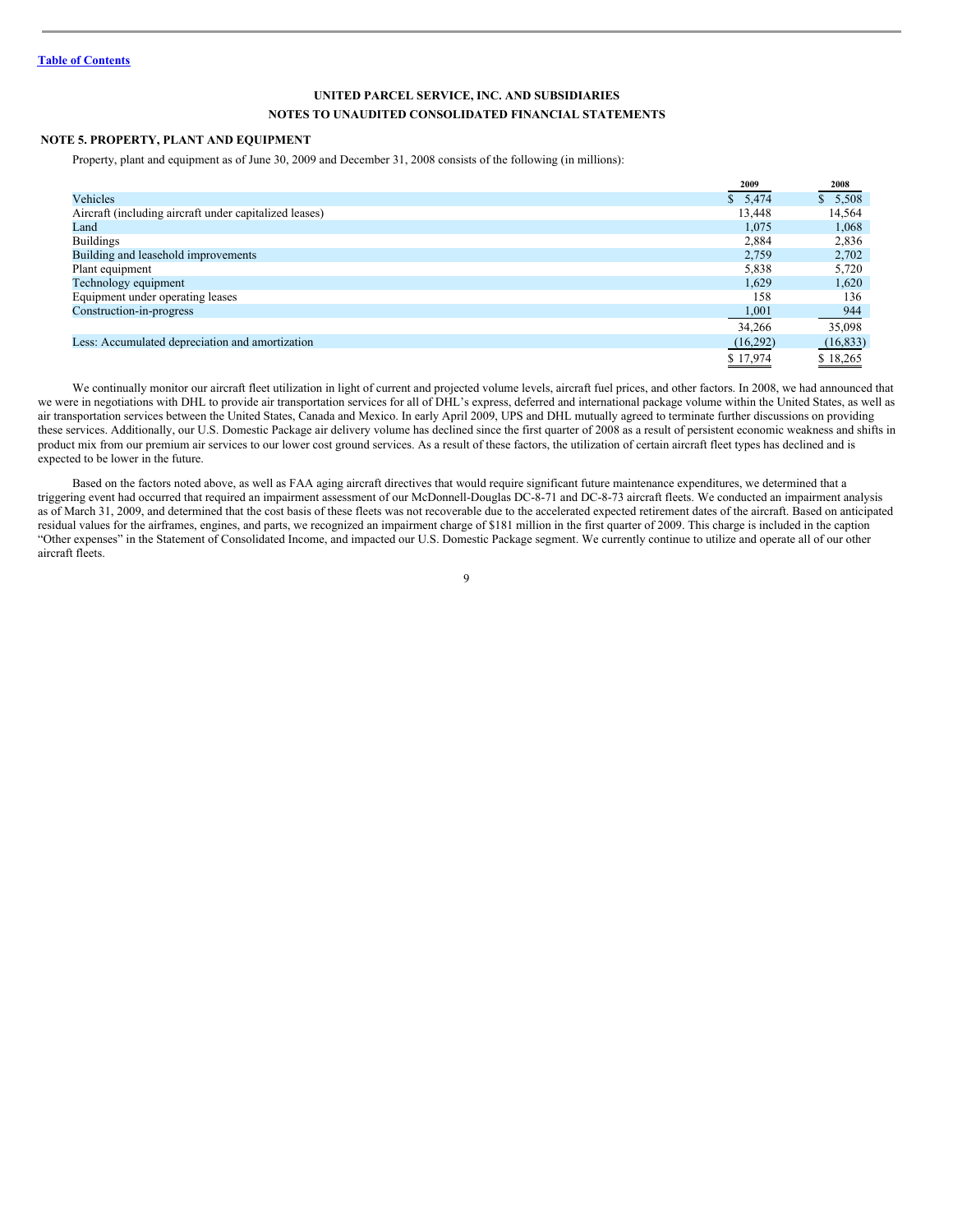[Table of Contents](#)

**UNITED PARCEL SERVICE, INC. AND SUBSIDIARIES**

**NOTES TO UNAUDITED CONSOLIDATED FINANCIAL STATEMENTS**

## NOTE 5. PROPERTY, PLANT AND EQUIPMENT

Property, plant and equipment as of June 30, 2009 and December 31, 2008 consists of the following (in millions):

| | 2009 | 2008 |
|---|---|---|
| Vehicles | $ 5,474 | $ 5,508 |
| Aircraft (including aircraft under capitalized leases) | 13,448 | 14,564 |
| Land | 1,075 | 1,068 |
| Buildings | 2,884 | 2,836 |
| Building and leasehold improvements | 2,759 | 2,702 |
| Plant equipment | 5,838 | 5,720 |
| Technology equipment | 1,629 | 1,620 |
| Equipment under operating leases | 158 | 136 |
| Construction-in-progress | 1,001 | 944 |
| | 34,266 | 35,098 |
| Less: Accumulated depreciation and amortization | (16,292) | (16,833) |
| | $ 17,974 | $ 18,265 |

We continually monitor our aircraft fleet utilization in light of current and projected volume levels, aircraft fuel prices, and other factors. In 2008, we had announced that we were in negotiations with DHL to provide air transportation services for all of DHL's express, deferred and international package volume within the United States, as well as air transportation services between the United States, Canada and Mexico. In early April 2009, UPS and DHL mutually agreed to terminate further discussions on providing these services. Additionally, our U.S. Domestic Package air delivery volume has declined since the first quarter of 2008 as a result of persistent economic weakness and shifts in product mix from our premium air services to our lower cost ground services. As a result of these factors, the utilization of certain aircraft fleet types has declined and is expected to be lower in the future.

Based on the factors noted above, as well as FAA aging aircraft directives that would require significant future maintenance expenditures, we determined that a triggering event had occurred that required an impairment assessment of our McDonnell-Douglas DC-8-71 and DC-8-73 aircraft fleets. We conducted an impairment analysis as of March 31, 2009, and determined that the cost basis of these fleets was not recoverable due to the accelerated expected retirement dates of the aircraft. Based on anticipated residual values for the airframes, engines, and parts, we recognized an impairment charge of $181 million in the first quarter of 2009. This charge is included in the caption "Other expenses" in the Statement of Consolidated Income, and impacted our U.S. Domestic Package segment. We currently continue to utilize and operate all of our other aircraft fleets.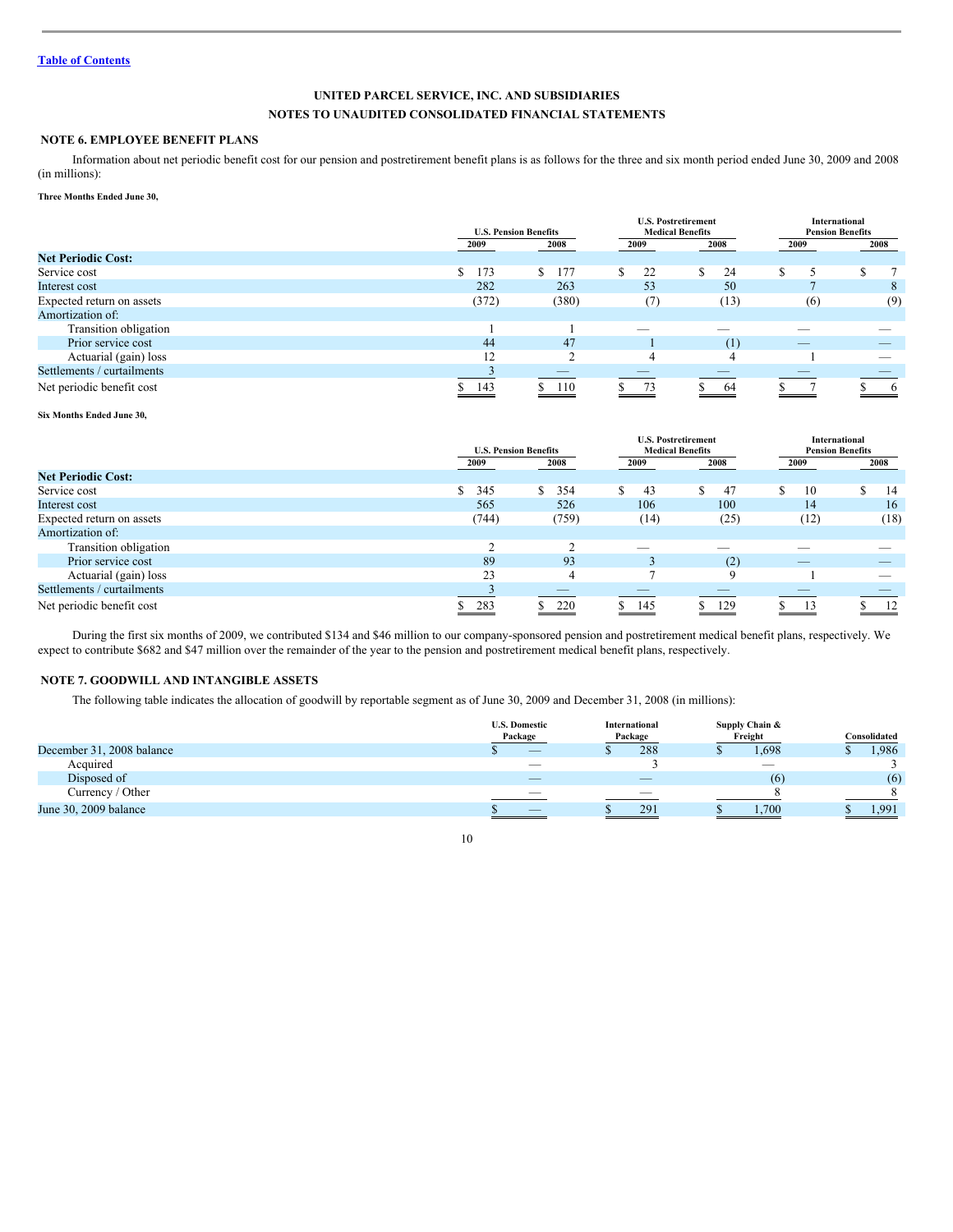[Table of Contents](#)

**UNITED PARCEL SERVICE, INC. AND SUBSIDIARIES**

**NOTES TO UNAUDITED CONSOLIDATED FINANCIAL STATEMENTS**

## NOTE 6. EMPLOYEE BENEFIT PLANS

Information about net periodic benefit cost for our pension and postretirement benefit plans is as follows for the three and six month period ended June 30, 2009 and 2008 (in millions):

**Three Months Ended June 30,**

| | U.S. Pension Benefits | | U.S. Postretirement Medical Benefits | | International Pension Benefits | |
|---|---|---|---|---|---|---|
| | 2009 | 2008 | 2009 | 2008 | 2009 | 2008 |
| **Net Periodic Cost:** | | | | | | |
| Service cost | $ 173 | $ 177 | $ 22 | $ 24 | $ 5 | $ 7 |
| Interest cost | 282 | 263 | 53 | 50 | 7 | 8 |
| Expected return on assets | (372) | (380) | (7) | (13) | (6) | (9) |
| Amortization of: | | | | | | |
| Transition obligation | 1 | 1 | — | — | — | — |
| Prior service cost | 44 | 47 | 1 | (1) | — | — |
| Actuarial (gain) loss | 12 | 2 | 4 | 4 | 1 | — |
| Settlements / curtailments | 3 | — | — | — | — | — |
| Net periodic benefit cost | $ 143 | $ 110 | $ 73 | $ 64 | $ 7 | $ 6 |

**Six Months Ended June 30,**

| | U.S. Pension Benefits | | U.S. Postretirement Medical Benefits | | International Pension Benefits | |
|---|---|---|---|---|---|---|
| | 2009 | 2008 | 2009 | 2008 | 2009 | 2008 |
| **Net Periodic Cost:** | | | | | | |
| Service cost | $ 345 | $ 354 | $ 43 | $ 47 | $ 10 | $ 14 |
| Interest cost | 565 | 526 | 106 | 100 | 14 | 16 |
| Expected return on assets | (744) | (759) | (14) | (25) | (12) | (18) |
| Amortization of: | | | | | | |
| Transition obligation | 2 | 2 | — | — | — | — |
| Prior service cost | 89 | 93 | 3 | (2) | — | — |
| Actuarial (gain) loss | 23 | 4 | 7 | 9 | 1 | — |
| Settlements / curtailments | 3 | — | — | — | — | — |
| Net periodic benefit cost | $ 283 | $ 220 | $ 145 | $ 129 | $ 13 | $ 12 |

During the first six months of 2009, we contributed $134 and $46 million to our company-sponsored pension and postretirement medical benefit plans, respectively. We expect to contribute $682 and $47 million over the remainder of the year to the pension and postretirement medical benefit plans, respectively.

## NOTE 7. GOODWILL AND INTANGIBLE ASSETS

The following table indicates the allocation of goodwill by reportable segment as of June 30, 2009 and December 31, 2008 (in millions):

| | U.S. Domestic Package | International Package | Supply Chain & Freight | Consolidated |
|---|---|---|---|---|
| December 31, 2008 balance | $ — | $ 288 | $ 1,698 | $ 1,986 |
| Acquired | — | 3 | — | 3 |
| Disposed of | — | — | (6) | (6) |
| Currency / Other | — | — | 8 | 8 |
| June 30, 2009 balance | $ — | $ 291 | $ 1,700 | $ 1,991 |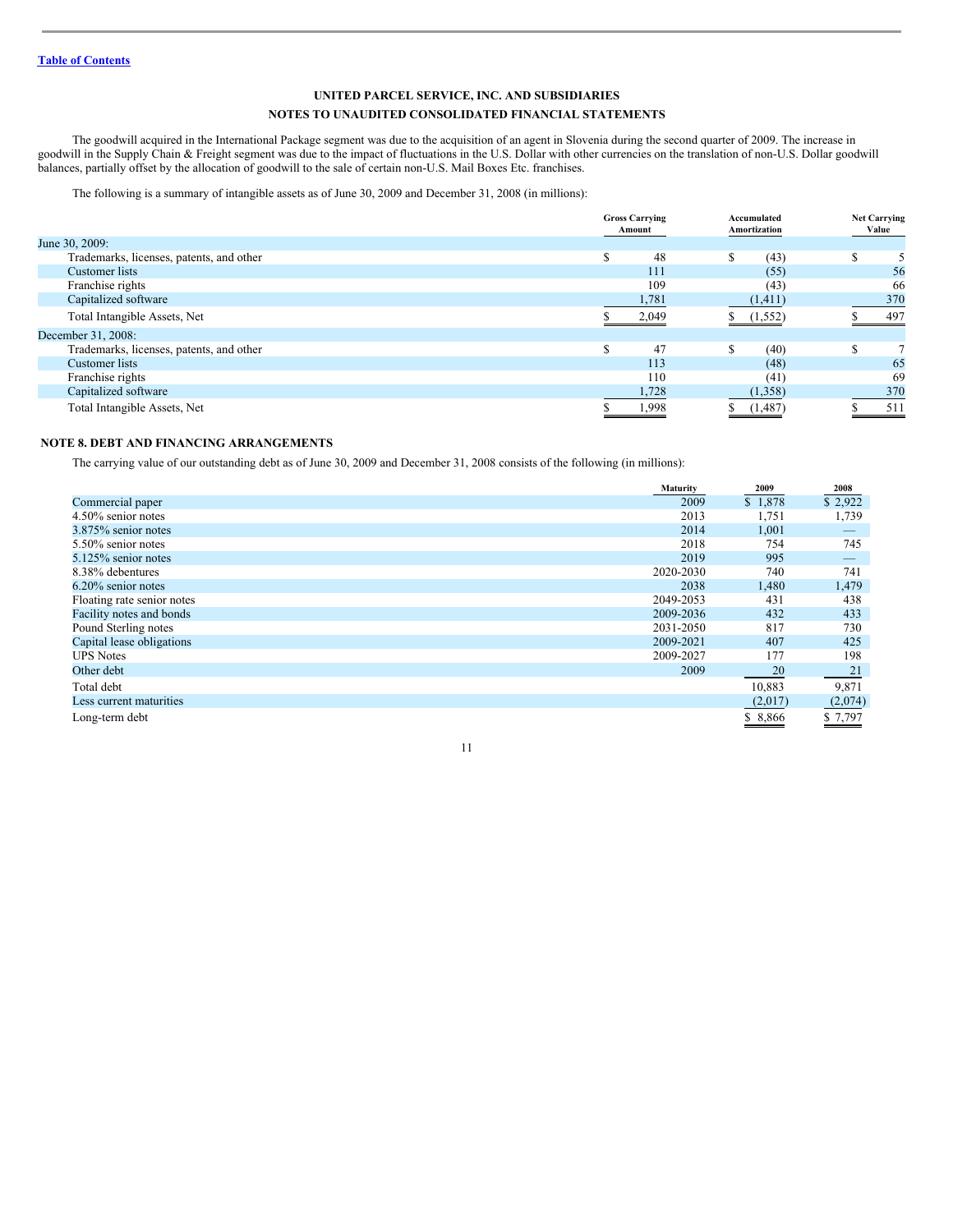Table of Contents

UNITED PARCEL SERVICE, INC. AND SUBSIDIARIES

NOTES TO UNAUDITED CONSOLIDATED FINANCIAL STATEMENTS

The goodwill acquired in the International Package segment was due to the acquisition of an agent in Slovenia during the second quarter of 2009. The increase in goodwill in the Supply Chain & Freight segment was due to the impact of fluctuations in the U.S. Dollar with other currencies on the translation of non-U.S. Dollar goodwill balances, partially offset by the allocation of goodwill to the sale of certain non-U.S. Mail Boxes Etc. franchises.

The following is a summary of intangible assets as of June 30, 2009 and December 31, 2008 (in millions):

| | Gross Carrying Amount | Accumulated Amortization | Net Carrying Value |
|---|---|---|---|
| June 30, 2009: | | | |
| Trademarks, licenses, patents, and other | $ 48 | $ (43) | $ 5 |
| Customer lists | 111 | (55) | 56 |
| Franchise rights | 109 | (43) | 66 |
| Capitalized software | 1,781 | (1,411) | 370 |
| Total Intangible Assets, Net | $ 2,049 | $ (1,552) | $ 497 |
| December 31, 2008: | | | |
| Trademarks, licenses, patents, and other | $ 47 | $ (40) | $ 7 |
| Customer lists | 113 | (48) | 65 |
| Franchise rights | 110 | (41) | 69 |
| Capitalized software | 1,728 | (1,358) | 370 |
| Total Intangible Assets, Net | $ 1,998 | $ (1,487) | $ 511 |

## NOTE 8. DEBT AND FINANCING ARRANGEMENTS

The carrying value of our outstanding debt as of June 30, 2009 and December 31, 2008 consists of the following (in millions):

| | Maturity | 2009 | 2008 |
|---|---|---|---|
| Commercial paper | 2009 | $ 1,878 | $ 2,922 |
| 4.50% senior notes | 2013 | 1,751 | 1,739 |
| 3.875% senior notes | 2014 | 1,001 | — |
| 5.50% senior notes | 2018 | 754 | 745 |
| 5.125% senior notes | 2019 | 995 | — |
| 8.38% debentures | 2020-2030 | 740 | 741 |
| 6.20% senior notes | 2038 | 1,480 | 1,479 |
| Floating rate senior notes | 2049-2053 | 431 | 438 |
| Facility notes and bonds | 2009-2036 | 432 | 433 |
| Pound Sterling notes | 2031-2050 | 817 | 730 |
| Capital lease obligations | 2009-2021 | 407 | 425 |
| UPS Notes | 2009-2027 | 177 | 198 |
| Other debt | 2009 | 20 | 21 |
| Total debt | | 10,883 | 9,871 |
| Less current maturities | | (2,017) | (2,074) |
| Long-term debt | | $ 8,866 | $ 7,797 |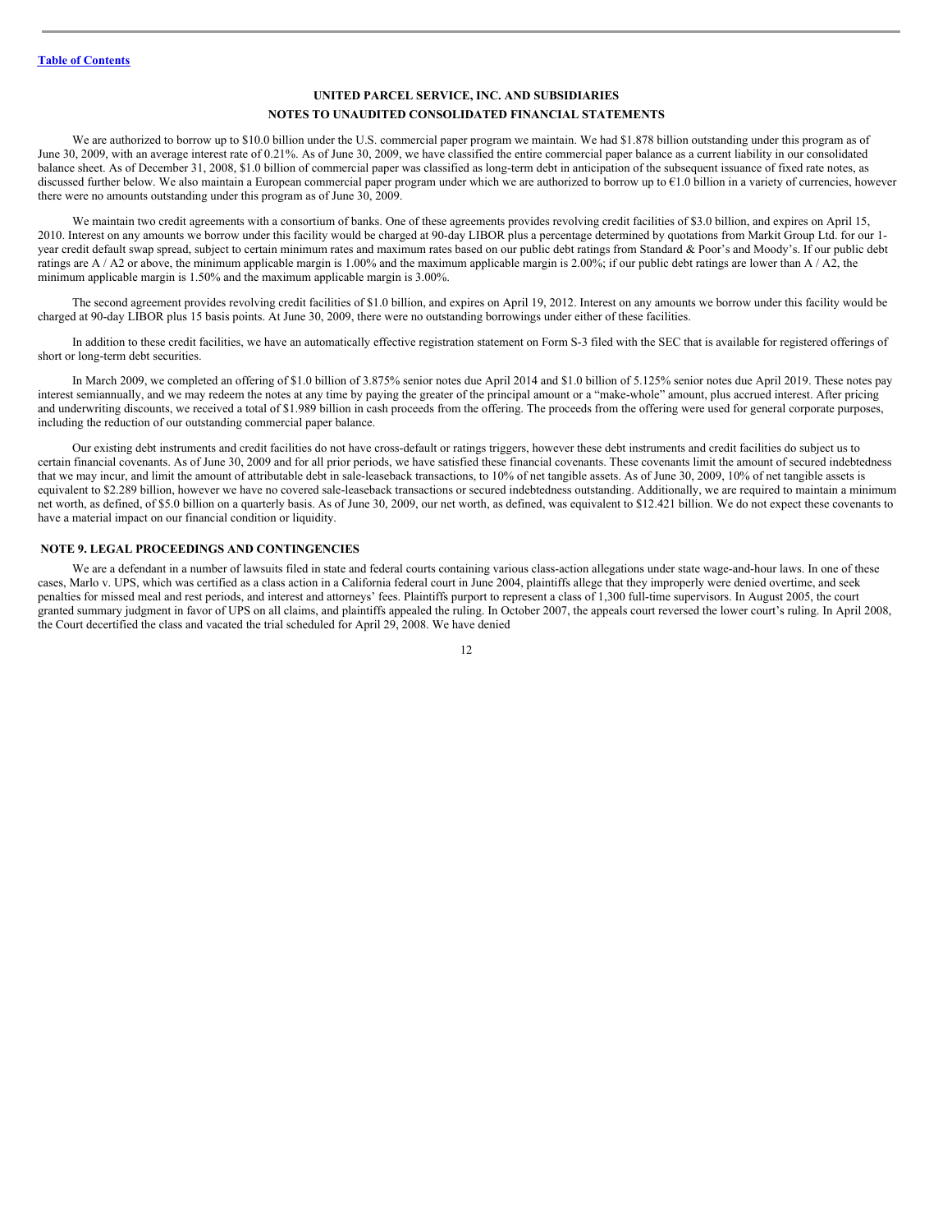**UNITED PARCEL SERVICE, INC. AND SUBSIDIARIES**

**NOTES TO UNAUDITED CONSOLIDATED FINANCIAL STATEMENTS**

We are authorized to borrow up to $10.0 billion under the U.S. commercial paper program we maintain. We had $1.878 billion outstanding under this program as of June 30, 2009, with an average interest rate of 0.21%. As of June 30, 2009, we have classified the entire commercial paper balance as a current liability in our consolidated balance sheet. As of December 31, 2008, $1.0 billion of commercial paper was classified as long-term debt in anticipation of the subsequent issuance of fixed rate notes, as discussed further below. We also maintain a European commercial paper program under which we are authorized to borrow up to €1.0 billion in a variety of currencies, however there were no amounts outstanding under this program as of June 30, 2009.

We maintain two credit agreements with a consortium of banks. One of these agreements provides revolving credit facilities of $3.0 billion, and expires on April 15, 2010. Interest on any amounts we borrow under this facility would be charged at 90-day LIBOR plus a percentage determined by quotations from Markit Group Ltd. for our 1-year credit default swap spread, subject to certain minimum rates and maximum rates based on our public debt ratings from Standard & Poor's and Moody's. If our public debt ratings are A / A2 or above, the minimum applicable margin is 1.00% and the maximum applicable margin is 2.00%; if our public debt ratings are lower than A / A2, the minimum applicable margin is 1.50% and the maximum applicable margin is 3.00%.

The second agreement provides revolving credit facilities of $1.0 billion, and expires on April 19, 2012. Interest on any amounts we borrow under this facility would be charged at 90-day LIBOR plus 15 basis points. At June 30, 2009, there were no outstanding borrowings under either of these facilities.

In addition to these credit facilities, we have an automatically effective registration statement on Form S-3 filed with the SEC that is available for registered offerings of short or long-term debt securities.

In March 2009, we completed an offering of $1.0 billion of 3.875% senior notes due April 2014 and $1.0 billion of 5.125% senior notes due April 2019. These notes pay interest semiannually, and we may redeem the notes at any time by paying the greater of the principal amount or a "make-whole" amount, plus accrued interest. After pricing and underwriting discounts, we received a total of $1.989 billion in cash proceeds from the offering. The proceeds from the offering were used for general corporate purposes, including the reduction of our outstanding commercial paper balance.

Our existing debt instruments and credit facilities do not have cross-default or ratings triggers, however these debt instruments and credit facilities do subject us to certain financial covenants. As of June 30, 2009 and for all prior periods, we have satisfied these financial covenants. These covenants limit the amount of secured indebtedness that we may incur, and limit the amount of attributable debt in sale-leaseback transactions, to 10% of net tangible assets. As of June 30, 2009, 10% of net tangible assets is equivalent to $2.289 billion, however we have no covered sale-leaseback transactions or secured indebtedness outstanding. Additionally, we are required to maintain a minimum net worth, as defined, of $5.0 billion on a quarterly basis. As of June 30, 2009, our net worth, as defined, was equivalent to $12.421 billion. We do not expect these covenants to have a material impact on our financial condition or liquidity.

## NOTE 9. LEGAL PROCEEDINGS AND CONTINGENCIES

We are a defendant in a number of lawsuits filed in state and federal courts containing various class-action allegations under state wage-and-hour laws. In one of these cases, Marlo v. UPS, which was certified as a class action in a California federal court in June 2004, plaintiffs allege that they improperly were denied overtime, and seek penalties for missed meal and rest periods, and interest and attorneys' fees. Plaintiffs purport to represent a class of 1,300 full-time supervisors. In August 2005, the court granted summary judgment in favor of UPS on all claims, and plaintiffs appealed the ruling. In October 2007, the appeals court reversed the lower court's ruling. In April 2008, the Court decertified the class and vacated the trial scheduled for April 29, 2008. We have denied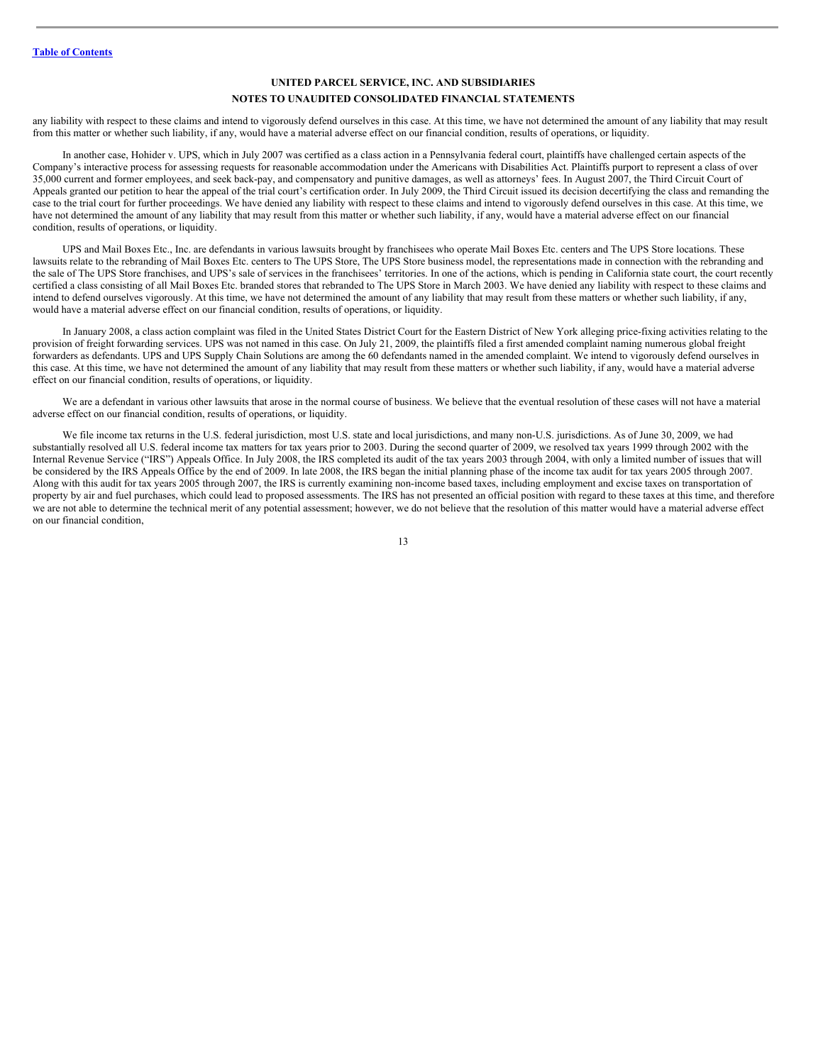any liability with respect to these claims and intend to vigorously defend ourselves in this case. At this time, we have not determined the amount of any liability that may result from this matter or whether such liability, if any, would have a material adverse effect on our financial condition, results of operations, or liquidity.

In another case, Hohider v. UPS, which in July 2007 was certified as a class action in a Pennsylvania federal court, plaintiffs have challenged certain aspects of the Company's interactive process for assessing requests for reasonable accommodation under the Americans with Disabilities Act. Plaintiffs purport to represent a class of over 35,000 current and former employees, and seek back-pay, and compensatory and punitive damages, as well as attorneys' fees. In August 2007, the Third Circuit Court of Appeals granted our petition to hear the appeal of the trial court's certification order. In July 2009, the Third Circuit issued its decision decertifying the class and remanding the case to the trial court for further proceedings. We have denied any liability with respect to these claims and intend to vigorously defend ourselves in this case. At this time, we have not determined the amount of any liability that may result from this matter or whether such liability, if any, would have a material adverse effect on our financial condition, results of operations, or liquidity.

UPS and Mail Boxes Etc., Inc. are defendants in various lawsuits brought by franchisees who operate Mail Boxes Etc. centers and The UPS Store locations. These lawsuits relate to the rebranding of Mail Boxes Etc. centers to The UPS Store, The UPS Store business model, the representations made in connection with the rebranding and the sale of The UPS Store franchises, and UPS's sale of services in the franchisees' territories. In one of the actions, which is pending in California state court, the court recently certified a class consisting of all Mail Boxes Etc. branded stores that rebranded to The UPS Store in March 2003. We have denied any liability with respect to these claims and intend to defend ourselves vigorously. At this time, we have not determined the amount of any liability that may result from these matters or whether such liability, if any, would have a material adverse effect on our financial condition, results of operations, or liquidity.

In January 2008, a class action complaint was filed in the United States District Court for the Eastern District of New York alleging price-fixing activities relating to the provision of freight forwarding services. UPS was not named in this case. On July 21, 2009, the plaintiffs filed a first amended complaint naming numerous global freight forwarders as defendants. UPS and UPS Supply Chain Solutions are among the 60 defendants named in the amended complaint. We intend to vigorously defend ourselves in this case. At this time, we have not determined the amount of any liability that may result from these matters or whether such liability, if any, would have a material adverse effect on our financial condition, results of operations, or liquidity.

We are a defendant in various other lawsuits that arose in the normal course of business. We believe that the eventual resolution of these cases will not have a material adverse effect on our financial condition, results of operations, or liquidity.

We file income tax returns in the U.S. federal jurisdiction, most U.S. state and local jurisdictions, and many non-U.S. jurisdictions. As of June 30, 2009, we had substantially resolved all U.S. federal income tax matters for tax years prior to 2003. During the second quarter of 2009, we resolved tax years 1999 through 2002 with the Internal Revenue Service ("IRS") Appeals Office. In July 2008, the IRS completed its audit of the tax years 2003 through 2004, with only a limited number of issues that will be considered by the IRS Appeals Office by the end of 2009. In late 2008, the IRS began the initial planning phase of the income tax audit for tax years 2005 through 2007. Along with this audit for tax years 2005 through 2007, the IRS is currently examining non-income based taxes, including employment and excise taxes on transportation of property by air and fuel purchases, which could lead to proposed assessments. The IRS has not presented an official position with regard to these taxes at this time, and therefore we are not able to determine the technical merit of any potential assessment; however, we do not believe that the resolution of this matter would have a material adverse effect on our financial condition,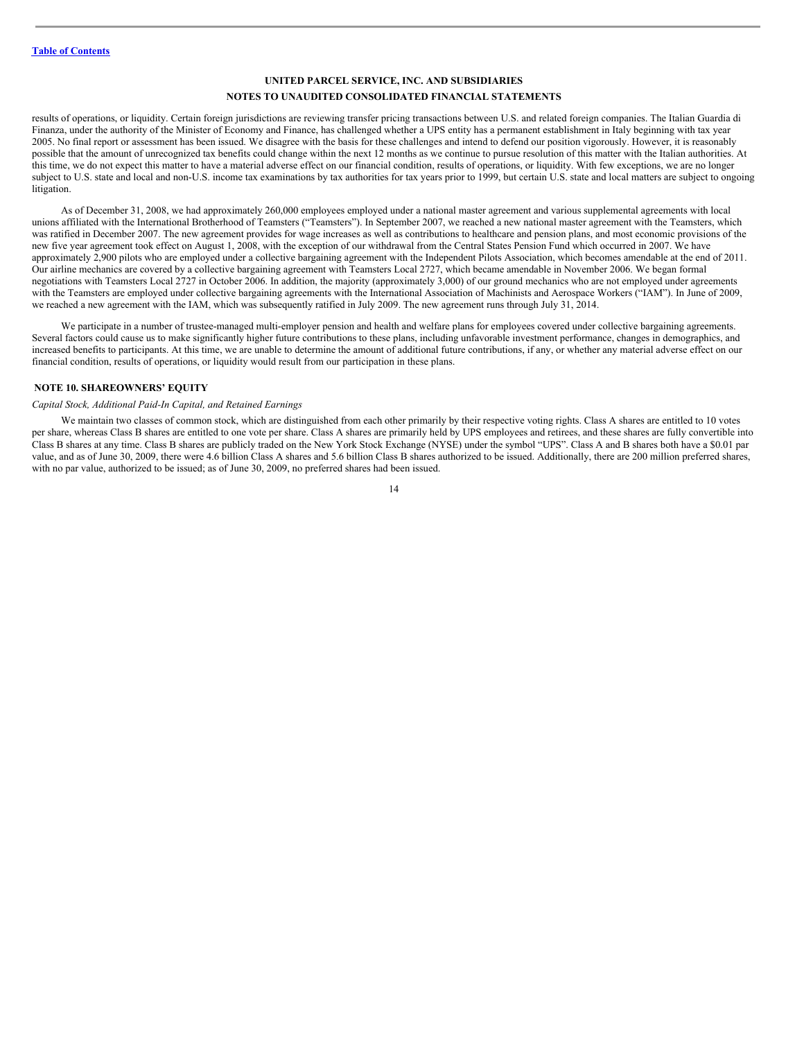results of operations, or liquidity. Certain foreign jurisdictions are reviewing transfer pricing transactions between U.S. and related foreign companies. The Italian Guardia di Finanza, under the authority of the Minister of Economy and Finance, has challenged whether a UPS entity has a permanent establishment in Italy beginning with tax year 2005. No final report or assessment has been issued. We disagree with the basis for these challenges and intend to defend our position vigorously. However, it is reasonably possible that the amount of unrecognized tax benefits could change within the next 12 months as we continue to pursue resolution of this matter with the Italian authorities. At this time, we do not expect this matter to have a material adverse effect on our financial condition, results of operations, or liquidity. With few exceptions, we are no longer subject to U.S. state and local and non-U.S. income tax examinations by tax authorities for tax years prior to 1999, but certain U.S. state and local matters are subject to ongoing litigation.

As of December 31, 2008, we had approximately 260,000 employees employed under a national master agreement and various supplemental agreements with local unions affiliated with the International Brotherhood of Teamsters ("Teamsters"). In September 2007, we reached a new national master agreement with the Teamsters, which was ratified in December 2007. The new agreement provides for wage increases as well as contributions to healthcare and pension plans, and most economic provisions of the new five year agreement took effect on August 1, 2008, with the exception of our withdrawal from the Central States Pension Fund which occurred in 2007. We have approximately 2,900 pilots who are employed under a collective bargaining agreement with the Independent Pilots Association, which becomes amendable at the end of 2011. Our airline mechanics are covered by a collective bargaining agreement with Teamsters Local 2727, which became amendable in November 2006. We began formal negotiations with Teamsters Local 2727 in October 2006. In addition, the majority (approximately 3,000) of our ground mechanics who are not employed under agreements with the Teamsters are employed under collective bargaining agreements with the International Association of Machinists and Aerospace Workers ("IAM"). In June of 2009, we reached a new agreement with the IAM, which was subsequently ratified in July 2009. The new agreement runs through July 31, 2014.

We participate in a number of trustee-managed multi-employer pension and health and welfare plans for employees covered under collective bargaining agreements. Several factors could cause us to make significantly higher future contributions to these plans, including unfavorable investment performance, changes in demographics, and increased benefits to participants. At this time, we are unable to determine the amount of additional future contributions, if any, or whether any material adverse effect on our financial condition, results of operations, or liquidity would result from our participation in these plans.

## NOTE 10. SHAREOWNERS' EQUITY

*Capital Stock, Additional Paid-In Capital, and Retained Earnings*

We maintain two classes of common stock, which are distinguished from each other primarily by their respective voting rights. Class A shares are entitled to 10 votes per share, whereas Class B shares are entitled to one vote per share. Class A shares are primarily held by UPS employees and retirees, and these shares are fully convertible into Class B shares at any time. Class B shares are publicly traded on the New York Stock Exchange (NYSE) under the symbol "UPS". Class A and B shares both have a $0.01 par value, and as of June 30, 2009, there were 4.6 billion Class A shares and 5.6 billion Class B shares authorized to be issued. Additionally, there are 200 million preferred shares, with no par value, authorized to be issued; as of June 30, 2009, no preferred shares had been issued.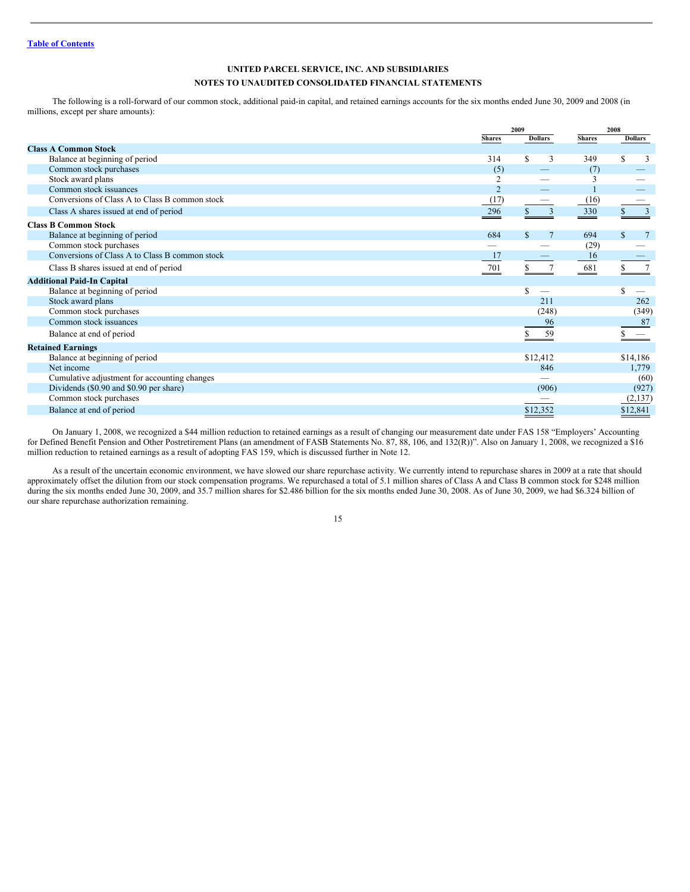[Table of Contents](#)

**UNITED PARCEL SERVICE, INC. AND SUBSIDIARIES**

**NOTES TO UNAUDITED CONSOLIDATED FINANCIAL STATEMENTS**

The following is a roll-forward of our common stock, additional paid-in capital, and retained earnings accounts for the six months ended June 30, 2009 and 2008 (in millions, except per share amounts):

| | 2009 | | 2008 | |
|---|---|---|---|---|
| | Shares | Dollars | Shares | Dollars |
| **Class A Common Stock** | | | | |
| Balance at beginning of period | 314 | $ 3 | 349 | $ 3 |
| Common stock purchases | (5) | — | (7) | — |
| Stock award plans | 2 | — | 3 | — |
| Common stock issuances | 2 | — | 1 | — |
| Conversions of Class A to Class B common stock | (17) | — | (16) | — |
| Class A shares issued at end of period | 296 | $ 3 | 330 | $ 3 |
| **Class B Common Stock** | | | | |
| Balance at beginning of period | 684 | $ 7 | 694 | $ 7 |
| Common stock purchases | — | — | (29) | — |
| Conversions of Class A to Class B common stock | 17 | — | 16 | — |
| Class B shares issued at end of period | 701 | $ 7 | 681 | $ 7 |
| **Additional Paid-In Capital** | | | | |
| Balance at beginning of period | | $ — | | $ — |
| Stock award plans | | 211 | | 262 |
| Common stock purchases | | (248) | | (349) |
| Common stock issuances | | 96 | | 87 |
| Balance at end of period | | $ 59 | | $ — |
| **Retained Earnings** | | | | |
| Balance at beginning of period | | $12,412 | | $14,186 |
| Net income | | 846 | | 1,779 |
| Cumulative adjustment for accounting changes | | — | | (60) |
| Dividends ($0.90 and $0.90 per share) | | (906) | | (927) |
| Common stock purchases | | — | | (2,137) |
| Balance at end of period | | $12,352 | | $12,841 |

On January 1, 2008, we recognized a $44 million reduction to retained earnings as a result of changing our measurement date under FAS 158 "Employers' Accounting for Defined Benefit Pension and Other Postretirement Plans (an amendment of FASB Statements No. 87, 88, 106, and 132(R))". Also on January 1, 2008, we recognized a $16 million reduction to retained earnings as a result of adopting FAS 159, which is discussed further in Note 12.

As a result of the uncertain economic environment, we have slowed our share repurchase activity. We currently intend to repurchase shares in 2009 at a rate that should approximately offset the dilution from our stock compensation programs. We repurchased a total of 5.1 million shares of Class A and Class B common stock for $248 million during the six months ended June 30, 2009, and 35.7 million shares for $2.486 billion for the six months ended June 30, 2008. As of June 30, 2009, we had $6.324 billion of our share repurchase authorization remaining.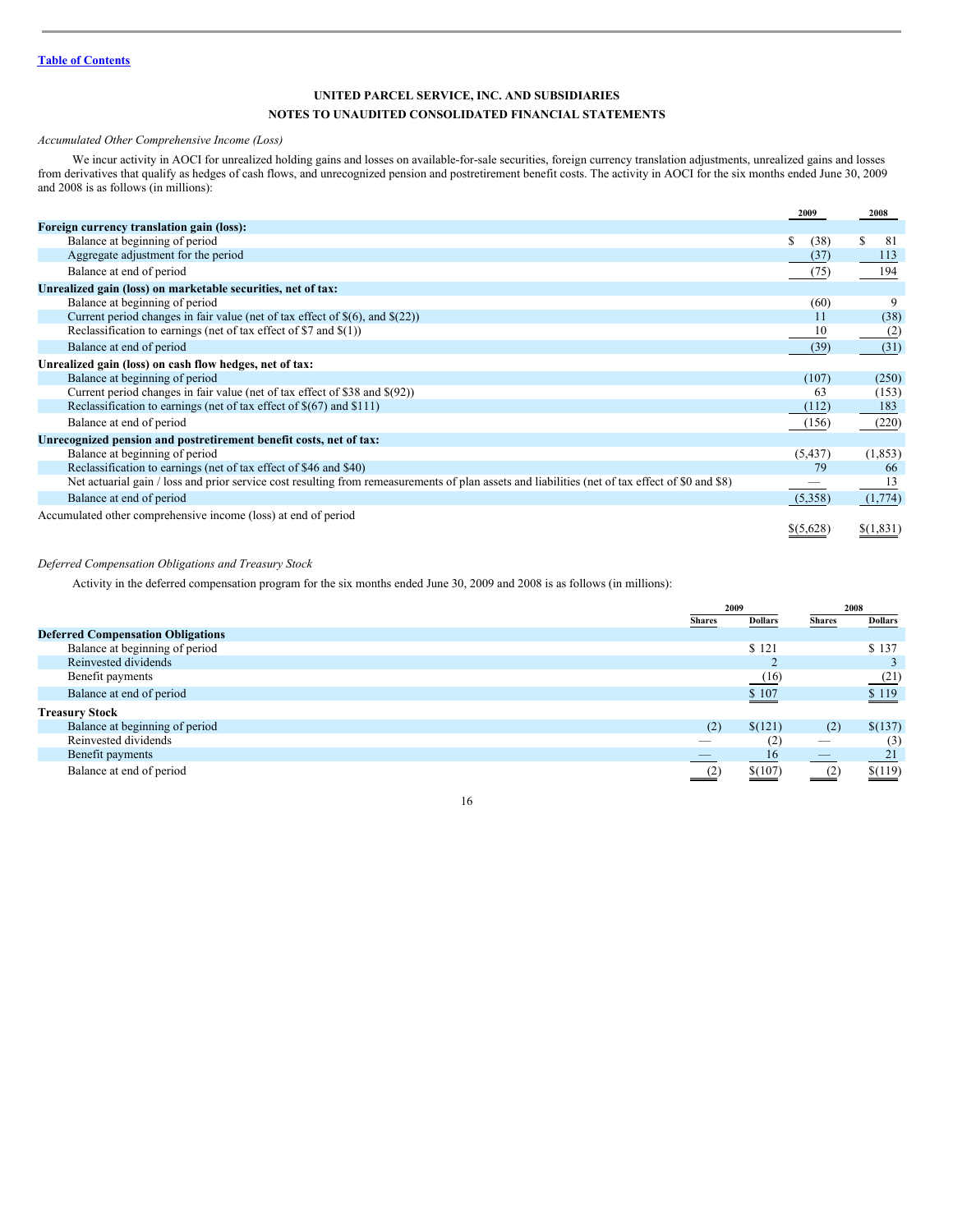Table of Contents

**UNITED PARCEL SERVICE, INC. AND SUBSIDIARIES**

**NOTES TO UNAUDITED CONSOLIDATED FINANCIAL STATEMENTS**

*Accumulated Other Comprehensive Income (Loss)*

We incur activity in AOCI for unrealized holding gains and losses on available-for-sale securities, foreign currency translation adjustments, unrealized gains and losses from derivatives that qualify as hedges of cash flows, and unrecognized pension and postretirement benefit costs. The activity in AOCI for the six months ended June 30, 2009 and 2008 is as follows (in millions):

| | 2009 | 2008 |
|---|---|---|
| **Foreign currency translation gain (loss):** | | |
| Balance at beginning of period | $ (38) | $ 81 |
| Aggregate adjustment for the period | (37) | 113 |
| Balance at end of period | (75) | 194 |
| **Unrealized gain (loss) on marketable securities, net of tax:** | | |
| Balance at beginning of period | (60) | 9 |
| Current period changes in fair value (net of tax effect of $(6), and $(22)) | 11 | (38) |
| Reclassification to earnings (net of tax effect of $7 and $(1)) | 10 | (2) |
| Balance at end of period | (39) | (31) |
| **Unrealized gain (loss) on cash flow hedges, net of tax:** | | |
| Balance at beginning of period | (107) | (250) |
| Current period changes in fair value (net of tax effect of $38 and $(92)) | 63 | (153) |
| Reclassification to earnings (net of tax effect of $(67) and $111) | (112) | 183 |
| Balance at end of period | (156) | (220) |
| **Unrecognized pension and postretirement benefit costs, net of tax:** | | |
| Balance at beginning of period | (5,437) | (1,853) |
| Reclassification to earnings (net of tax effect of $46 and $40) | 79 | 66 |
| Net actuarial gain / loss and prior service cost resulting from remeasurements of plan assets and liabilities (net of tax effect of $0 and $8) | — | 13 |
| Balance at end of period | (5,358) | (1,774) |
| Accumulated other comprehensive income (loss) at end of period | $(5,628) | $(1,831) |

*Deferred Compensation Obligations and Treasury Stock*

Activity in the deferred compensation program for the six months ended June 30, 2009 and 2008 is as follows (in millions):

| | 2009 | | 2008 | |
|---|---|---|---|---|
| | Shares | Dollars | Shares | Dollars |
| **Deferred Compensation Obligations** | | | | |
| Balance at beginning of period | | $ 121 | | $ 137 |
| Reinvested dividends | | 2 | | 3 |
| Benefit payments | | (16) | | (21) |
| Balance at end of period | | $ 107 | | $ 119 |
| **Treasury Stock** | | | | |
| Balance at beginning of period | (2) | $(121) | (2) | $(137) |
| Reinvested dividends | — | (2) | — | (3) |
| Benefit payments | — | 16 | — | 21 |
| Balance at end of period | (2) | $(107) | (2) | $(119) |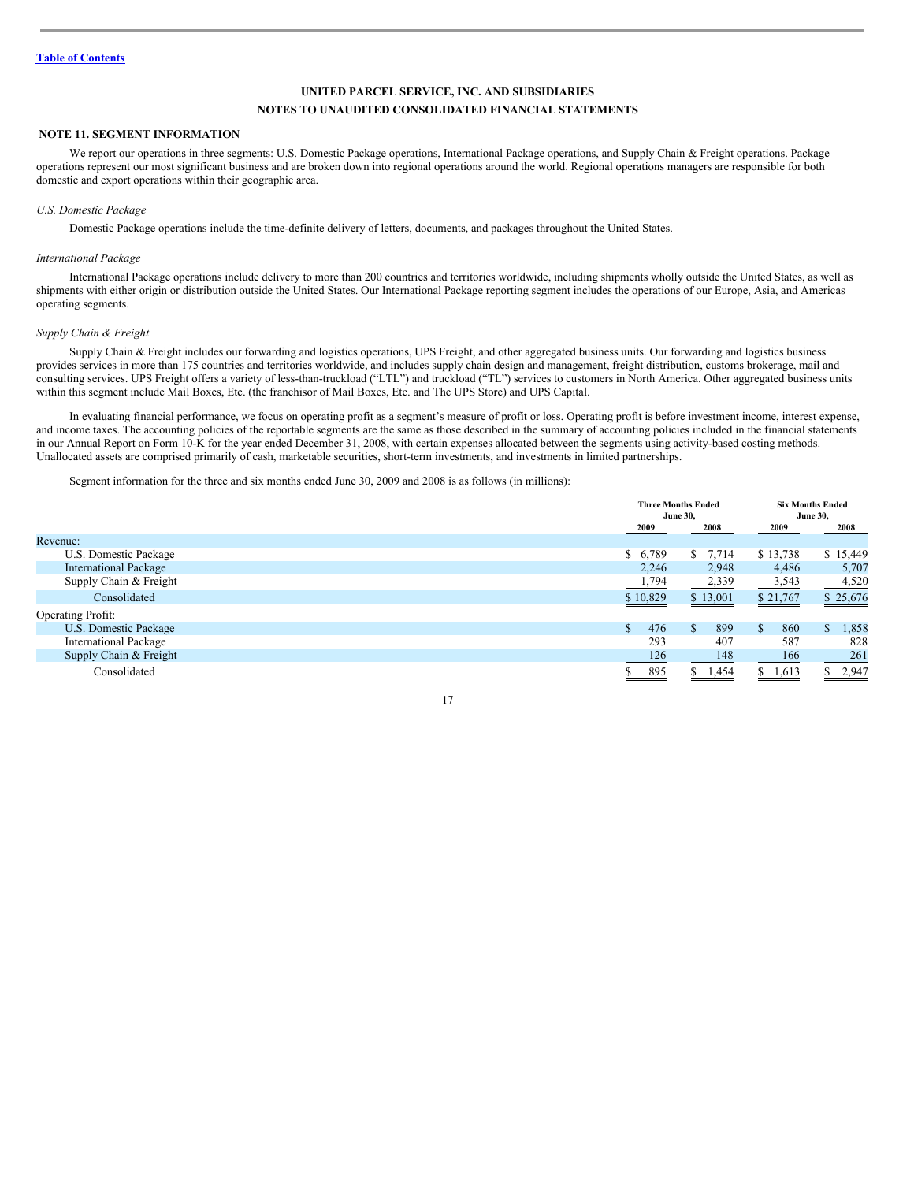Table of Contents

**UNITED PARCEL SERVICE, INC. AND SUBSIDIARIES**

**NOTES TO UNAUDITED CONSOLIDATED FINANCIAL STATEMENTS**

## NOTE 11. SEGMENT INFORMATION

We report our operations in three segments: U.S. Domestic Package operations, International Package operations, and Supply Chain & Freight operations. Package operations represent our most significant business and are broken down into regional operations around the world. Regional operations managers are responsible for both domestic and export operations within their geographic area.

*U.S. Domestic Package*

Domestic Package operations include the time-definite delivery of letters, documents, and packages throughout the United States.

*International Package*

International Package operations include delivery to more than 200 countries and territories worldwide, including shipments wholly outside the United States, as well as shipments with either origin or distribution outside the United States. Our International Package reporting segment includes the operations of our Europe, Asia, and Americas operating segments.

*Supply Chain & Freight*

Supply Chain & Freight includes our forwarding and logistics operations, UPS Freight, and other aggregated business units. Our forwarding and logistics business provides services in more than 175 countries and territories worldwide, and includes supply chain design and management, freight distribution, customs brokerage, mail and consulting services. UPS Freight offers a variety of less-than-truckload ("LTL") and truckload ("TL") services to customers in North America. Other aggregated business units within this segment include Mail Boxes, Etc. (the franchisor of Mail Boxes, Etc. and The UPS Store) and UPS Capital.

In evaluating financial performance, we focus on operating profit as a segment's measure of profit or loss. Operating profit is before investment income, interest expense, and income taxes. The accounting policies of the reportable segments are the same as those described in the summary of accounting policies included in the financial statements in our Annual Report on Form 10-K for the year ended December 31, 2008, with certain expenses allocated between the segments using activity-based costing methods. Unallocated assets are comprised primarily of cash, marketable securities, short-term investments, and investments in limited partnerships.

Segment information for the three and six months ended June 30, 2009 and 2008 is as follows (in millions):

| | Three Months Ended June 30, | | Six Months Ended June 30, | |
|---|---|---|---|---|
| | 2009 | 2008 | 2009 | 2008 |
| Revenue: | | | | |
| U.S. Domestic Package | $ 6,789 | $ 7,714 | $ 13,738 | $ 15,449 |
| International Package | 2,246 | 2,948 | 4,486 | 5,707 |
| Supply Chain & Freight | 1,794 | 2,339 | 3,543 | 4,520 |
| Consolidated | $ 10,829 | $ 13,001 | $ 21,767 | $ 25,676 |
| Operating Profit: | | | | |
| U.S. Domestic Package | $ 476 | $ 899 | $ 860 | $ 1,858 |
| International Package | 293 | 407 | 587 | 828 |
| Supply Chain & Freight | 126 | 148 | 166 | 261 |
| Consolidated | $ 895 | $ 1,454 | $ 1,613 | $ 2,947 |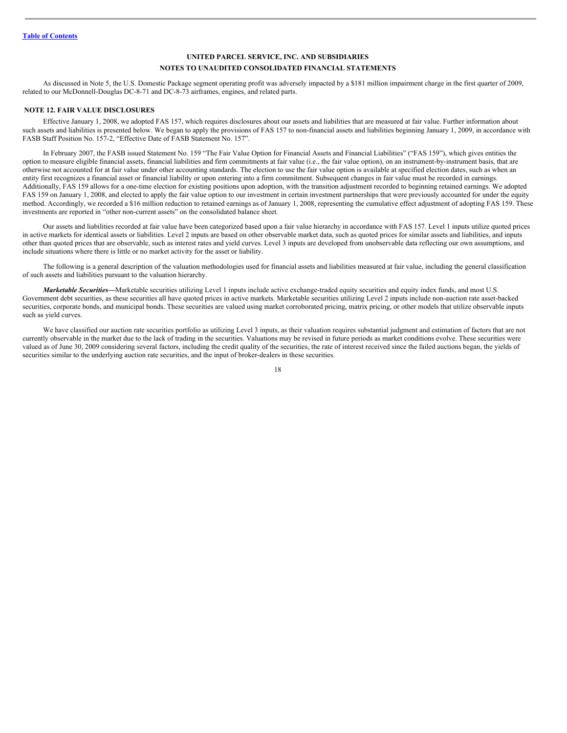**UNITED PARCEL SERVICE, INC. AND SUBSIDIARIES**

**NOTES TO UNAUDITED CONSOLIDATED FINANCIAL STATEMENTS**

As discussed in Note 5, the U.S. Domestic Package segment operating profit was adversely impacted by a $181 million impairment charge in the first quarter of 2009, related to our McDonnell-Douglas DC-8-71 and DC-8-73 airframes, engines, and related parts.

## NOTE 12. FAIR VALUE DISCLOSURES

Effective January 1, 2008, we adopted FAS 157, which requires disclosures about our assets and liabilities that are measured at fair value. Further information about such assets and liabilities is presented below. We began to apply the provisions of FAS 157 to non-financial assets and liabilities beginning January 1, 2009, in accordance with FASB Staff Position No. 157-2, "Effective Date of FASB Statement No. 157".

In February 2007, the FASB issued Statement No. 159 "The Fair Value Option for Financial Assets and Financial Liabilities" ("FAS 159"), which gives entities the option to measure eligible financial assets, financial liabilities and firm commitments at fair value (i.e., the fair value option), on an instrument-by-instrument basis, that are otherwise not accounted for at fair value under other accounting standards. The election to use the fair value option is available at specified election dates, such as when an entity first recognizes a financial asset or financial liability or upon entering into a firm commitment. Subsequent changes in fair value must be recorded in earnings. Additionally, FAS 159 allows for a one-time election for existing positions upon adoption, with the transition adjustment recorded to beginning retained earnings. We adopted FAS 159 on January 1, 2008, and elected to apply the fair value option to our investment in certain investment partnerships that were previously accounted for under the equity method. Accordingly, we recorded a $16 million reduction to retained earnings as of January 1, 2008, representing the cumulative effect adjustment of adopting FAS 159. These investments are reported in "other non-current assets" on the consolidated balance sheet.

Our assets and liabilities recorded at fair value have been categorized based upon a fair value hierarchy in accordance with FAS 157. Level 1 inputs utilize quoted prices in active markets for identical assets or liabilities. Level 2 inputs are based on other observable market data, such as quoted prices for similar assets and liabilities, and inputs other than quoted prices that are observable, such as interest rates and yield curves. Level 3 inputs are developed from unobservable data reflecting our own assumptions, and include situations where there is little or no market activity for the asset or liability.

The following is a general description of the valuation methodologies used for financial assets and liabilities measured at fair value, including the general classification of such assets and liabilities pursuant to the valuation hierarchy.

***Marketable Securities***—Marketable securities utilizing Level 1 inputs include active exchange-traded equity securities and equity index funds, and most U.S. Government debt securities, as these securities all have quoted prices in active markets. Marketable securities utilizing Level 2 inputs include non-auction rate asset-backed securities, corporate bonds, and municipal bonds. These securities are valued using market corroborated pricing, matrix pricing, or other models that utilize observable inputs such as yield curves.

We have classified our auction rate securities portfolio as utilizing Level 3 inputs, as their valuation requires substantial judgment and estimation of factors that are not currently observable in the market due to the lack of trading in the securities. Valuations may be revised in future periods as market conditions evolve. These securities were valued as of June 30, 2009 considering several factors, including the credit quality of the securities, the rate of interest received since the failed auctions began, the yields of securities similar to the underlying auction rate securities, and the input of broker-dealers in these securities.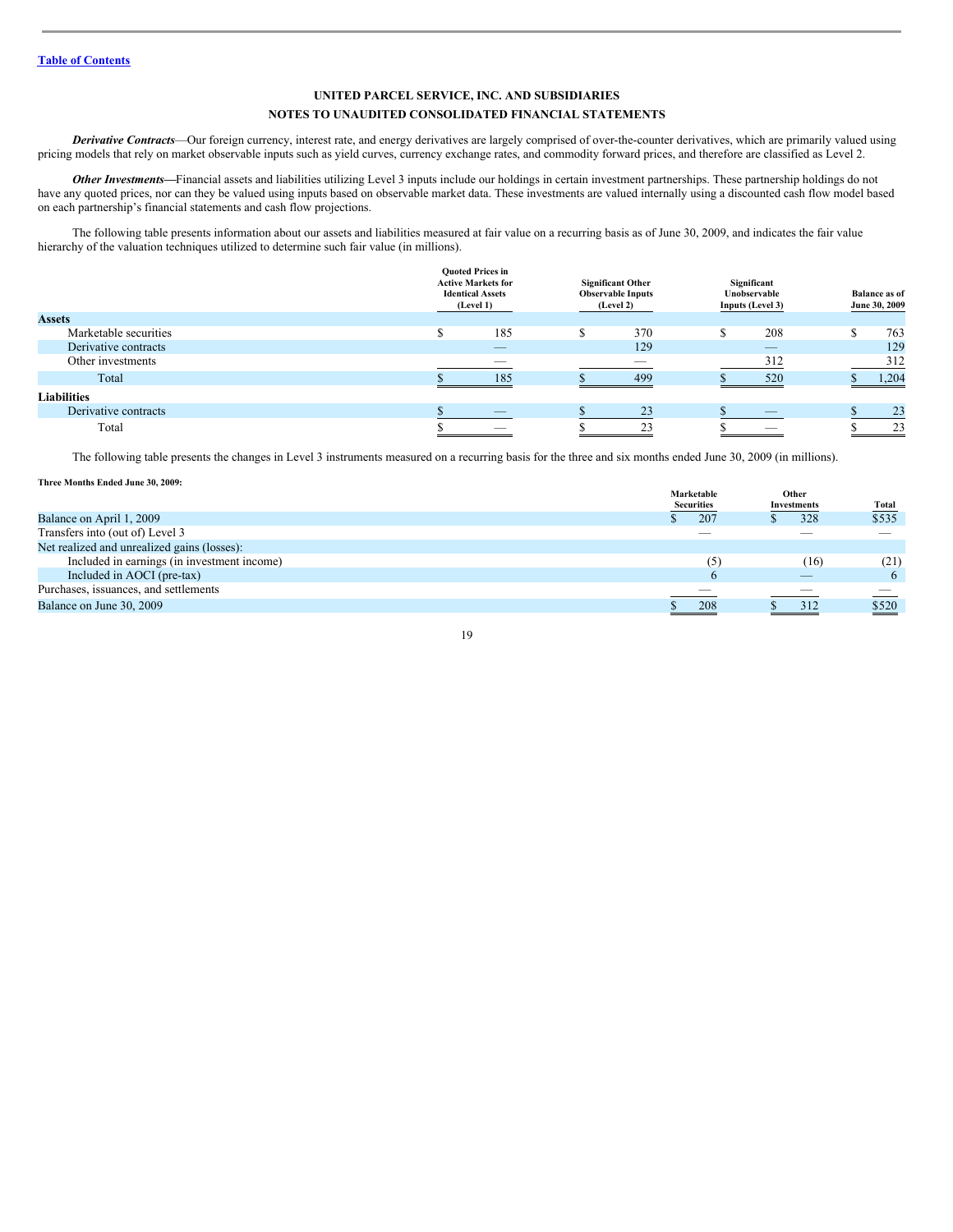[Table of Contents](#)

**UNITED PARCEL SERVICE, INC. AND SUBSIDIARIES**

**NOTES TO UNAUDITED CONSOLIDATED FINANCIAL STATEMENTS**

***Derivative Contracts***—Our foreign currency, interest rate, and energy derivatives are largely comprised of over-the-counter derivatives, which are primarily valued using pricing models that rely on market observable inputs such as yield curves, currency exchange rates, and commodity forward prices, and therefore are classified as Level 2.

***Other Investments***—Financial assets and liabilities utilizing Level 3 inputs include our holdings in certain investment partnerships. These partnership holdings do not have any quoted prices, nor can they be valued using inputs based on observable market data. These investments are valued internally using a discounted cash flow model based on each partnership's financial statements and cash flow projections.

The following table presents information about our assets and liabilities measured at fair value on a recurring basis as of June 30, 2009, and indicates the fair value hierarchy of the valuation techniques utilized to determine such fair value (in millions).

| | Quoted Prices in Active Markets for Identical Assets (Level 1) | Significant Other Observable Inputs (Level 2) | Significant Unobservable Inputs (Level 3) | Balance as of June 30, 2009 |
|---|---|---|---|---|
| **Assets** | | | | |
| Marketable securities | $ 185 | $ 370 | $ 208 | $ 763 |
| Derivative contracts | — | 129 | — | 129 |
| Other investments | — | — | 312 | 312 |
| Total | $ 185 | $ 499 | $ 520 | $ 1,204 |
| **Liabilities** | | | | |
| Derivative contracts | $ — | $ 23 | $ — | $ 23 |
| Total | $ — | $ 23 | $ — | $ 23 |

The following table presents the changes in Level 3 instruments measured on a recurring basis for the three and six months ended June 30, 2009 (in millions).

**Three Months Ended June 30, 2009:**

| | Marketable Securities | Other Investments | Total |
|---|---|---|---|
| Balance on April 1, 2009 | $ 207 | $ 328 | $535 |
| Transfers into (out of) Level 3 | — | — | — |
| Net realized and unrealized gains (losses): | | | |
| Included in earnings (in investment income) | (5) | (16) | (21) |
| Included in AOCI (pre-tax) | 6 | — | 6 |
| Purchases, issuances, and settlements | — | — | — |
| Balance on June 30, 2009 | $ 208 | $ 312 | $520 |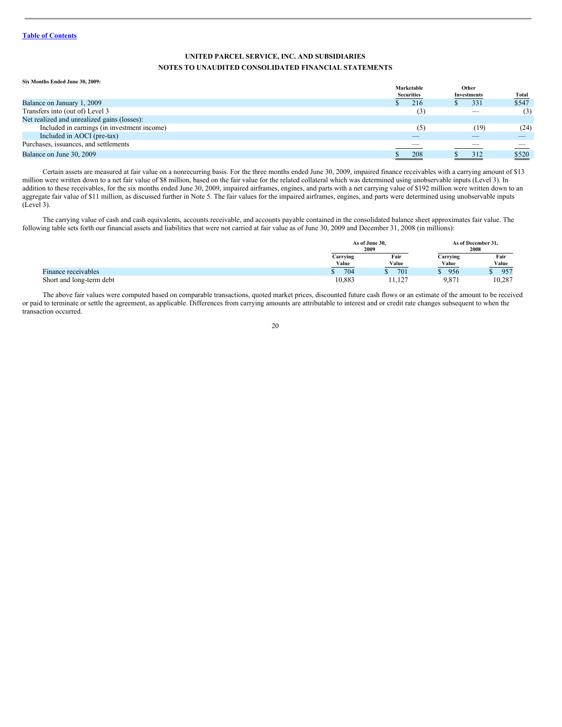UNITED PARCEL SERVICE, INC. AND SUBSIDIARIES
NOTES TO UNAUDITED CONSOLIDATED FINANCIAL STATEMENTS

**Six Months Ended June 30, 2009:**

| | Marketable Securities | Other Investments | Total |
|---|---|---|---|
| Balance on January 1, 2009 | $ 216 | $ 331 | $547 |
| Transfers into (out of) Level 3 | (3) | — | (3) |
| Net realized and unrealized gains (losses): | | | |
| Included in earnings (in investment income) | (5) | (19) | (24) |
| Included in AOCI (pre-tax) | — | — | — |
| Purchases, issuances, and settlements | — | — | — |
| Balance on June 30, 2009 | $ 208 | $ 312 | $520 |

Certain assets are measured at fair value on a nonrecurring basis. For the three months ended June 30, 2009, impaired finance receivables with a carrying amount of $13 million were written down to a net fair value of $8 million, based on the fair value for the related collateral which was determined using unobservable inputs (Level 3). In addition to these receivables, for the six months ended June 30, 2009, impaired airframes, engines, and parts with a net carrying value of $192 million were written down to an aggregate fair value of $11 million, as discussed further in Note 5. The fair values for the impaired airframes, engines, and parts were determined using unobservable inputs (Level 3).

The carrying value of cash and cash equivalents, accounts receivable, and accounts payable contained in the consolidated balance sheet approximates fair value. The following table sets forth our financial assets and liabilities that were not carried at fair value as of June 30, 2009 and December 31, 2008 (in millions):

| | As of June 30, 2009 | | As of December 31, 2008 | |
|---|---|---|---|---|
| | Carrying Value | Fair Value | Carrying Value | Fair Value |
| Finance receivables | $ 704 | $ 701 | $ 956 | $ 957 |
| Short and long-term debt | 10,883 | 11,127 | 9,871 | 10,287 |

The above fair values were computed based on comparable transactions, quoted market prices, discounted future cash flows or an estimate of the amount to be received or paid to terminate or settle the agreement, as applicable. Differences from carrying amounts are attributable to interest and or credit rate changes subsequent to when the transaction occurred.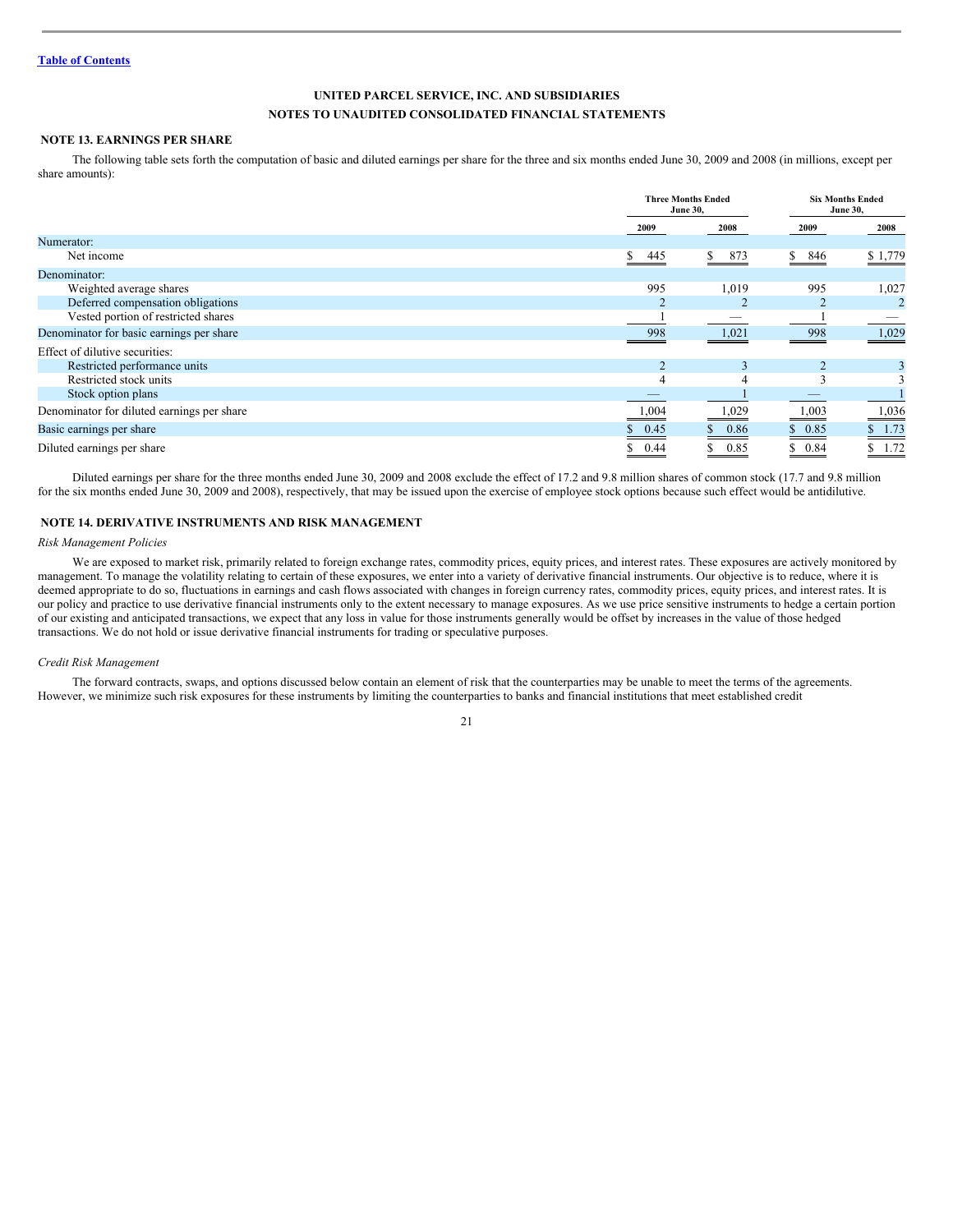UNITED PARCEL SERVICE, INC. AND SUBSIDIARIES
NOTES TO UNAUDITED CONSOLIDATED FINANCIAL STATEMENTS

### NOTE 13. EARNINGS PER SHARE

The following table sets forth the computation of basic and diluted earnings per share for the three and six months ended June 30, 2009 and 2008 (in millions, except per share amounts):

| | Three Months Ended June 30, | | Six Months Ended June 30, | |
|---|---|---|---|---|
| | 2009 | 2008 | 2009 | 2008 |
| Numerator: | | | | |
| Net income | $ 445 | $ 873 | $ 846 | $ 1,779 |
| Denominator: | | | | |
| Weighted average shares | 995 | 1,019 | 995 | 1,027 |
| Deferred compensation obligations | 2 | 2 | 2 | 2 |
| Vested portion of restricted shares | 1 | — | 1 | — |
| Denominator for basic earnings per share | 998 | 1,021 | 998 | 1,029 |
| Effect of dilutive securities: | | | | |
| Restricted performance units | 2 | 3 | 2 | 3 |
| Restricted stock units | 4 | 4 | 3 | 3 |
| Stock option plans | — | 1 | — | 1 |
| Denominator for diluted earnings per share | 1,004 | 1,029 | 1,003 | 1,036 |
| Basic earnings per share | $ 0.45 | $ 0.86 | $ 0.85 | $ 1.73 |
| Diluted earnings per share | $ 0.44 | $ 0.85 | $ 0.84 | $ 1.72 |

Diluted earnings per share for the three months ended June 30, 2009 and 2008 exclude the effect of 17.2 and 9.8 million shares of common stock (17.7 and 9.8 million for the six months ended June 30, 2009 and 2008), respectively, that may be issued upon the exercise of employee stock options because such effect would be antidilutive.

### NOTE 14. DERIVATIVE INSTRUMENTS AND RISK MANAGEMENT

*Risk Management Policies*

We are exposed to market risk, primarily related to foreign exchange rates, commodity prices, equity prices, and interest rates. These exposures are actively monitored by management. To manage the volatility relating to certain of these exposures, we enter into a variety of derivative financial instruments. Our objective is to reduce, where it is deemed appropriate to do so, fluctuations in earnings and cash flows associated with changes in foreign currency rates, commodity prices, equity prices, and interest rates. It is our policy and practice to use derivative financial instruments only to the extent necessary to manage exposures. As we use price sensitive instruments to hedge a certain portion of our existing and anticipated transactions, we expect that any loss in value for those instruments generally would be offset by increases in the value of those hedged transactions. We do not hold or issue derivative financial instruments for trading or speculative purposes.

*Credit Risk Management*

The forward contracts, swaps, and options discussed below contain an element of risk that the counterparties may be unable to meet the terms of the agreements. However, we minimize such risk exposures for these instruments by limiting the counterparties to banks and financial institutions that meet established credit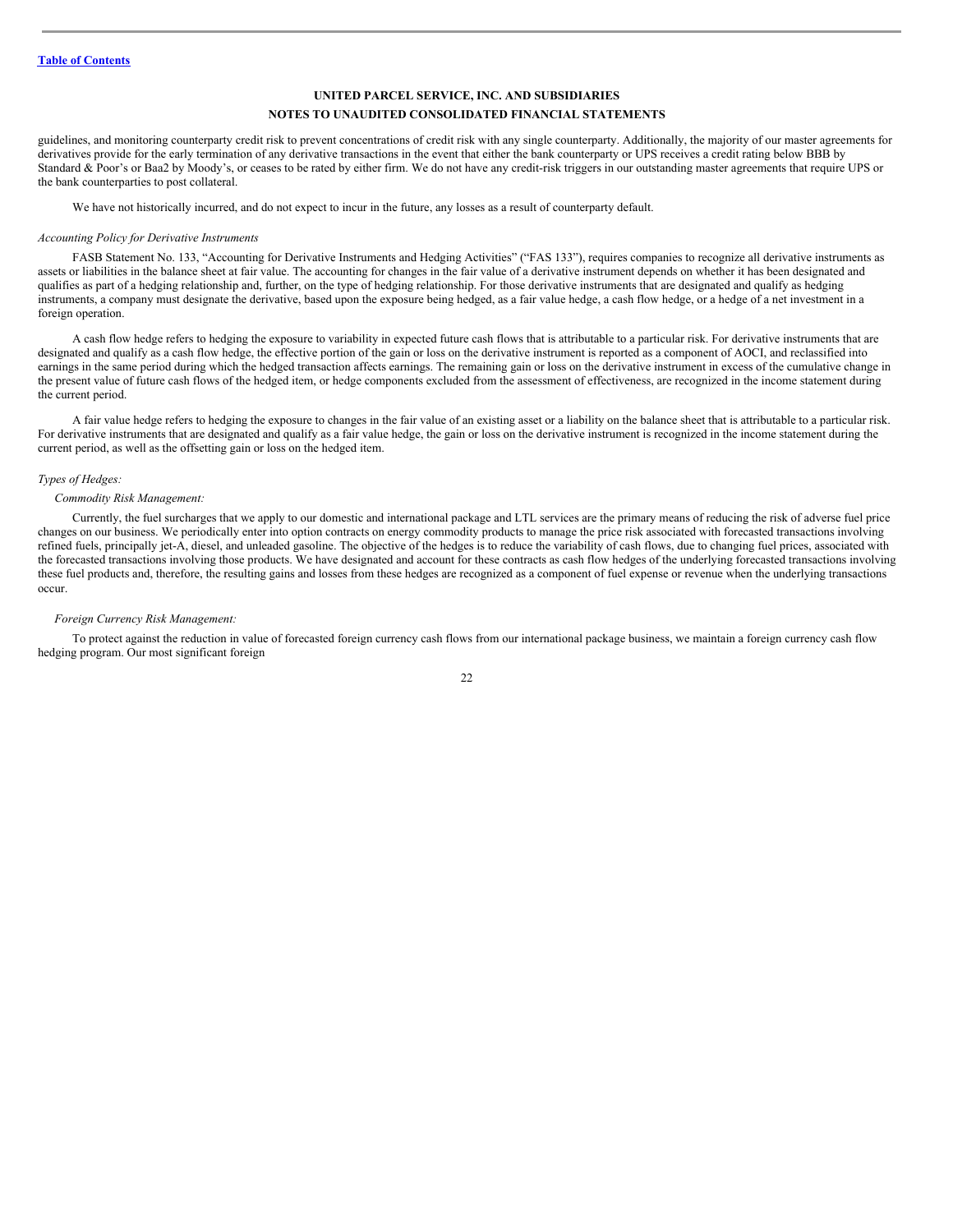guidelines, and monitoring counterparty credit risk to prevent concentrations of credit risk with any single counterparty. Additionally, the majority of our master agreements for derivatives provide for the early termination of any derivative transactions in the event that either the bank counterparty or UPS receives a credit rating below BBB by Standard & Poor's or Baa2 by Moody's, or ceases to be rated by either firm. We do not have any credit-risk triggers in our outstanding master agreements that require UPS or the bank counterparties to post collateral.

We have not historically incurred, and do not expect to incur in the future, any losses as a result of counterparty default.

*Accounting Policy for Derivative Instruments*

FASB Statement No. 133, "Accounting for Derivative Instruments and Hedging Activities" ("FAS 133"), requires companies to recognize all derivative instruments as assets or liabilities in the balance sheet at fair value. The accounting for changes in the fair value of a derivative instrument depends on whether it has been designated and qualifies as part of a hedging relationship and, further, on the type of hedging relationship. For those derivative instruments that are designated and qualify as hedging instruments, a company must designate the derivative, based upon the exposure being hedged, as a fair value hedge, a cash flow hedge, or a hedge of a net investment in a foreign operation.

A cash flow hedge refers to hedging the exposure to variability in expected future cash flows that is attributable to a particular risk. For derivative instruments that are designated and qualify as a cash flow hedge, the effective portion of the gain or loss on the derivative instrument is reported as a component of AOCI, and reclassified into earnings in the same period during which the hedged transaction affects earnings. The remaining gain or loss on the derivative instrument in excess of the cumulative change in the present value of future cash flows of the hedged item, or hedge components excluded from the assessment of effectiveness, are recognized in the income statement during the current period.

A fair value hedge refers to hedging the exposure to changes in the fair value of an existing asset or a liability on the balance sheet that is attributable to a particular risk. For derivative instruments that are designated and qualify as a fair value hedge, the gain or loss on the derivative instrument is recognized in the income statement during the current period, as well as the offsetting gain or loss on the hedged item.

*Types of Hedges:*

*Commodity Risk Management:*

Currently, the fuel surcharges that we apply to our domestic and international package and LTL services are the primary means of reducing the risk of adverse fuel price changes on our business. We periodically enter into option contracts on energy commodity products to manage the price risk associated with forecasted transactions involving refined fuels, principally jet-A, diesel, and unleaded gasoline. The objective of the hedges is to reduce the variability of cash flows, due to changing fuel prices, associated with the forecasted transactions involving those products. We have designated and account for these contracts as cash flow hedges of the underlying forecasted transactions involving these fuel products and, therefore, the resulting gains and losses from these hedges are recognized as a component of fuel expense or revenue when the underlying transactions occur.

*Foreign Currency Risk Management:*

To protect against the reduction in value of forecasted foreign currency cash flows from our international package business, we maintain a foreign currency cash flow hedging program. Our most significant foreign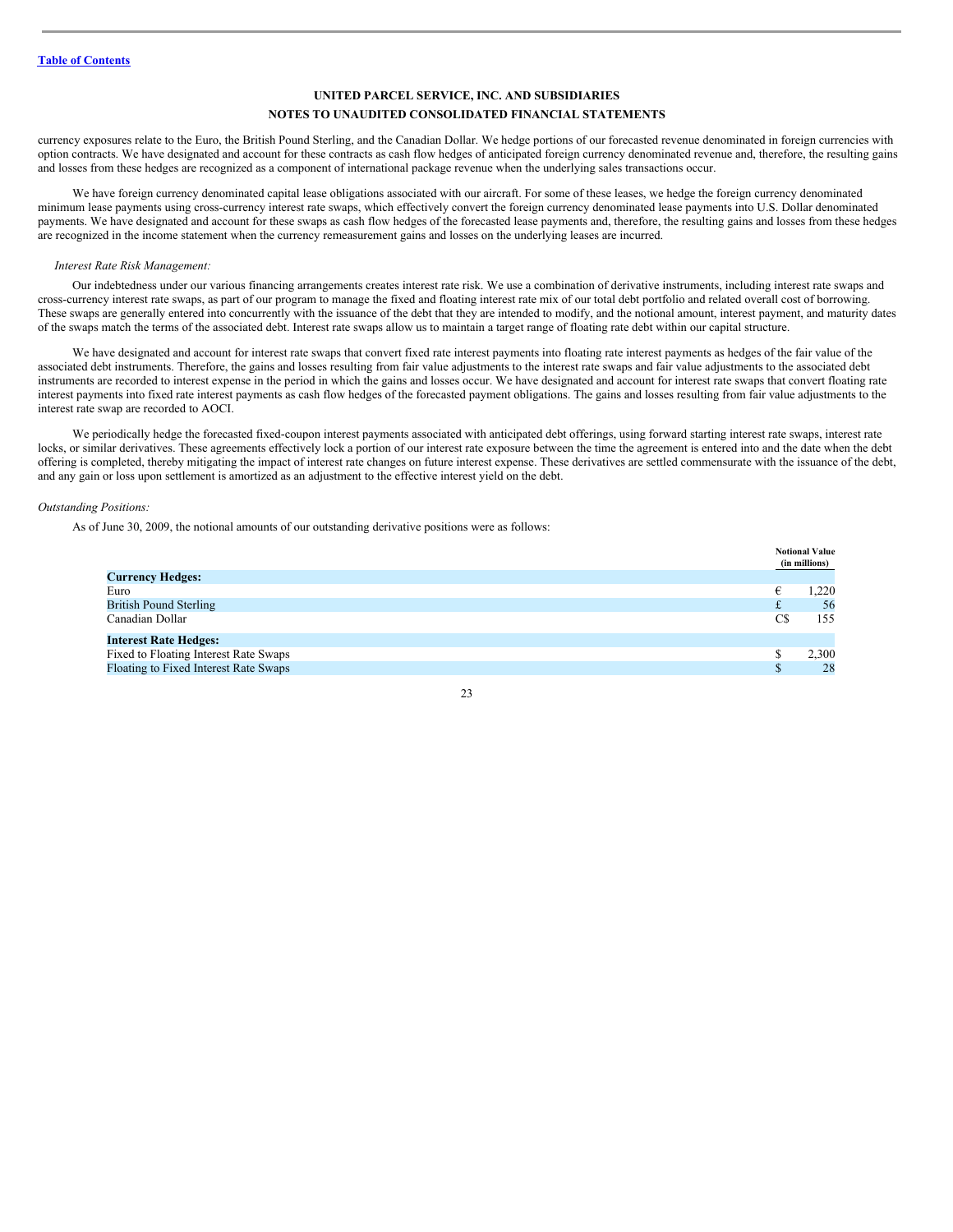currency exposures relate to the Euro, the British Pound Sterling, and the Canadian Dollar. We hedge portions of our forecasted revenue denominated in foreign currencies with option contracts. We have designated and account for these contracts as cash flow hedges of anticipated foreign currency denominated revenue and, therefore, the resulting gains and losses from these hedges are recognized as a component of international package revenue when the underlying sales transactions occur.

We have foreign currency denominated capital lease obligations associated with our aircraft. For some of these leases, we hedge the foreign currency denominated minimum lease payments using cross-currency interest rate swaps, which effectively convert the foreign currency denominated lease payments into U.S. Dollar denominated payments. We have designated and account for these swaps as cash flow hedges of the forecasted lease payments and, therefore, the resulting gains and losses from these hedges are recognized in the income statement when the currency remeasurement gains and losses on the underlying leases are incurred.

*Interest Rate Risk Management:*

Our indebtedness under our various financing arrangements creates interest rate risk. We use a combination of derivative instruments, including interest rate swaps and cross-currency interest rate swaps, as part of our program to manage the fixed and floating interest rate mix of our total debt portfolio and related overall cost of borrowing. These swaps are generally entered into concurrently with the issuance of the debt that they are intended to modify, and the notional amount, interest payment, and maturity dates of the swaps match the terms of the associated debt. Interest rate swaps allow us to maintain a target range of floating rate debt within our capital structure.

We have designated and account for interest rate swaps that convert fixed rate interest payments into floating rate interest payments as hedges of the fair value of the associated debt instruments. Therefore, the gains and losses resulting from fair value adjustments to the interest rate swaps and fair value adjustments to the associated debt instruments are recorded to interest expense in the period in which the gains and losses occur. We have designated and account for interest rate swaps that convert floating rate interest payments into fixed rate interest payments as cash flow hedges of the forecasted payment obligations. The gains and losses resulting from fair value adjustments to the interest rate swap are recorded to AOCI.

We periodically hedge the forecasted fixed-coupon interest payments associated with anticipated debt offerings, using forward starting interest rate swaps, interest rate locks, or similar derivatives. These agreements effectively lock a portion of our interest rate exposure between the time the agreement is entered into and the date when the debt offering is completed, thereby mitigating the impact of interest rate changes on future interest expense. These derivatives are settled commensurate with the issuance of the debt, and any gain or loss upon settlement is amortized as an adjustment to the effective interest yield on the debt.

*Outstanding Positions:*

As of June 30, 2009, the notional amounts of our outstanding derivative positions were as follows:

| | | Notional Value (in millions) |
|---|---|---|
| **Currency Hedges:** | | |
| Euro | € | 1,220 |
| British Pound Sterling | £ | 56 |
| Canadian Dollar | C$ | 155 |
| **Interest Rate Hedges:** | | |
| Fixed to Floating Interest Rate Swaps | $ | 2,300 |
| Floating to Fixed Interest Rate Swaps | $ | 28 |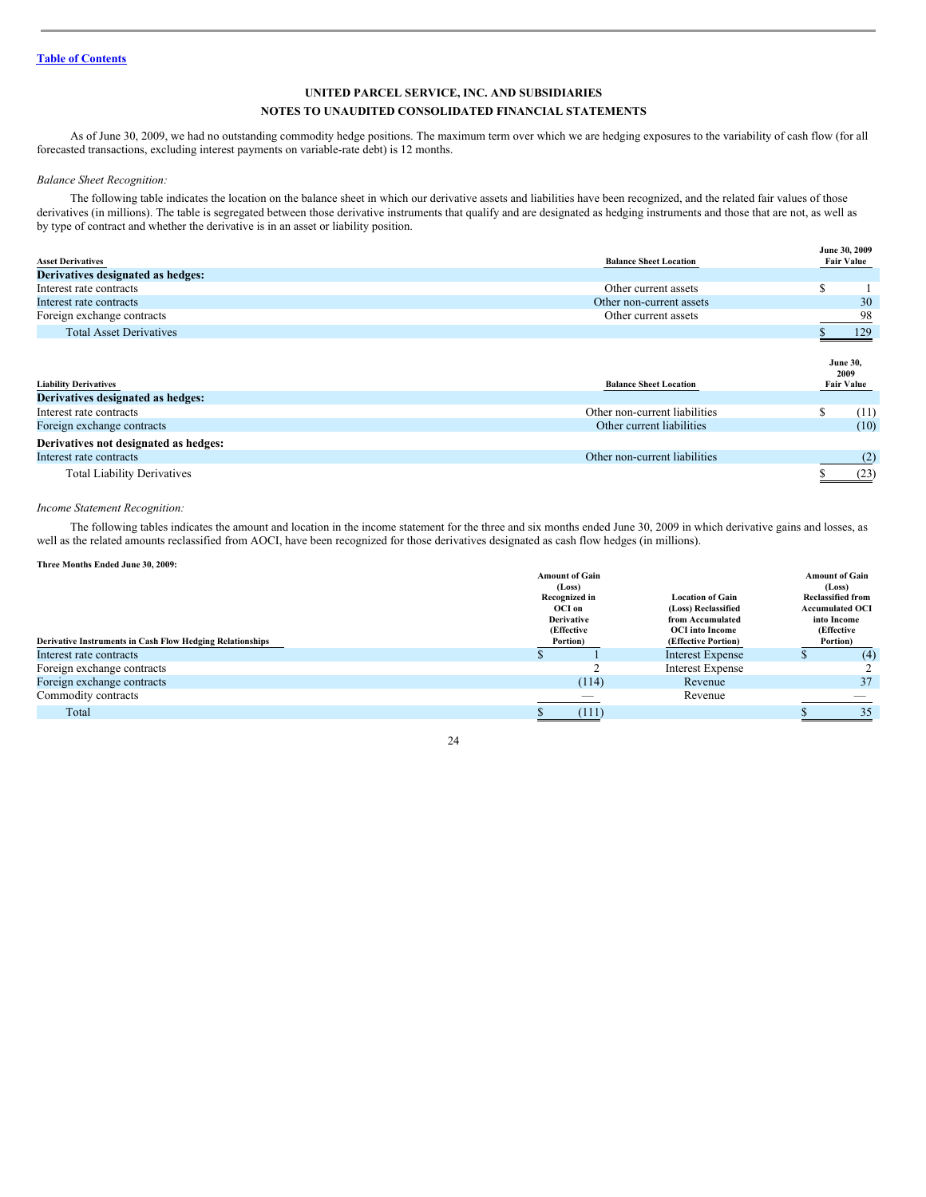[Table of Contents](#)

**UNITED PARCEL SERVICE, INC. AND SUBSIDIARIES**

**NOTES TO UNAUDITED CONSOLIDATED FINANCIAL STATEMENTS**

As of June 30, 2009, we had no outstanding commodity hedge positions. The maximum term over which we are hedging exposures to the variability of cash flow (for all forecasted transactions, excluding interest payments on variable-rate debt) is 12 months.

*Balance Sheet Recognition:*

The following table indicates the location on the balance sheet in which our derivative assets and liabilities have been recognized, and the related fair values of those derivatives (in millions). The table is segregated between those derivative instruments that qualify and are designated as hedging instruments and those that are not, as well as by type of contract and whether the derivative is in an asset or liability position.

| Asset Derivatives | Balance Sheet Location | June 30, 2009 Fair Value |
|---|---|---|
| **Derivatives designated as hedges:** | | |
| Interest rate contracts | Other current assets | $ 1 |
| Interest rate contracts | Other non-current assets | 30 |
| Foreign exchange contracts | Other current assets | 98 |
| Total Asset Derivatives | | $ 129 |

| Liability Derivatives | Balance Sheet Location | June 30, 2009 Fair Value |
|---|---|---|
| **Derivatives designated as hedges:** | | |
| Interest rate contracts | Other non-current liabilities | $ (11) |
| Foreign exchange contracts | Other current liabilities | (10) |
| **Derivatives not designated as hedges:** | | |
| Interest rate contracts | Other non-current liabilities | (2) |
| Total Liability Derivatives | | $ (23) |

*Income Statement Recognition:*

The following tables indicates the amount and location in the income statement for the three and six months ended June 30, 2009 in which derivative gains and losses, as well as the related amounts reclassified from AOCI, have been recognized for those derivatives designated as cash flow hedges (in millions).

**Three Months Ended June 30, 2009:**

| Derivative Instruments in Cash Flow Hedging Relationships | Amount of Gain (Loss) Recognized in OCI on Derivative (Effective Portion) | Location of Gain (Loss) Reclassified from Accumulated OCI into Income (Effective Portion) | Amount of Gain (Loss) Reclassified from Accumulated OCI into Income (Effective Portion) |
|---|---|---|---|
| Interest rate contracts | $ 1 | Interest Expense | $ (4) |
| Foreign exchange contracts | 2 | Interest Expense | 2 |
| Foreign exchange contracts | (114) | Revenue | 37 |
| Commodity contracts | — | Revenue | — |
| Total | $ (111) | | $ 35 |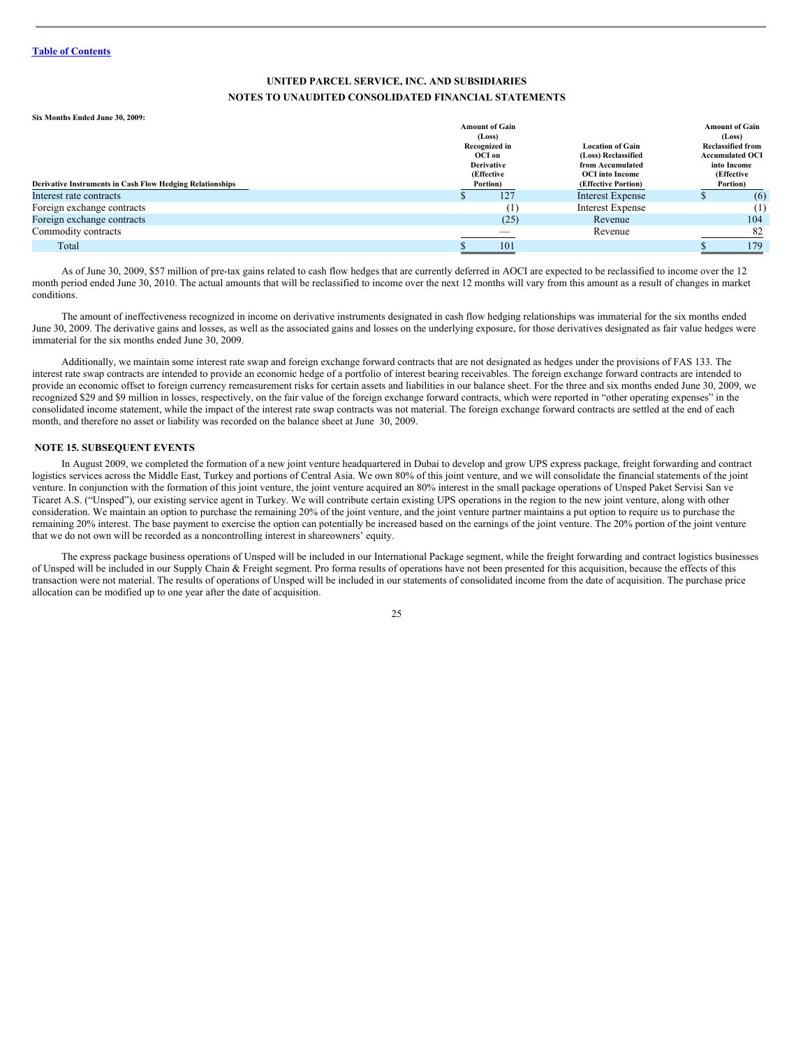**Six Months Ended June 30, 2009:**

| Derivative Instruments in Cash Flow Hedging Relationships | Amount of Gain (Loss) Recognized in OCI on Derivative (Effective Portion) | Location of Gain (Loss) Reclassified from Accumulated OCI into Income (Effective Portion) | Amount of Gain (Loss) Reclassified from Accumulated OCI into Income (Effective Portion) |
|---|---|---|---|
| Interest rate contracts | $ 127 | Interest Expense | $ (6) |
| Foreign exchange contracts | (1) | Interest Expense | (1) |
| Foreign exchange contracts | (25) | Revenue | 104 |
| Commodity contracts | — | Revenue | 82 |
| Total | $ 101 | | $ 179 |

As of June 30, 2009, $57 million of pre-tax gains related to cash flow hedges that are currently deferred in AOCI are expected to be reclassified to income over the 12 month period ended June 30, 2010. The actual amounts that will be reclassified to income over the next 12 months will vary from this amount as a result of changes in market conditions.

The amount of ineffectiveness recognized in income on derivative instruments designated in cash flow hedging relationships was immaterial for the six months ended June 30, 2009. The derivative gains and losses, as well as the associated gains and losses on the underlying exposure, for those derivatives designated as fair value hedges were immaterial for the six months ended June 30, 2009.

Additionally, we maintain some interest rate swap and foreign exchange forward contracts that are not designated as hedges under the provisions of FAS 133. The interest rate swap contracts are intended to provide an economic hedge of a portfolio of interest bearing receivables. The foreign exchange forward contracts are intended to provide an economic offset to foreign currency remeasurement risks for certain assets and liabilities in our balance sheet. For the three and six months ended June 30, 2009, we recognized $29 and $9 million in losses, respectively, on the fair value of the foreign exchange forward contracts, which were reported in "other operating expenses" in the consolidated income statement, while the impact of the interest rate swap contracts was not material. The foreign exchange forward contracts are settled at the end of each month, and therefore no asset or liability was recorded on the balance sheet at June 30, 2009.

## NOTE 15. SUBSEQUENT EVENTS

In August 2009, we completed the formation of a new joint venture headquartered in Dubai to develop and grow UPS express package, freight forwarding and contract logistics services across the Middle East, Turkey and portions of Central Asia. We own 80% of this joint venture, and we will consolidate the financial statements of the joint venture. In conjunction with the formation of this joint venture, the joint venture acquired an 80% interest in the small package operations of Unsped Paket Servisi San ve Ticaret A.S. ("Unsped"), our existing service agent in Turkey. We will contribute certain existing UPS operations in the region to the new joint venture, along with other consideration. We maintain an option to purchase the remaining 20% of the joint venture, and the joint venture partner maintains a put option to require us to purchase the remaining 20% interest. The base payment to exercise the option can potentially be increased based on the earnings of the joint venture. The 20% portion of the joint venture that we do not own will be recorded as a noncontrolling interest in shareowners' equity.

The express package business operations of Unsped will be included in our International Package segment, while the freight forwarding and contract logistics businesses of Unsped will be included in our Supply Chain & Freight segment. Pro forma results of operations have not been presented for this acquisition, because the effects of this transaction were not material. The results of operations of Unsped will be included in our statements of consolidated income from the date of acquisition. The purchase price allocation can be modified up to one year after the date of acquisition.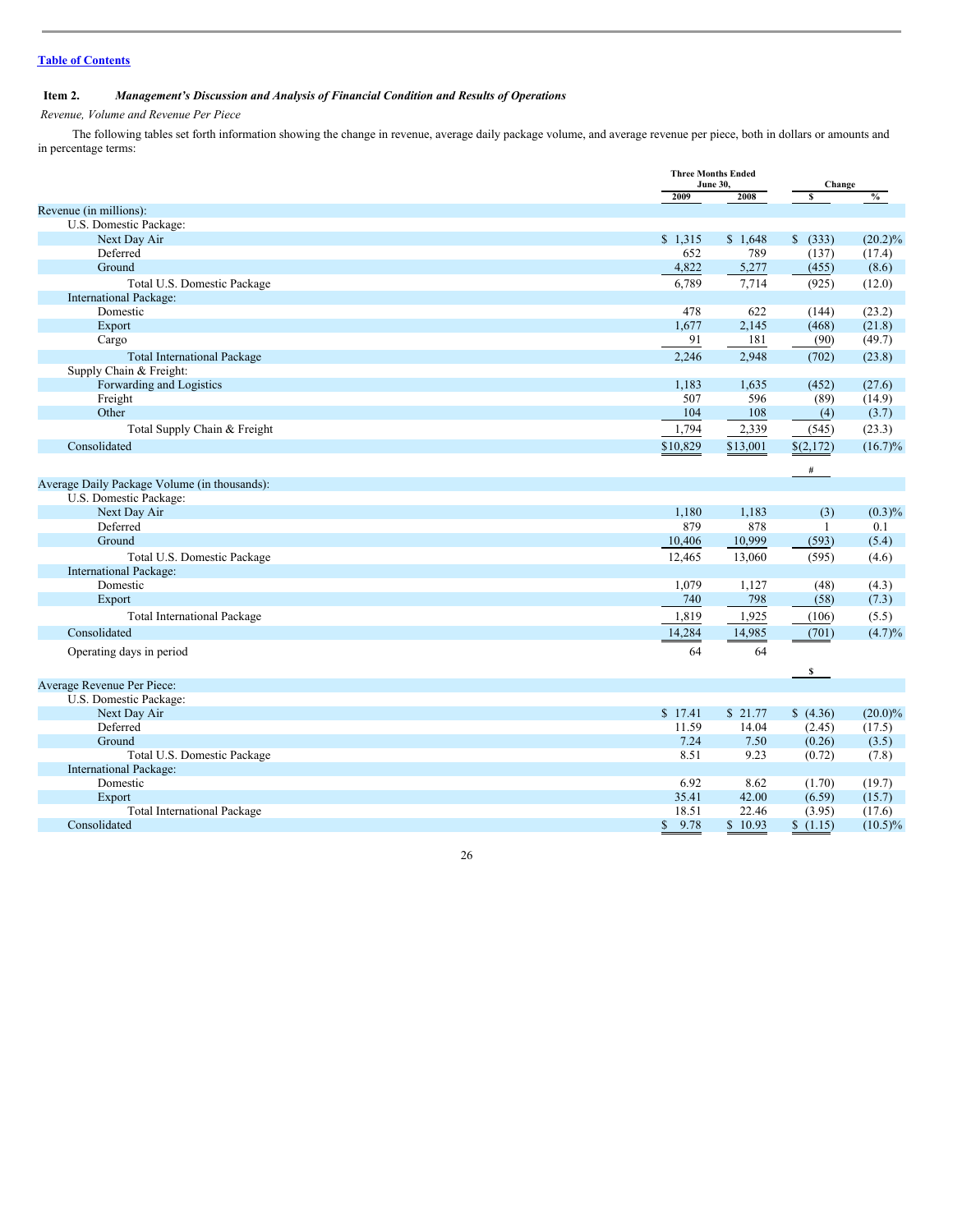[Table of Contents](#)

## Item 2. *Management's Discussion and Analysis of Financial Condition and Results of Operations*

*Revenue, Volume and Revenue Per Piece*

The following tables set forth information showing the change in revenue, average daily package volume, and average revenue per piece, both in dollars or amounts and in percentage terms:

| | Three Months Ended June 30, | | Change | |
|---|---|---|---|---|
| | 2009 | 2008 | $ | % |
| Revenue (in millions): | | | | |
| U.S. Domestic Package: | | | | |
| Next Day Air | $ 1,315 | $ 1,648 | $ (333) | (20.2)% |
| Deferred | 652 | 789 | (137) | (17.4) |
| Ground | 4,822 | 5,277 | (455) | (8.6) |
| Total U.S. Domestic Package | 6,789 | 7,714 | (925) | (12.0) |
| International Package: | | | | |
| Domestic | 478 | 622 | (144) | (23.2) |
| Export | 1,677 | 2,145 | (468) | (21.8) |
| Cargo | 91 | 181 | (90) | (49.7) |
| Total International Package | 2,246 | 2,948 | (702) | (23.8) |
| Supply Chain & Freight: | | | | |
| Forwarding and Logistics | 1,183 | 1,635 | (452) | (27.6) |
| Freight | 507 | 596 | (89) | (14.9) |
| Other | 104 | 108 | (4) | (3.7) |
| Total Supply Chain & Freight | 1,794 | 2,339 | (545) | (23.3) |
| Consolidated | $10,829 | $13,001 | $(2,172) | (16.7)% |
| | | | # | |
| Average Daily Package Volume (in thousands): | | | | |
| U.S. Domestic Package: | | | | |
| Next Day Air | 1,180 | 1,183 | (3) | (0.3)% |
| Deferred | 879 | 878 | 1 | 0.1 |
| Ground | 10,406 | 10,999 | (593) | (5.4) |
| Total U.S. Domestic Package | 12,465 | 13,060 | (595) | (4.6) |
| International Package: | | | | |
| Domestic | 1,079 | 1,127 | (48) | (4.3) |
| Export | 740 | 798 | (58) | (7.3) |
| Total International Package | 1,819 | 1,925 | (106) | (5.5) |
| Consolidated | 14,284 | 14,985 | (701) | (4.7)% |
| Operating days in period | 64 | 64 | | |
| | | | $ | |
| Average Revenue Per Piece: | | | | |
| U.S. Domestic Package: | | | | |
| Next Day Air | $ 17.41 | $ 21.77 | $ (4.36) | (20.0)% |
| Deferred | 11.59 | 14.04 | (2.45) | (17.5) |
| Ground | 7.24 | 7.50 | (0.26) | (3.5) |
| Total U.S. Domestic Package | 8.51 | 9.23 | (0.72) | (7.8) |
| International Package: | | | | |
| Domestic | 6.92 | 8.62 | (1.70) | (19.7) |
| Export | 35.41 | 42.00 | (6.59) | (15.7) |
| Total International Package | 18.51 | 22.46 | (3.95) | (17.6) |
| Consolidated | $ 9.78 | $ 10.93 | $ (1.15) | (10.5)% |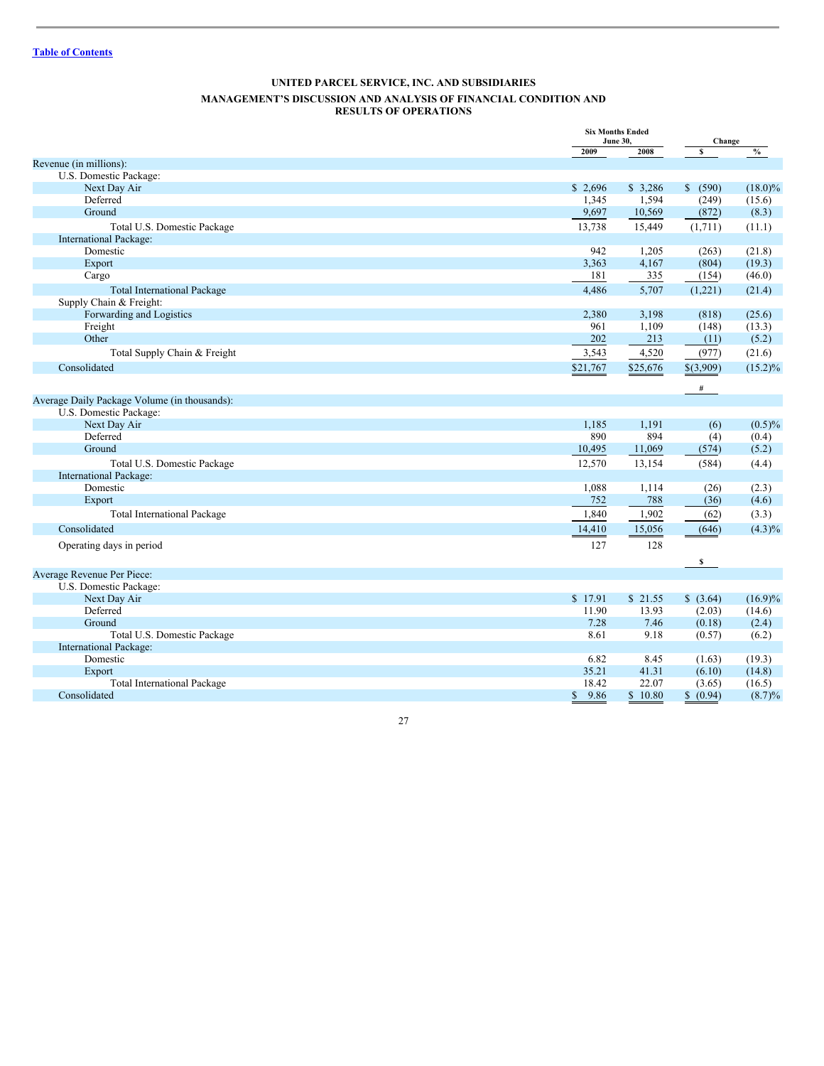[Table of Contents](#)

## UNITED PARCEL SERVICE, INC. AND SUBSIDIARIES

### MANAGEMENT'S DISCUSSION AND ANALYSIS OF FINANCIAL CONDITION AND RESULTS OF OPERATIONS

| | Six Months Ended June 30, | | Change | |
|---|---|---|---|---|
| | 2009 | 2008 | $ | % |
| **Revenue (in millions):** | | | | |
| U.S. Domestic Package: | | | | |
| Next Day Air | $ 2,696 | $ 3,286 | $ (590) | (18.0)% |
| Deferred | 1,345 | 1,594 | (249) | (15.6) |
| Ground | 9,697 | 10,569 | (872) | (8.3) |
| Total U.S. Domestic Package | 13,738 | 15,449 | (1,711) | (11.1) |
| International Package: | | | | |
| Domestic | 942 | 1,205 | (263) | (21.8) |
| Export | 3,363 | 4,167 | (804) | (19.3) |
| Cargo | 181 | 335 | (154) | (46.0) |
| Total International Package | 4,486 | 5,707 | (1,221) | (21.4) |
| Supply Chain & Freight: | | | | |
| Forwarding and Logistics | 2,380 | 3,198 | (818) | (25.6) |
| Freight | 961 | 1,109 | (148) | (13.3) |
| Other | 202 | 213 | (11) | (5.2) |
| Total Supply Chain & Freight | 3,543 | 4,520 | (977) | (21.6) |
| Consolidated | $21,767 | $25,676 | $(3,909) | (15.2)% |
| | | | # | |
| **Average Daily Package Volume (in thousands):** | | | | |
| U.S. Domestic Package: | | | | |
| Next Day Air | 1,185 | 1,191 | (6) | (0.5)% |
| Deferred | 890 | 894 | (4) | (0.4) |
| Ground | 10,495 | 11,069 | (574) | (5.2) |
| Total U.S. Domestic Package | 12,570 | 13,154 | (584) | (4.4) |
| International Package: | | | | |
| Domestic | 1,088 | 1,114 | (26) | (2.3) |
| Export | 752 | 788 | (36) | (4.6) |
| Total International Package | 1,840 | 1,902 | (62) | (3.3) |
| Consolidated | 14,410 | 15,056 | (646) | (4.3)% |
| Operating days in period | 127 | 128 | | |
| | | | $ | |
| **Average Revenue Per Piece:** | | | | |
| U.S. Domestic Package: | | | | |
| Next Day Air | $ 17.91 | $ 21.55 | $ (3.64) | (16.9)% |
| Deferred | 11.90 | 13.93 | (2.03) | (14.6) |
| Ground | 7.28 | 7.46 | (0.18) | (2.4) |
| Total U.S. Domestic Package | 8.61 | 9.18 | (0.57) | (6.2) |
| International Package: | | | | |
| Domestic | 6.82 | 8.45 | (1.63) | (19.3) |
| Export | 35.21 | 41.31 | (6.10) | (14.8) |
| Total International Package | 18.42 | 22.07 | (3.65) | (16.5) |
| Consolidated | $ 9.86 | $ 10.80 | $ (0.94) | (8.7)% |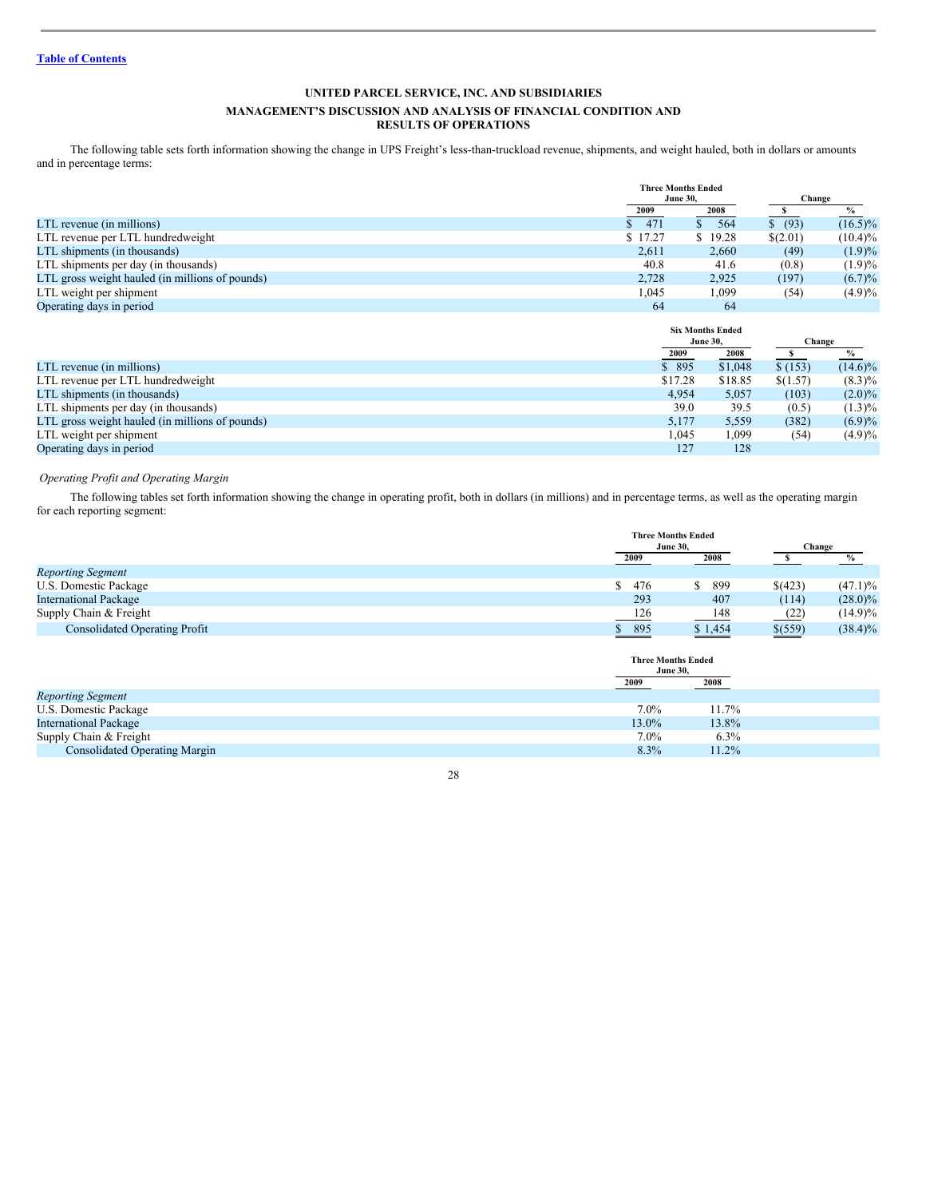[Table of Contents](#)

**UNITED PARCEL SERVICE, INC. AND SUBSIDIARIES**

**MANAGEMENT'S DISCUSSION AND ANALYSIS OF FINANCIAL CONDITION AND RESULTS OF OPERATIONS**

The following table sets forth information showing the change in UPS Freight's less-than-truckload revenue, shipments, and weight hauled, both in dollars or amounts and in percentage terms:

| | Three Months Ended June 30, | | Change | |
|---|---|---|---|---|
| | 2009 | 2008 | $ | % |
| LTL revenue (in millions) | $ 471 | $ 564 | $ (93) | (16.5)% |
| LTL revenue per LTL hundredweight | $ 17.27 | $ 19.28 | $(2.01) | (10.4)% |
| LTL shipments (in thousands) | 2,611 | 2,660 | (49) | (1.9)% |
| LTL shipments per day (in thousands) | 40.8 | 41.6 | (0.8) | (1.9)% |
| LTL gross weight hauled (in millions of pounds) | 2,728 | 2,925 | (197) | (6.7)% |
| LTL weight per shipment | 1,045 | 1,099 | (54) | (4.9)% |
| Operating days in period | 64 | 64 | | |

| | Six Months Ended June 30, | | Change | |
|---|---|---|---|---|
| | 2009 | 2008 | $ | % |
| LTL revenue (in millions) | $ 895 | $1,048 | $ (153) | (14.6)% |
| LTL revenue per LTL hundredweight | $17.28 | $18.85 | $(1.57) | (8.3)% |
| LTL shipments (in thousands) | 4,954 | 5,057 | (103) | (2.0)% |
| LTL shipments per day (in thousands) | 39.0 | 39.5 | (0.5) | (1.3)% |
| LTL gross weight hauled (in millions of pounds) | 5,177 | 5,559 | (382) | (6.9)% |
| LTL weight per shipment | 1,045 | 1,099 | (54) | (4.9)% |
| Operating days in period | 127 | 128 | | |

*Operating Profit and Operating Margin*

The following tables set forth information showing the change in operating profit, both in dollars (in millions) and in percentage terms, as well as the operating margin for each reporting segment:

| | Three Months Ended June 30, | | Change | |
|---|---|---|---|---|
| | 2009 | 2008 | $ | % |
| *Reporting Segment* | | | | |
| U.S. Domestic Package | $ 476 | $ 899 | $(423) | (47.1)% |
| International Package | 293 | 407 | (114) | (28.0)% |
| Supply Chain & Freight | 126 | 148 | (22) | (14.9)% |
| Consolidated Operating Profit | $ 895 | $ 1,454 | $(559) | (38.4)% |

| | Three Months Ended June 30, | |
|---|---|---|
| | 2009 | 2008 |
| *Reporting Segment* | | |
| U.S. Domestic Package | 7.0% | 11.7% |
| International Package | 13.0% | 13.8% |
| Supply Chain & Freight | 7.0% | 6.3% |
| Consolidated Operating Margin | 8.3% | 11.2% |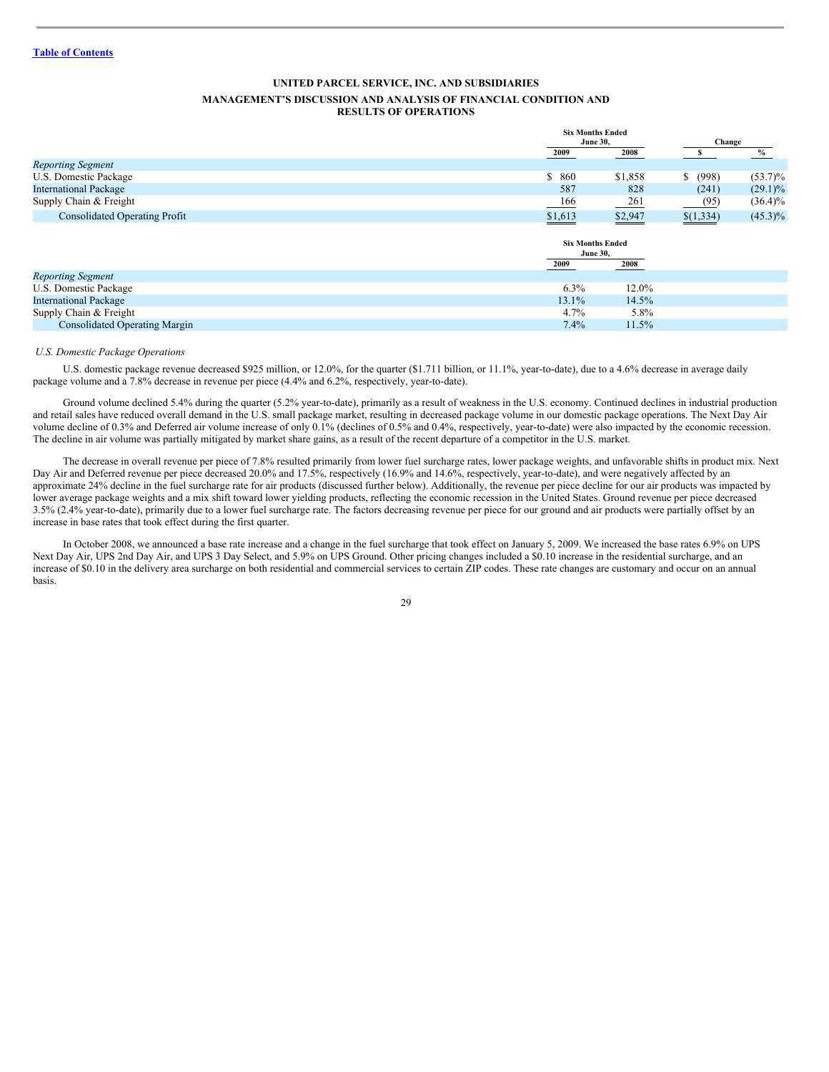Table of Contents

## UNITED PARCEL SERVICE, INC. AND SUBSIDIARIES
## MANAGEMENT'S DISCUSSION AND ANALYSIS OF FINANCIAL CONDITION AND RESULTS OF OPERATIONS

| | Six Months Ended June 30, | | Change | |
|---|---|---|---|---|
| | 2009 | 2008 | $ | % |
| *Reporting Segment* | | | | |
| U.S. Domestic Package | $ 860 | $1,858 | $ (998) | (53.7)% |
| International Package | 587 | 828 | (241) | (29.1)% |
| Supply Chain & Freight | 166 | 261 | (95) | (36.4)% |
| Consolidated Operating Profit | $1,613 | $2,947 | $(1,334) | (45.3)% |

| | Six Months Ended June 30, | |
|---|---|---|
| | 2009 | 2008 |
| *Reporting Segment* | | |
| U.S. Domestic Package | 6.3% | 12.0% |
| International Package | 13.1% | 14.5% |
| Supply Chain & Freight | 4.7% | 5.8% |
| Consolidated Operating Margin | 7.4% | 11.5% |

*U.S. Domestic Package Operations*

U.S. domestic package revenue decreased $925 million, or 12.0%, for the quarter ($1.711 billion, or 11.1%, year-to-date), due to a 4.6% decrease in average daily package volume and a 7.8% decrease in revenue per piece (4.4% and 6.2%, respectively, year-to-date).

Ground volume declined 5.4% during the quarter (5.2% year-to-date), primarily as a result of weakness in the U.S. economy. Continued declines in industrial production and retail sales have reduced overall demand in the U.S. small package market, resulting in decreased package volume in our domestic package operations. The Next Day Air volume decline of 0.3% and Deferred air volume increase of only 0.1% (declines of 0.5% and 0.4%, respectively, year-to-date) were also impacted by the economic recession. The decline in air volume was partially mitigated by market share gains, as a result of the recent departure of a competitor in the U.S. market.

The decrease in overall revenue per piece of 7.8% resulted primarily from lower fuel surcharge rates, lower package weights, and unfavorable shifts in product mix. Next Day Air and Deferred revenue per piece decreased 20.0% and 17.5%, respectively (16.9% and 14.6%, respectively, year-to-date), and were negatively affected by an approximate 24% decline in the fuel surcharge rate for air products (discussed further below). Additionally, the revenue per piece decline for our air products was impacted by lower average package weights and a mix shift toward lower yielding products, reflecting the economic recession in the United States. Ground revenue per piece decreased 3.5% (2.4% year-to-date), primarily due to a lower fuel surcharge rate. The factors decreasing revenue per piece for our ground and air products were partially offset by an increase in base rates that took effect during the first quarter.

In October 2008, we announced a base rate increase and a change in the fuel surcharge that took effect on January 5, 2009. We increased the base rates 6.9% on UPS Next Day Air, UPS 2nd Day Air, and UPS 3 Day Select, and 5.9% on UPS Ground. Other pricing changes included a $0.10 increase in the residential surcharge, and an increase of $0.10 in the delivery area surcharge on both residential and commercial services to certain ZIP codes. These rate changes are customary and occur on an annual basis.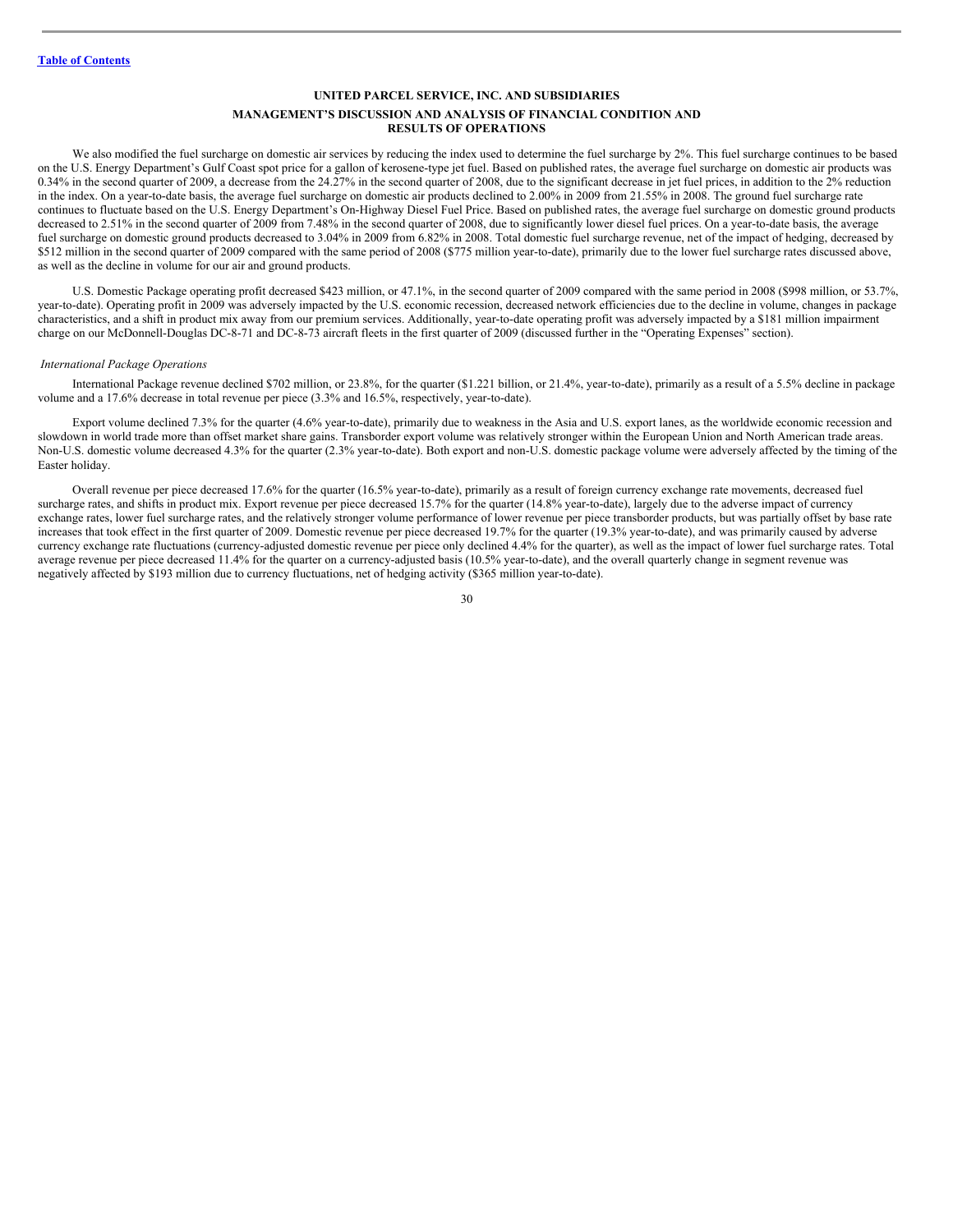We also modified the fuel surcharge on domestic air services by reducing the index used to determine the fuel surcharge by 2%. This fuel surcharge continues to be based on the U.S. Energy Department's Gulf Coast spot price for a gallon of kerosene-type jet fuel. Based on published rates, the average fuel surcharge on domestic air products was 0.34% in the second quarter of 2009, a decrease from the 24.27% in the second quarter of 2008, due to the significant decrease in jet fuel prices, in addition to the 2% reduction in the index. On a year-to-date basis, the average fuel surcharge on domestic air products declined to 2.00% in 2009 from 21.55% in 2008. The ground fuel surcharge rate continues to fluctuate based on the U.S. Energy Department's On-Highway Diesel Fuel Price. Based on published rates, the average fuel surcharge on domestic ground products decreased to 2.51% in the second quarter of 2009 from 7.48% in the second quarter of 2008, due to significantly lower diesel fuel prices. On a year-to-date basis, the average fuel surcharge on domestic ground products decreased to 3.04% in 2009 from 6.82% in 2008. Total domestic fuel surcharge revenue, net of the impact of hedging, decreased by $512 million in the second quarter of 2009 compared with the same period of 2008 ($775 million year-to-date), primarily due to the lower fuel surcharge rates discussed above, as well as the decline in volume for our air and ground products.

U.S. Domestic Package operating profit decreased $423 million, or 47.1%, in the second quarter of 2009 compared with the same period in 2008 ($998 million, or 53.7%, year-to-date). Operating profit in 2009 was adversely impacted by the U.S. economic recession, decreased network efficiencies due to the decline in volume, changes in package characteristics, and a shift in product mix away from our premium services. Additionally, year-to-date operating profit was adversely impacted by a $181 million impairment charge on our McDonnell-Douglas DC-8-71 and DC-8-73 aircraft fleets in the first quarter of 2009 (discussed further in the "Operating Expenses" section).

*International Package Operations*

International Package revenue declined $702 million, or 23.8%, for the quarter ($1.221 billion, or 21.4%, year-to-date), primarily as a result of a 5.5% decline in package volume and a 17.6% decrease in total revenue per piece (3.3% and 16.5%, respectively, year-to-date).

Export volume declined 7.3% for the quarter (4.6% year-to-date), primarily due to weakness in the Asia and U.S. export lanes, as the worldwide economic recession and slowdown in world trade more than offset market share gains. Transborder export volume was relatively stronger within the European Union and North American trade areas. Non-U.S. domestic volume decreased 4.3% for the quarter (2.3% year-to-date). Both export and non-U.S. domestic package volume were adversely affected by the timing of the Easter holiday.

Overall revenue per piece decreased 17.6% for the quarter (16.5% year-to-date), primarily as a result of foreign currency exchange rate movements, decreased fuel surcharge rates, and shifts in product mix. Export revenue per piece decreased 15.7% for the quarter (14.8% year-to-date), largely due to the adverse impact of currency exchange rates, lower fuel surcharge rates, and the relatively stronger volume performance of lower revenue per piece transborder products, but was partially offset by base rate increases that took effect in the first quarter of 2009. Domestic revenue per piece decreased 19.7% for the quarter (19.3% year-to-date), and was primarily caused by adverse currency exchange rate fluctuations (currency-adjusted domestic revenue per piece only declined 4.4% for the quarter), as well as the impact of lower fuel surcharge rates. Total average revenue per piece decreased 11.4% for the quarter on a currency-adjusted basis (10.5% year-to-date), and the overall quarterly change in segment revenue was negatively affected by $193 million due to currency fluctuations, net of hedging activity ($365 million year-to-date).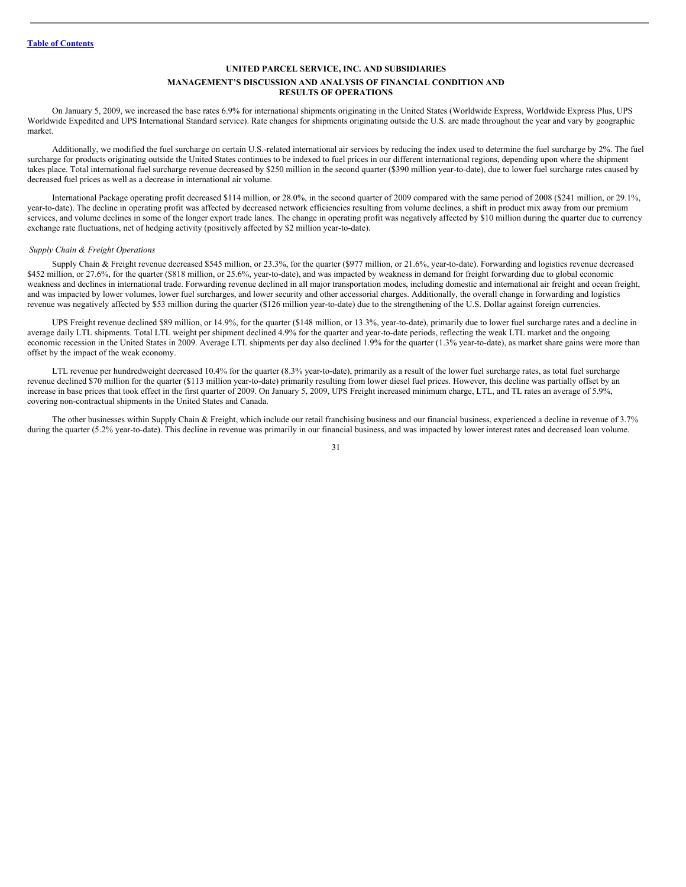[Table of Contents](#)

**UNITED PARCEL SERVICE, INC. AND SUBSIDIARIES**

**MANAGEMENT'S DISCUSSION AND ANALYSIS OF FINANCIAL CONDITION AND RESULTS OF OPERATIONS**

On January 5, 2009, we increased the base rates 6.9% for international shipments originating in the United States (Worldwide Express, Worldwide Express Plus, UPS Worldwide Expedited and UPS International Standard service). Rate changes for shipments originating outside the U.S. are made throughout the year and vary by geographic market.

Additionally, we modified the fuel surcharge on certain U.S.-related international air services by reducing the index used to determine the fuel surcharge by 2%. The fuel surcharge for products originating outside the United States continues to be indexed to fuel prices in our different international regions, depending upon where the shipment takes place. Total international fuel surcharge revenue decreased by $250 million in the second quarter ($390 million year-to-date), due to lower fuel surcharge rates caused by decreased fuel prices as well as a decrease in international air volume.

International Package operating profit decreased $114 million, or 28.0%, in the second quarter of 2009 compared with the same period of 2008 ($241 million, or 29.1%, year-to-date). The decline in operating profit was affected by decreased network efficiencies resulting from volume declines, a shift in product mix away from our premium services, and volume declines in some of the longer export trade lanes. The change in operating profit was negatively affected by $10 million during the quarter due to currency exchange rate fluctuations, net of hedging activity (positively affected by $2 million year-to-date).

*Supply Chain & Freight Operations*

Supply Chain & Freight revenue decreased $545 million, or 23.3%, for the quarter ($977 million, or 21.6%, year-to-date). Forwarding and logistics revenue decreased $452 million, or 27.6%, for the quarter ($818 million, or 25.6%, year-to-date), and was impacted by weakness in demand for freight forwarding due to global economic weakness and declines in international trade. Forwarding revenue declined in all major transportation modes, including domestic and international air freight and ocean freight, and was impacted by lower volumes, lower fuel surcharges, and lower security and other accessorial charges. Additionally, the overall change in forwarding and logistics revenue was negatively affected by $53 million during the quarter ($126 million year-to-date) due to the strengthening of the U.S. Dollar against foreign currencies.

UPS Freight revenue declined $89 million, or 14.9%, for the quarter ($148 million, or 13.3%, year-to-date), primarily due to lower fuel surcharge rates and a decline in average daily LTL shipments. Total LTL weight per shipment declined 4.9% for the quarter and year-to-date periods, reflecting the weak LTL market and the ongoing economic recession in the United States in 2009. Average LTL shipments per day also declined 1.9% for the quarter (1.3% year-to-date), as market share gains were more than offset by the impact of the weak economy.

LTL revenue per hundredweight decreased 10.4% for the quarter (8.3% year-to-date), primarily as a result of the lower fuel surcharge rates, as total fuel surcharge revenue declined $70 million for the quarter ($113 million year-to-date) primarily resulting from lower diesel fuel prices. However, this decline was partially offset by an increase in base prices that took effect in the first quarter of 2009. On January 5, 2009, UPS Freight increased minimum charge, LTL, and TL rates an average of 5.9%, covering non-contractual shipments in the United States and Canada.

The other businesses within Supply Chain & Freight, which include our retail franchising business and our financial business, experienced a decline in revenue of 3.7% during the quarter (5.2% year-to-date). This decline in revenue was primarily in our financial business, and was impacted by lower interest rates and decreased loan volume.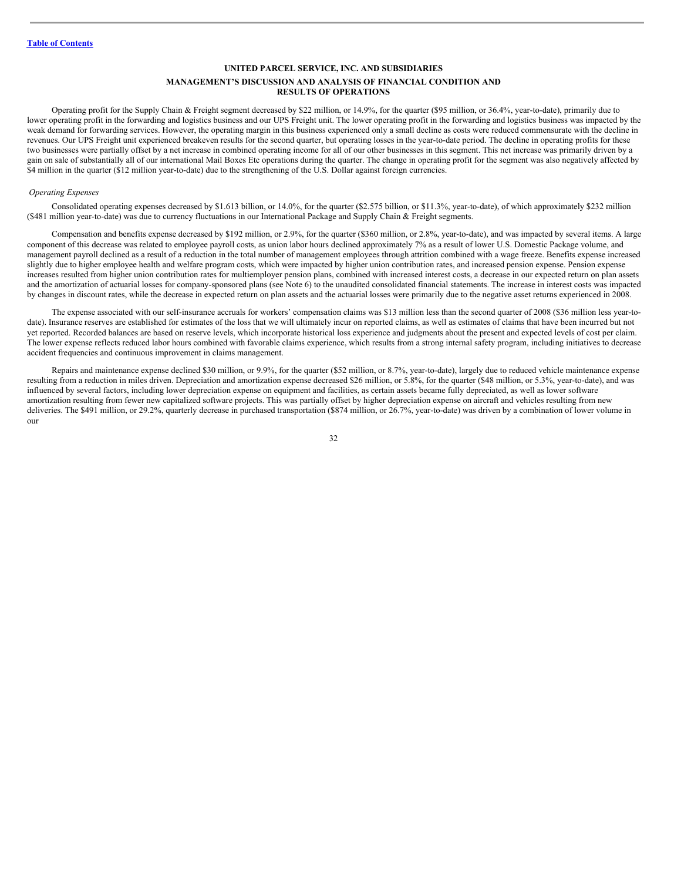Operating profit for the Supply Chain & Freight segment decreased by $22 million, or 14.9%, for the quarter ($95 million, or 36.4%, year-to-date), primarily due to lower operating profit in the forwarding and logistics business and our UPS Freight unit. The lower operating profit in the forwarding and logistics business was impacted by the weak demand for forwarding services. However, the operating margin in this business experienced only a small decline as costs were reduced commensurate with the decline in revenues. Our UPS Freight unit experienced breakeven results for the second quarter, but operating losses in the year-to-date period. The decline in operating profits for these two businesses were partially offset by a net increase in combined operating income for all of our other businesses in this segment. This net increase was primarily driven by a gain on sale of substantially all of our international Mail Boxes Etc operations during the quarter. The change in operating profit for the segment was also negatively affected by $4 million in the quarter ($12 million year-to-date) due to the strengthening of the U.S. Dollar against foreign currencies.

*Operating Expenses*

Consolidated operating expenses decreased by $1.613 billion, or 14.0%, for the quarter ($2.575 billion, or 11.3%, year-to-date), of which approximately $232 million ($481 million year-to-date) was due to currency fluctuations in our International Package and Supply Chain & Freight segments.

Compensation and benefits expense decreased by $192 million, or 2.9%, for the quarter ($360 million, or 2.8%, year-to-date), and was impacted by several items. A large component of this decrease was related to employee payroll costs, as union labor hours declined approximately 7% as a result of lower U.S. Domestic Package volume, and management payroll declined as a result of a reduction in the total number of management employees through attrition combined with a wage freeze. Benefits expense increased slightly due to higher employee health and welfare program costs, which were impacted by higher union contribution rates, and increased pension expense. Pension expense increases resulted from higher union contribution rates for multiemployer pension plans, combined with increased interest costs, a decrease in our expected return on plan assets and the amortization of actuarial losses for company-sponsored plans (see Note 6) to the unaudited consolidated financial statements. The increase in interest costs was impacted by changes in discount rates, while the decrease in expected return on plan assets and the actuarial losses were primarily due to the negative asset returns experienced in 2008.

The expense associated with our self-insurance accruals for workers' compensation claims was $13 million less than the second quarter of 2008 ($36 million less year-to-date). Insurance reserves are established for estimates of the loss that we will ultimately incur on reported claims, as well as estimates of claims that have been incurred but not yet reported. Recorded balances are based on reserve levels, which incorporate historical loss experience and judgments about the present and expected levels of cost per claim. The lower expense reflects reduced labor hours combined with favorable claims experience, which results from a strong internal safety program, including initiatives to decrease accident frequencies and continuous improvement in claims management.

Repairs and maintenance expense declined $30 million, or 9.9%, for the quarter ($52 million, or 8.7%, year-to-date), largely due to reduced vehicle maintenance expense resulting from a reduction in miles driven. Depreciation and amortization expense decreased $26 million, or 5.8%, for the quarter ($48 million, or 5.3%, year-to-date), and was influenced by several factors, including lower depreciation expense on equipment and facilities, as certain assets became fully depreciated, as well as lower software amortization resulting from fewer new capitalized software projects. This was partially offset by higher depreciation expense on aircraft and vehicles resulting from new deliveries. The $491 million, or 29.2%, quarterly decrease in purchased transportation ($874 million, or 26.7%, year-to-date) was driven by a combination of lower volume in our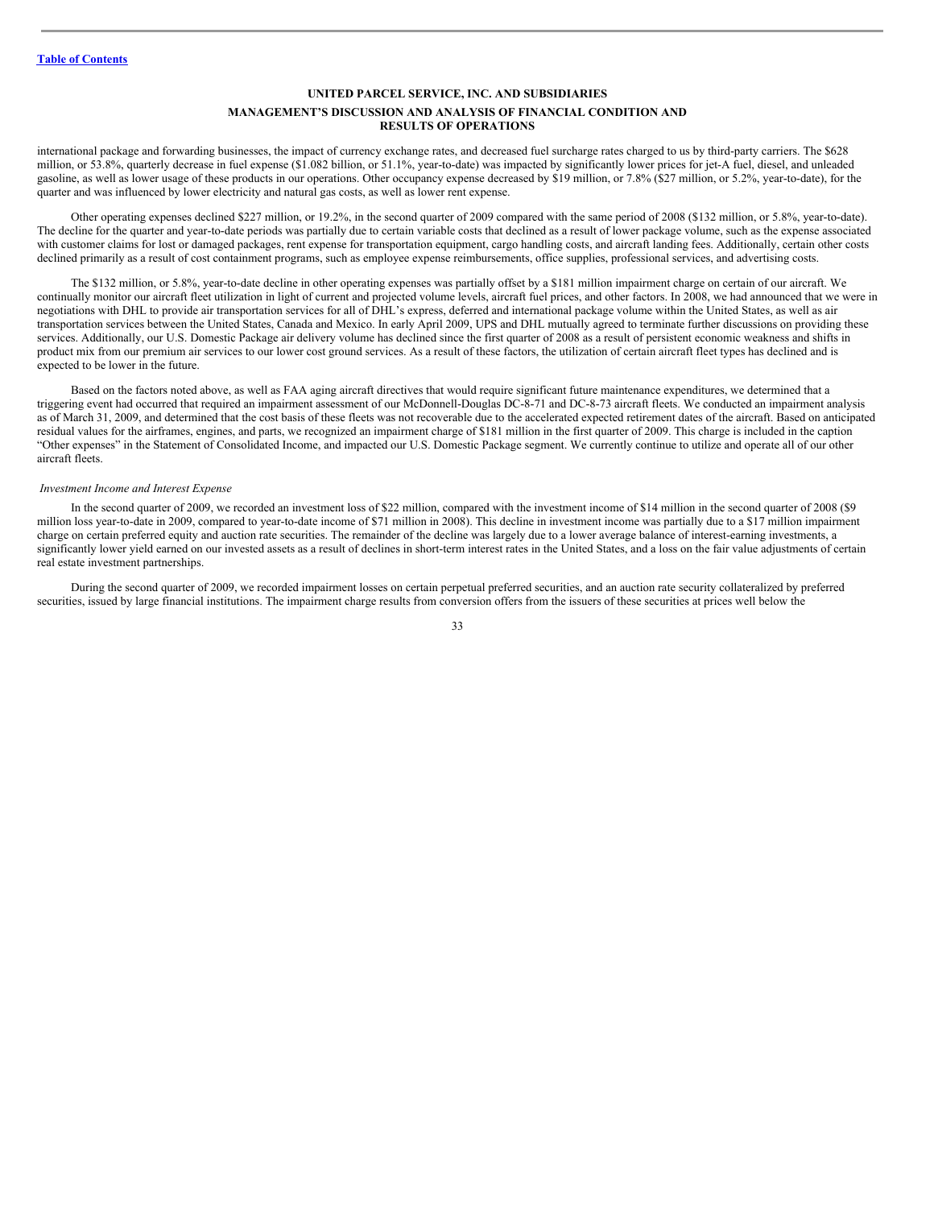international package and forwarding businesses, the impact of currency exchange rates, and decreased fuel surcharge rates charged to us by third-party carriers. The $628 million, or 53.8%, quarterly decrease in fuel expense ($1.082 billion, or 51.1%, year-to-date) was impacted by significantly lower prices for jet-A fuel, diesel, and unleaded gasoline, as well as lower usage of these products in our operations. Other occupancy expense decreased by $19 million, or 7.8% ($27 million, or 5.2%, year-to-date), for the quarter and was influenced by lower electricity and natural gas costs, as well as lower rent expense.

Other operating expenses declined $227 million, or 19.2%, in the second quarter of 2009 compared with the same period of 2008 ($132 million, or 5.8%, year-to-date). The decline for the quarter and year-to-date periods was partially due to certain variable costs that declined as a result of lower package volume, such as the expense associated with customer claims for lost or damaged packages, rent expense for transportation equipment, cargo handling costs, and aircraft landing fees. Additionally, certain other costs declined primarily as a result of cost containment programs, such as employee expense reimbursements, office supplies, professional services, and advertising costs.

The $132 million, or 5.8%, year-to-date decline in other operating expenses was partially offset by a $181 million impairment charge on certain of our aircraft. We continually monitor our aircraft fleet utilization in light of current and projected volume levels, aircraft fuel prices, and other factors. In 2008, we had announced that we were in negotiations with DHL to provide air transportation services for all of DHL's express, deferred and international package volume within the United States, as well as air transportation services between the United States, Canada and Mexico. In early April 2009, UPS and DHL mutually agreed to terminate further discussions on providing these services. Additionally, our U.S. Domestic Package air delivery volume has declined since the first quarter of 2008 as a result of persistent economic weakness and shifts in product mix from our premium air services to our lower cost ground services. As a result of these factors, the utilization of certain aircraft fleet types has declined and is expected to be lower in the future.

Based on the factors noted above, as well as FAA aging aircraft directives that would require significant future maintenance expenditures, we determined that a triggering event had occurred that required an impairment assessment of our McDonnell-Douglas DC-8-71 and DC-8-73 aircraft fleets. We conducted an impairment analysis as of March 31, 2009, and determined that the cost basis of these fleets was not recoverable due to the accelerated expected retirement dates of the aircraft. Based on anticipated residual values for the airframes, engines, and parts, we recognized an impairment charge of $181 million in the first quarter of 2009. This charge is included in the caption "Other expenses" in the Statement of Consolidated Income, and impacted our U.S. Domestic Package segment. We currently continue to utilize and operate all of our other aircraft fleets.

*Investment Income and Interest Expense*

In the second quarter of 2009, we recorded an investment loss of $22 million, compared with the investment income of $14 million in the second quarter of 2008 ($9 million loss year-to-date in 2009, compared to year-to-date income of $71 million in 2008). This decline in investment income was partially due to a $17 million impairment charge on certain preferred equity and auction rate securities. The remainder of the decline was largely due to a lower average balance of interest-earning investments, a significantly lower yield earned on our invested assets as a result of declines in short-term interest rates in the United States, and a loss on the fair value adjustments of certain real estate investment partnerships.

During the second quarter of 2009, we recorded impairment losses on certain perpetual preferred securities, and an auction rate security collateralized by preferred securities, issued by large financial institutions. The impairment charge results from conversion offers from the issuers of these securities at prices well below the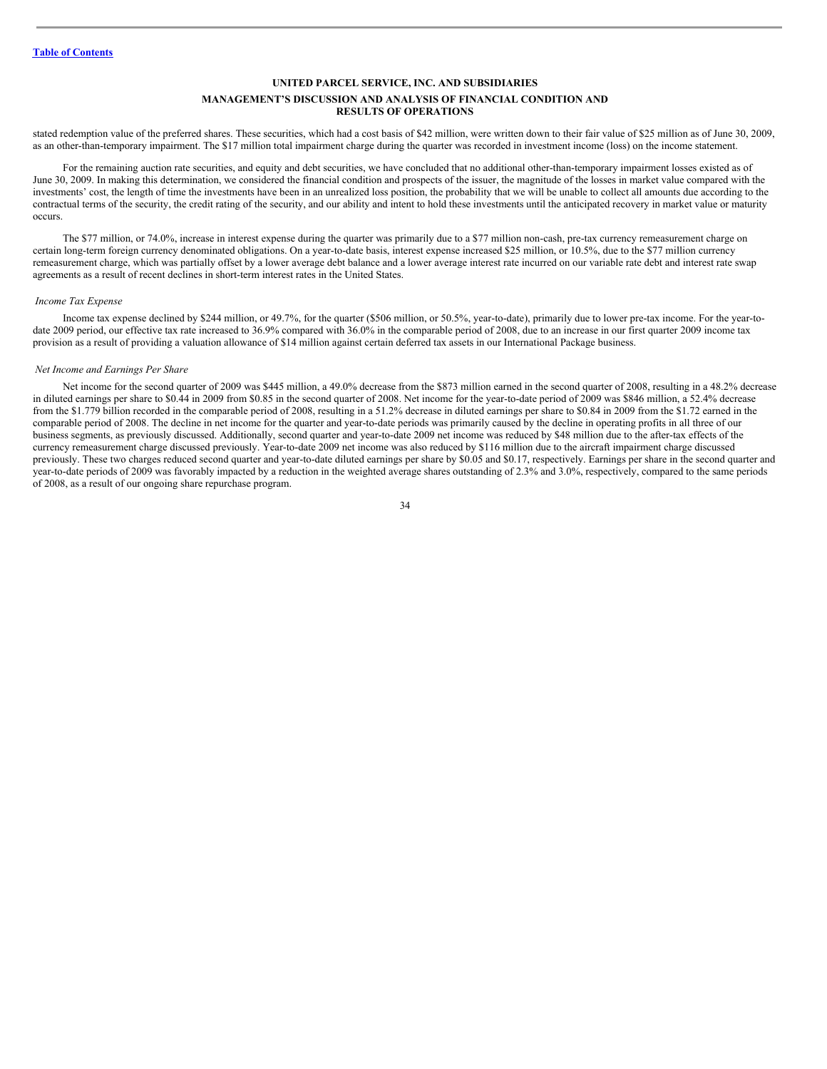stated redemption value of the preferred shares. These securities, which had a cost basis of $42 million, were written down to their fair value of $25 million as of June 30, 2009, as an other-than-temporary impairment. The $17 million total impairment charge during the quarter was recorded in investment income (loss) on the income statement.

For the remaining auction rate securities, and equity and debt securities, we have concluded that no additional other-than-temporary impairment losses existed as of June 30, 2009. In making this determination, we considered the financial condition and prospects of the issuer, the magnitude of the losses in market value compared with the investments' cost, the length of time the investments have been in an unrealized loss position, the probability that we will be unable to collect all amounts due according to the contractual terms of the security, the credit rating of the security, and our ability and intent to hold these investments until the anticipated recovery in market value or maturity occurs.

The $77 million, or 74.0%, increase in interest expense during the quarter was primarily due to a $77 million non-cash, pre-tax currency remeasurement charge on certain long-term foreign currency denominated obligations. On a year-to-date basis, interest expense increased $25 million, or 10.5%, due to the $77 million currency remeasurement charge, which was partially offset by a lower average debt balance and a lower average interest rate incurred on our variable rate debt and interest rate swap agreements as a result of recent declines in short-term interest rates in the United States.

*Income Tax Expense*

Income tax expense declined by $244 million, or 49.7%, for the quarter ($506 million, or 50.5%, year-to-date), primarily due to lower pre-tax income. For the year-to-date 2009 period, our effective tax rate increased to 36.9% compared with 36.0% in the comparable period of 2008, due to an increase in our first quarter 2009 income tax provision as a result of providing a valuation allowance of $14 million against certain deferred tax assets in our International Package business.

*Net Income and Earnings Per Share*

Net income for the second quarter of 2009 was $445 million, a 49.0% decrease from the $873 million earned in the second quarter of 2008, resulting in a 48.2% decrease in diluted earnings per share to $0.44 in 2009 from $0.85 in the second quarter of 2008. Net income for the year-to-date period of 2009 was $846 million, a 52.4% decrease from the $1.779 billion recorded in the comparable period of 2008, resulting in a 51.2% decrease in diluted earnings per share to $0.84 in 2009 from the $1.72 earned in the comparable period of 2008. The decline in net income for the quarter and year-to-date periods was primarily caused by the decline in operating profits in all three of our business segments, as previously discussed. Additionally, second quarter and year-to-date 2009 net income was reduced by $48 million due to the after-tax effects of the currency remeasurement charge discussed previously. Year-to-date 2009 net income was also reduced by $116 million due to the aircraft impairment charge discussed previously. These two charges reduced second quarter and year-to-date diluted earnings per share by $0.05 and $0.17, respectively. Earnings per share in the second quarter and year-to-date periods of 2009 was favorably impacted by a reduction in the weighted average shares outstanding of 2.3% and 3.0%, respectively, compared to the same periods of 2008, as a result of our ongoing share repurchase program.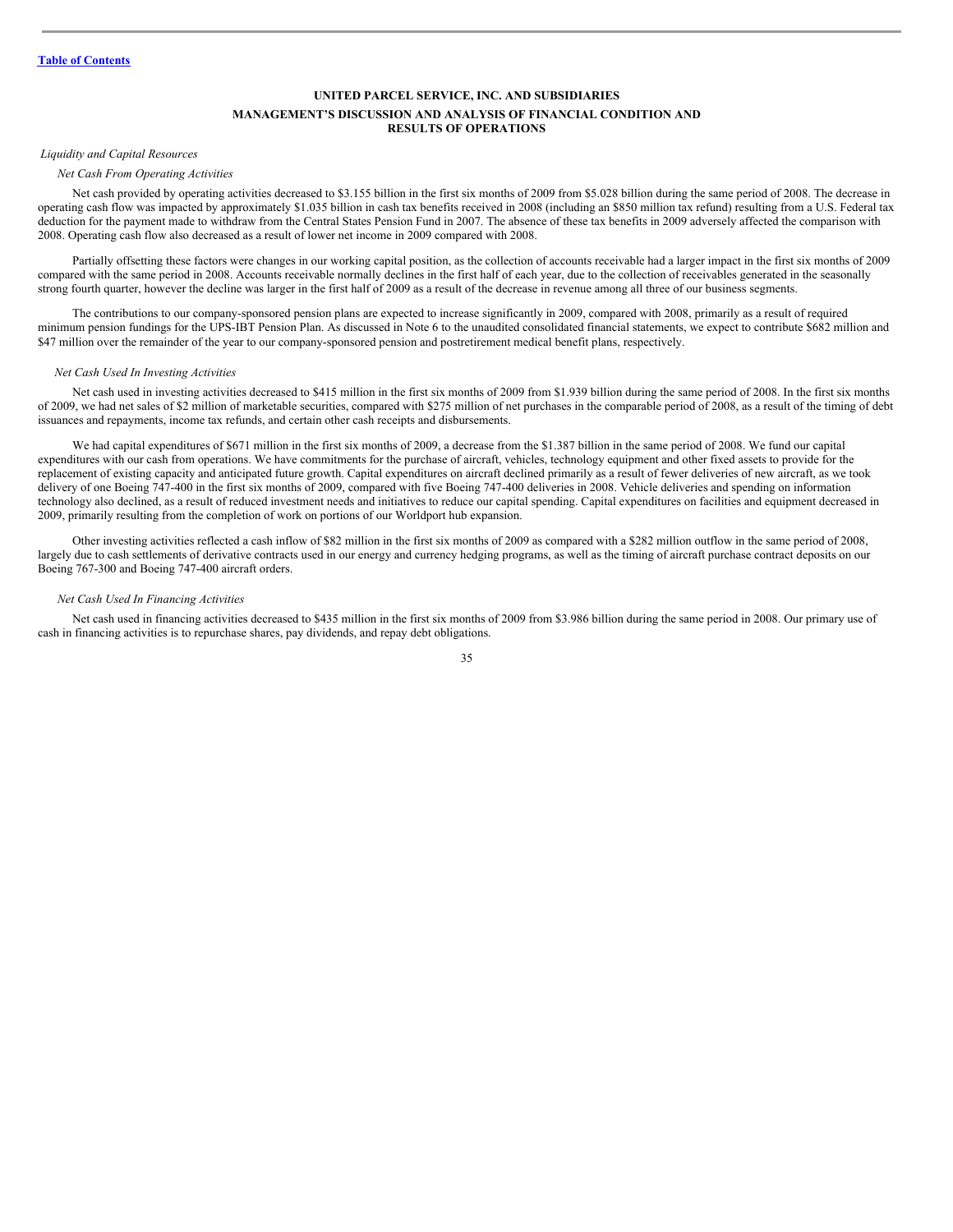## UNITED PARCEL SERVICE, INC. AND SUBSIDIARIES

## MANAGEMENT'S DISCUSSION AND ANALYSIS OF FINANCIAL CONDITION AND RESULTS OF OPERATIONS

*Liquidity and Capital Resources*

*Net Cash From Operating Activities*

Net cash provided by operating activities decreased to $3.155 billion in the first six months of 2009 from $5.028 billion during the same period of 2008. The decrease in operating cash flow was impacted by approximately $1.035 billion in cash tax benefits received in 2008 (including an $850 million tax refund) resulting from a U.S. Federal tax deduction for the payment made to withdraw from the Central States Pension Fund in 2007. The absence of these tax benefits in 2009 adversely affected the comparison with 2008. Operating cash flow also decreased as a result of lower net income in 2009 compared with 2008.

Partially offsetting these factors were changes in our working capital position, as the collection of accounts receivable had a larger impact in the first six months of 2009 compared with the same period in 2008. Accounts receivable normally declines in the first half of each year, due to the collection of receivables generated in the seasonally strong fourth quarter, however the decline was larger in the first half of 2009 as a result of the decrease in revenue among all three of our business segments.

The contributions to our company-sponsored pension plans are expected to increase significantly in 2009, compared with 2008, primarily as a result of required minimum pension fundings for the UPS-IBT Pension Plan. As discussed in Note 6 to the unaudited consolidated financial statements, we expect to contribute $682 million and $47 million over the remainder of the year to our company-sponsored pension and postretirement medical benefit plans, respectively.

*Net Cash Used In Investing Activities*

Net cash used in investing activities decreased to $415 million in the first six months of 2009 from $1.939 billion during the same period of 2008. In the first six months of 2009, we had net sales of $2 million of marketable securities, compared with $275 million of net purchases in the comparable period of 2008, as a result of the timing of debt issuances and repayments, income tax refunds, and certain other cash receipts and disbursements.

We had capital expenditures of $671 million in the first six months of 2009, a decrease from the $1.387 billion in the same period of 2008. We fund our capital expenditures with our cash from operations. We have commitments for the purchase of aircraft, vehicles, technology equipment and other fixed assets to provide for the replacement of existing capacity and anticipated future growth. Capital expenditures on aircraft declined primarily as a result of fewer deliveries of new aircraft, as we took delivery of one Boeing 747-400 in the first six months of 2009, compared with five Boeing 747-400 deliveries in 2008. Vehicle deliveries and spending on information technology also declined, as a result of reduced investment needs and initiatives to reduce our capital spending. Capital expenditures on facilities and equipment decreased in 2009, primarily resulting from the completion of work on portions of our Worldport hub expansion.

Other investing activities reflected a cash inflow of $82 million in the first six months of 2009 as compared with a $282 million outflow in the same period of 2008, largely due to cash settlements of derivative contracts used in our energy and currency hedging programs, as well as the timing of aircraft purchase contract deposits on our Boeing 767-300 and Boeing 747-400 aircraft orders.

*Net Cash Used In Financing Activities*

Net cash used in financing activities decreased to $435 million in the first six months of 2009 from $3.986 billion during the same period in 2008. Our primary use of cash in financing activities is to repurchase shares, pay dividends, and repay debt obligations.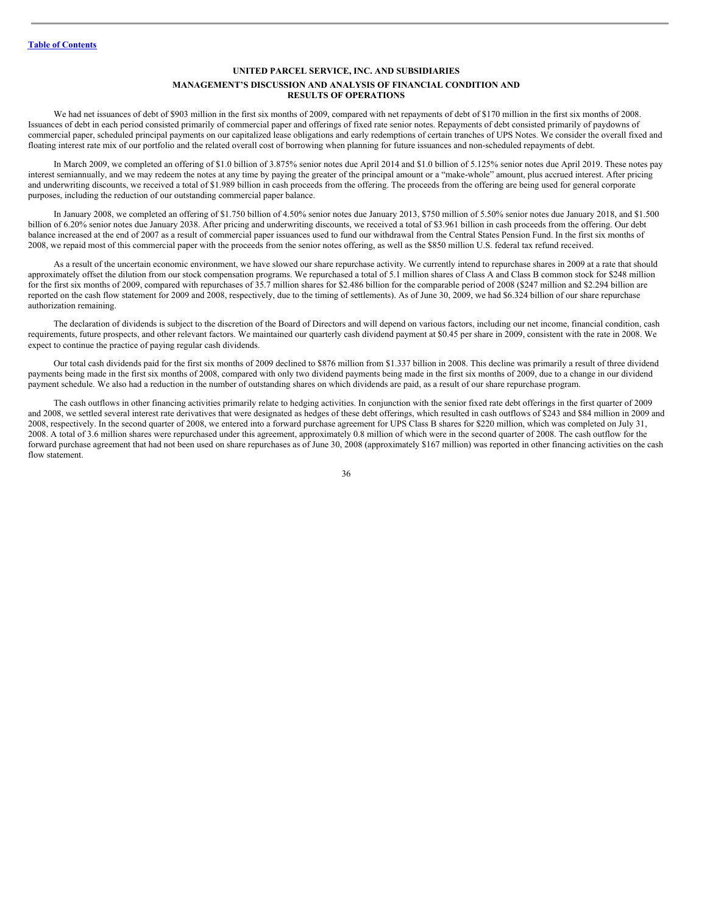We had net issuances of debt of $903 million in the first six months of 2009, compared with net repayments of debt of $170 million in the first six months of 2008. Issuances of debt in each period consisted primarily of commercial paper and offerings of fixed rate senior notes. Repayments of debt consisted primarily of paydowns of commercial paper, scheduled principal payments on our capitalized lease obligations and early redemptions of certain tranches of UPS Notes. We consider the overall fixed and floating interest rate mix of our portfolio and the related overall cost of borrowing when planning for future issuances and non-scheduled repayments of debt.

In March 2009, we completed an offering of $1.0 billion of 3.875% senior notes due April 2014 and $1.0 billion of 5.125% senior notes due April 2019. These notes pay interest semiannually, and we may redeem the notes at any time by paying the greater of the principal amount or a "make-whole" amount, plus accrued interest. After pricing and underwriting discounts, we received a total of $1.989 billion in cash proceeds from the offering. The proceeds from the offering are being used for general corporate purposes, including the reduction of our outstanding commercial paper balance.

In January 2008, we completed an offering of $1.750 billion of 4.50% senior notes due January 2013, $750 million of 5.50% senior notes due January 2018, and $1.500 billion of 6.20% senior notes due January 2038. After pricing and underwriting discounts, we received a total of $3.961 billion in cash proceeds from the offering. Our debt balance increased at the end of 2007 as a result of commercial paper issuances used to fund our withdrawal from the Central States Pension Fund. In the first six months of 2008, we repaid most of this commercial paper with the proceeds from the senior notes offering, as well as the $850 million U.S. federal tax refund received.

As a result of the uncertain economic environment, we have slowed our share repurchase activity. We currently intend to repurchase shares in 2009 at a rate that should approximately offset the dilution from our stock compensation programs. We repurchased a total of 5.1 million shares of Class A and Class B common stock for $248 million for the first six months of 2009, compared with repurchases of 35.7 million shares for $2.486 billion for the comparable period of 2008 ($247 million and $2.294 billion are reported on the cash flow statement for 2009 and 2008, respectively, due to the timing of settlements). As of June 30, 2009, we had $6.324 billion of our share repurchase authorization remaining.

The declaration of dividends is subject to the discretion of the Board of Directors and will depend on various factors, including our net income, financial condition, cash requirements, future prospects, and other relevant factors. We maintained our quarterly cash dividend payment at $0.45 per share in 2009, consistent with the rate in 2008. We expect to continue the practice of paying regular cash dividends.

Our total cash dividends paid for the first six months of 2009 declined to $876 million from $1.337 billion in 2008. This decline was primarily a result of three dividend payments being made in the first six months of 2008, compared with only two dividend payments being made in the first six months of 2009, due to a change in our dividend payment schedule. We also had a reduction in the number of outstanding shares on which dividends are paid, as a result of our share repurchase program.

The cash outflows in other financing activities primarily relate to hedging activities. In conjunction with the senior fixed rate debt offerings in the first quarter of 2009 and 2008, we settled several interest rate derivatives that were designated as hedges of these debt offerings, which resulted in cash outflows of $243 and $84 million in 2009 and 2008, respectively. In the second quarter of 2008, we entered into a forward purchase agreement for UPS Class B shares for $220 million, which was completed on July 31, 2008. A total of 3.6 million shares were repurchased under this agreement, approximately 0.8 million of which were in the second quarter of 2008. The cash outflow for the forward purchase agreement that had not been used on share repurchases as of June 30, 2008 (approximately $167 million) was reported in other financing activities on the cash flow statement.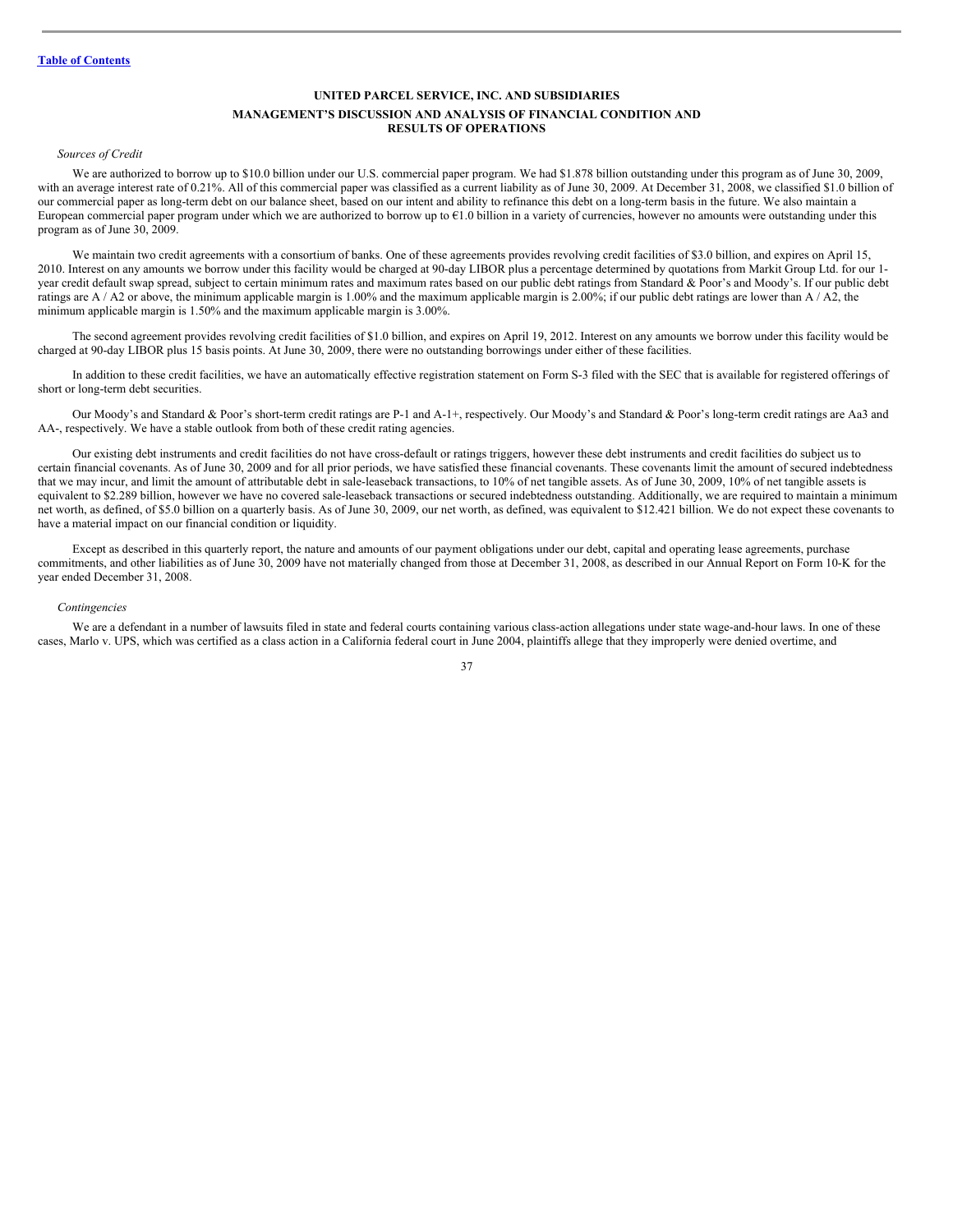UNITED PARCEL SERVICE, INC. AND SUBSIDIARIES

MANAGEMENT'S DISCUSSION AND ANALYSIS OF FINANCIAL CONDITION AND RESULTS OF OPERATIONS

*Sources of Credit*

We are authorized to borrow up to $10.0 billion under our U.S. commercial paper program. We had $1.878 billion outstanding under this program as of June 30, 2009, with an average interest rate of 0.21%. All of this commercial paper was classified as a current liability as of June 30, 2009. At December 31, 2008, we classified $1.0 billion of our commercial paper as long-term debt on our balance sheet, based on our intent and ability to refinance this debt on a long-term basis in the future. We also maintain a European commercial paper program under which we are authorized to borrow up to €1.0 billion in a variety of currencies, however no amounts were outstanding under this program as of June 30, 2009.

We maintain two credit agreements with a consortium of banks. One of these agreements provides revolving credit facilities of $3.0 billion, and expires on April 15, 2010. Interest on any amounts we borrow under this facility would be charged at 90-day LIBOR plus a percentage determined by quotations from Markit Group Ltd. for our 1-year credit default swap spread, subject to certain minimum rates and maximum rates based on our public debt ratings from Standard & Poor's and Moody's. If our public debt ratings are A / A2 or above, the minimum applicable margin is 1.00% and the maximum applicable margin is 2.00%; if our public debt ratings are lower than A / A2, the minimum applicable margin is 1.50% and the maximum applicable margin is 3.00%.

The second agreement provides revolving credit facilities of $1.0 billion, and expires on April 19, 2012. Interest on any amounts we borrow under this facility would be charged at 90-day LIBOR plus 15 basis points. At June 30, 2009, there were no outstanding borrowings under either of these facilities.

In addition to these credit facilities, we have an automatically effective registration statement on Form S-3 filed with the SEC that is available for registered offerings of short or long-term debt securities.

Our Moody's and Standard & Poor's short-term credit ratings are P-1 and A-1+, respectively. Our Moody's and Standard & Poor's long-term credit ratings are Aa3 and AA-, respectively. We have a stable outlook from both of these credit rating agencies.

Our existing debt instruments and credit facilities do not have cross-default or ratings triggers, however these debt instruments and credit facilities do subject us to certain financial covenants. As of June 30, 2009 and for all prior periods, we have satisfied these financial covenants. These covenants limit the amount of secured indebtedness that we may incur, and limit the amount of attributable debt in sale-leaseback transactions, to 10% of net tangible assets. As of June 30, 2009, 10% of net tangible assets is equivalent to $2.289 billion, however we have no covered sale-leaseback transactions or secured indebtedness outstanding. Additionally, we are required to maintain a minimum net worth, as defined, of $5.0 billion on a quarterly basis. As of June 30, 2009, our net worth, as defined, was equivalent to $12.421 billion. We do not expect these covenants to have a material impact on our financial condition or liquidity.

Except as described in this quarterly report, the nature and amounts of our payment obligations under our debt, capital and operating lease agreements, purchase commitments, and other liabilities as of June 30, 2009 have not materially changed from those at December 31, 2008, as described in our Annual Report on Form 10-K for the year ended December 31, 2008.

*Contingencies*

We are a defendant in a number of lawsuits filed in state and federal courts containing various class-action allegations under state wage-and-hour laws. In one of these cases, Marlo v. UPS, which was certified as a class action in a California federal court in June 2004, plaintiffs allege that they improperly were denied overtime, and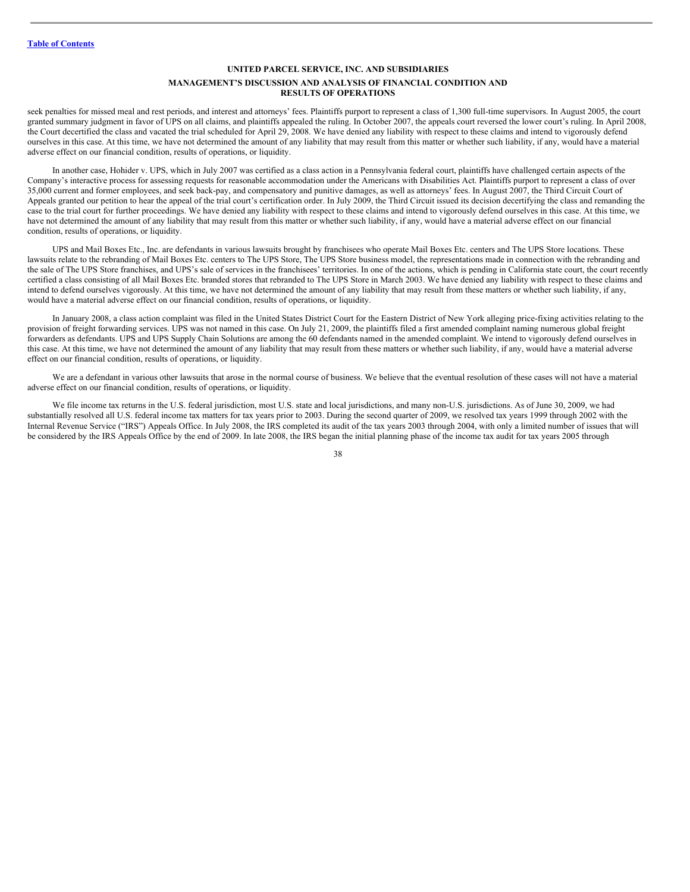seek penalties for missed meal and rest periods, and interest and attorneys' fees. Plaintiffs purport to represent a class of 1,300 full-time supervisors. In August 2005, the court granted summary judgment in favor of UPS on all claims, and plaintiffs appealed the ruling. In October 2007, the appeals court reversed the lower court's ruling. In April 2008, the Court decertified the class and vacated the trial scheduled for April 29, 2008. We have denied any liability with respect to these claims and intend to vigorously defend ourselves in this case. At this time, we have not determined the amount of any liability that may result from this matter or whether such liability, if any, would have a material adverse effect on our financial condition, results of operations, or liquidity.

In another case, Hohider v. UPS, which in July 2007 was certified as a class action in a Pennsylvania federal court, plaintiffs have challenged certain aspects of the Company's interactive process for assessing requests for reasonable accommodation under the Americans with Disabilities Act. Plaintiffs purport to represent a class of over 35,000 current and former employees, and seek back-pay, and compensatory and punitive damages, as well as attorneys' fees. In August 2007, the Third Circuit Court of Appeals granted our petition to hear the appeal of the trial court's certification order. In July 2009, the Third Circuit issued its decision decertifying the class and remanding the case to the trial court for further proceedings. We have denied any liability with respect to these claims and intend to vigorously defend ourselves in this case. At this time, we have not determined the amount of any liability that may result from this matter or whether such liability, if any, would have a material adverse effect on our financial condition, results of operations, or liquidity.

UPS and Mail Boxes Etc., Inc. are defendants in various lawsuits brought by franchisees who operate Mail Boxes Etc. centers and The UPS Store locations. These lawsuits relate to the rebranding of Mail Boxes Etc. centers to The UPS Store, The UPS Store business model, the representations made in connection with the rebranding and the sale of The UPS Store franchises, and UPS's sale of services in the franchisees' territories. In one of the actions, which is pending in California state court, the court recently certified a class consisting of all Mail Boxes Etc. branded stores that rebranded to The UPS Store in March 2003. We have denied any liability with respect to these claims and intend to defend ourselves vigorously. At this time, we have not determined the amount of any liability that may result from these matters or whether such liability, if any, would have a material adverse effect on our financial condition, results of operations, or liquidity.

In January 2008, a class action complaint was filed in the United States District Court for the Eastern District of New York alleging price-fixing activities relating to the provision of freight forwarding services. UPS was not named in this case. On July 21, 2009, the plaintiffs filed a first amended complaint naming numerous global freight forwarders as defendants. UPS and UPS Supply Chain Solutions are among the 60 defendants named in the amended complaint. We intend to vigorously defend ourselves in this case. At this time, we have not determined the amount of any liability that may result from these matters or whether such liability, if any, would have a material adverse effect on our financial condition, results of operations, or liquidity.

We are a defendant in various other lawsuits that arose in the normal course of business. We believe that the eventual resolution of these cases will not have a material adverse effect on our financial condition, results of operations, or liquidity.

We file income tax returns in the U.S. federal jurisdiction, most U.S. state and local jurisdictions, and many non-U.S. jurisdictions. As of June 30, 2009, we had substantially resolved all U.S. federal income tax matters for tax years prior to 2003. During the second quarter of 2009, we resolved tax years 1999 through 2002 with the Internal Revenue Service ("IRS") Appeals Office. In July 2008, the IRS completed its audit of the tax years 2003 through 2004, with only a limited number of issues that will be considered by the IRS Appeals Office by the end of 2009. In late 2008, the IRS began the initial planning phase of the income tax audit for tax years 2005 through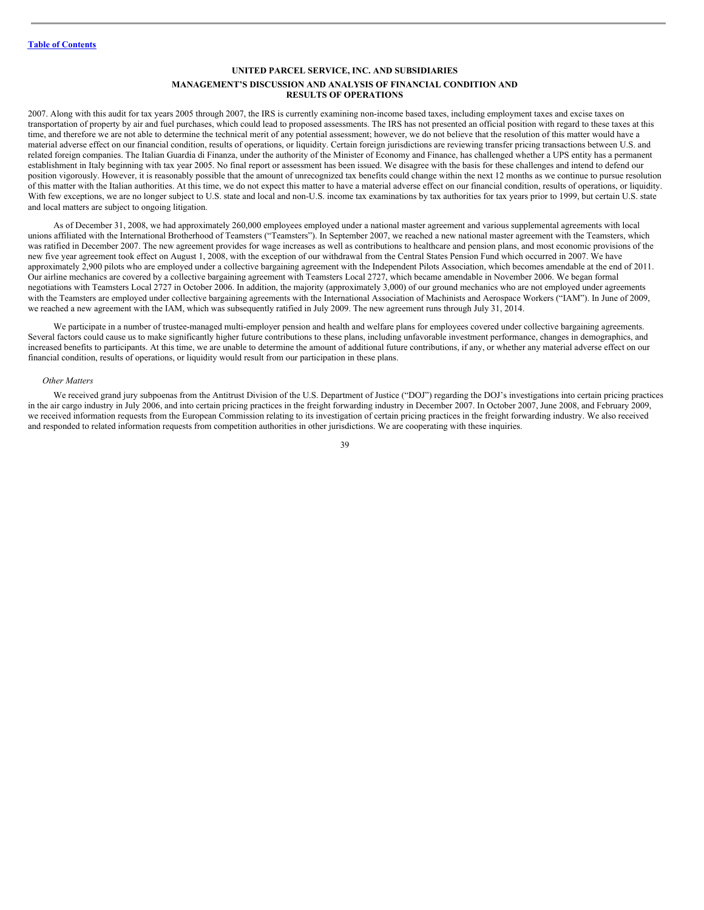2007. Along with this audit for tax years 2005 through 2007, the IRS is currently examining non-income based taxes, including employment taxes and excise taxes on transportation of property by air and fuel purchases, which could lead to proposed assessments. The IRS has not presented an official position with regard to these taxes at this time, and therefore we are not able to determine the technical merit of any potential assessment; however, we do not believe that the resolution of this matter would have a material adverse effect on our financial condition, results of operations, or liquidity. Certain foreign jurisdictions are reviewing transfer pricing transactions between U.S. and related foreign companies. The Italian Guardia di Finanza, under the authority of the Minister of Economy and Finance, has challenged whether a UPS entity has a permanent establishment in Italy beginning with tax year 2005. No final report or assessment has been issued. We disagree with the basis for these challenges and intend to defend our position vigorously. However, it is reasonably possible that the amount of unrecognized tax benefits could change within the next 12 months as we continue to pursue resolution of this matter with the Italian authorities. At this time, we do not expect this matter to have a material adverse effect on our financial condition, results of operations, or liquidity. With few exceptions, we are no longer subject to U.S. state and local and non-U.S. income tax examinations by tax authorities for tax years prior to 1999, but certain U.S. state and local matters are subject to ongoing litigation.

As of December 31, 2008, we had approximately 260,000 employees employed under a national master agreement and various supplemental agreements with local unions affiliated with the International Brotherhood of Teamsters ("Teamsters"). In September 2007, we reached a new national master agreement with the Teamsters, which was ratified in December 2007. The new agreement provides for wage increases as well as contributions to healthcare and pension plans, and most economic provisions of the new five year agreement took effect on August 1, 2008, with the exception of our withdrawal from the Central States Pension Fund which occurred in 2007. We have approximately 2,900 pilots who are employed under a collective bargaining agreement with the Independent Pilots Association, which becomes amendable at the end of 2011. Our airline mechanics are covered by a collective bargaining agreement with Teamsters Local 2727, which became amendable in November 2006. We began formal negotiations with Teamsters Local 2727 in October 2006. In addition, the majority (approximately 3,000) of our ground mechanics who are not employed under agreements with the Teamsters are employed under collective bargaining agreements with the International Association of Machinists and Aerospace Workers ("IAM"). In June of 2009, we reached a new agreement with the IAM, which was subsequently ratified in July 2009. The new agreement runs through July 31, 2014.

We participate in a number of trustee-managed multi-employer pension and health and welfare plans for employees covered under collective bargaining agreements. Several factors could cause us to make significantly higher future contributions to these plans, including unfavorable investment performance, changes in demographics, and increased benefits to participants. At this time, we are unable to determine the amount of additional future contributions, if any, or whether any material adverse effect on our financial condition, results of operations, or liquidity would result from our participation in these plans.

*Other Matters*

We received grand jury subpoenas from the Antitrust Division of the U.S. Department of Justice ("DOJ") regarding the DOJ's investigations into certain pricing practices in the air cargo industry in July 2006, and into certain pricing practices in the freight forwarding industry in December 2007. In October 2007, June 2008, and February 2009, we received information requests from the European Commission relating to its investigation of certain pricing practices in the freight forwarding industry. We also received and responded to related information requests from competition authorities in other jurisdictions. We are cooperating with these inquiries.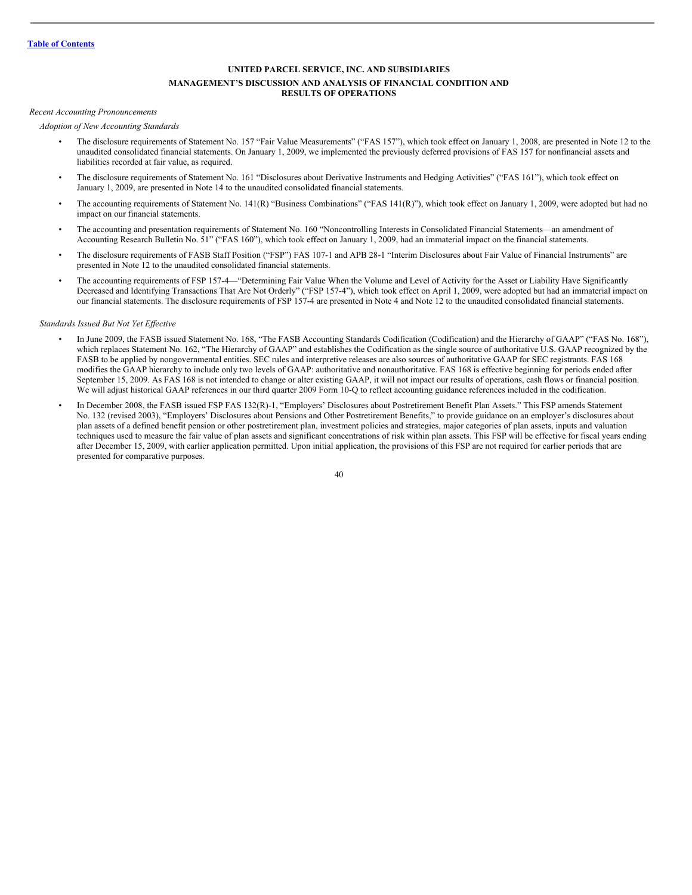[Table of Contents](#)

**UNITED PARCEL SERVICE, INC. AND SUBSIDIARIES**

**MANAGEMENT'S DISCUSSION AND ANALYSIS OF FINANCIAL CONDITION AND RESULTS OF OPERATIONS**

*Recent Accounting Pronouncements*

*Adoption of New Accounting Standards*

- The disclosure requirements of Statement No. 157 "Fair Value Measurements" ("FAS 157"), which took effect on January 1, 2008, are presented in Note 12 to the unaudited consolidated financial statements. On January 1, 2009, we implemented the previously deferred provisions of FAS 157 for nonfinancial assets and liabilities recorded at fair value, as required.
- The disclosure requirements of Statement No. 161 "Disclosures about Derivative Instruments and Hedging Activities" ("FAS 161"), which took effect on January 1, 2009, are presented in Note 14 to the unaudited consolidated financial statements.
- The accounting requirements of Statement No. 141(R) "Business Combinations" ("FAS 141(R)"), which took effect on January 1, 2009, were adopted but had no impact on our financial statements.
- The accounting and presentation requirements of Statement No. 160 "Noncontrolling Interests in Consolidated Financial Statements—an amendment of Accounting Research Bulletin No. 51" ("FAS 160"), which took effect on January 1, 2009, had an immaterial impact on the financial statements.
- The disclosure requirements of FASB Staff Position ("FSP") FAS 107-1 and APB 28-1 "Interim Disclosures about Fair Value of Financial Instruments" are presented in Note 12 to the unaudited consolidated financial statements.
- The accounting requirements of FSP 157-4—"Determining Fair Value When the Volume and Level of Activity for the Asset or Liability Have Significantly Decreased and Identifying Transactions That Are Not Orderly" ("FSP 157-4"), which took effect on April 1, 2009, were adopted but had an immaterial impact on our financial statements. The disclosure requirements of FSP 157-4 are presented in Note 4 and Note 12 to the unaudited consolidated financial statements.

*Standards Issued But Not Yet Effective*

- In June 2009, the FASB issued Statement No. 168, "The FASB Accounting Standards Codification (Codification) and the Hierarchy of GAAP" ("FAS No. 168"), which replaces Statement No. 162, "The Hierarchy of GAAP" and establishes the Codification as the single source of authoritative U.S. GAAP recognized by the FASB to be applied by nongovernmental entities. SEC rules and interpretive releases are also sources of authoritative GAAP for SEC registrants. FAS 168 modifies the GAAP hierarchy to include only two levels of GAAP: authoritative and nonauthoritative. FAS 168 is effective beginning for periods ended after September 15, 2009. As FAS 168 is not intended to change or alter existing GAAP, it will not impact our results of operations, cash flows or financial position. We will adjust historical GAAP references in our third quarter 2009 Form 10-Q to reflect accounting guidance references included in the codification.
- In December 2008, the FASB issued FSP FAS 132(R)-1, "Employers' Disclosures about Postretirement Benefit Plan Assets." This FSP amends Statement No. 132 (revised 2003), "Employers' Disclosures about Pensions and Other Postretirement Benefits," to provide guidance on an employer's disclosures about plan assets of a defined benefit pension or other postretirement plan, investment policies and strategies, major categories of plan assets, inputs and valuation techniques used to measure the fair value of plan assets and significant concentrations of risk within plan assets. This FSP will be effective for fiscal years ending after December 15, 2009, with earlier application permitted. Upon initial application, the provisions of this FSP are not required for earlier periods that are presented for comparative purposes.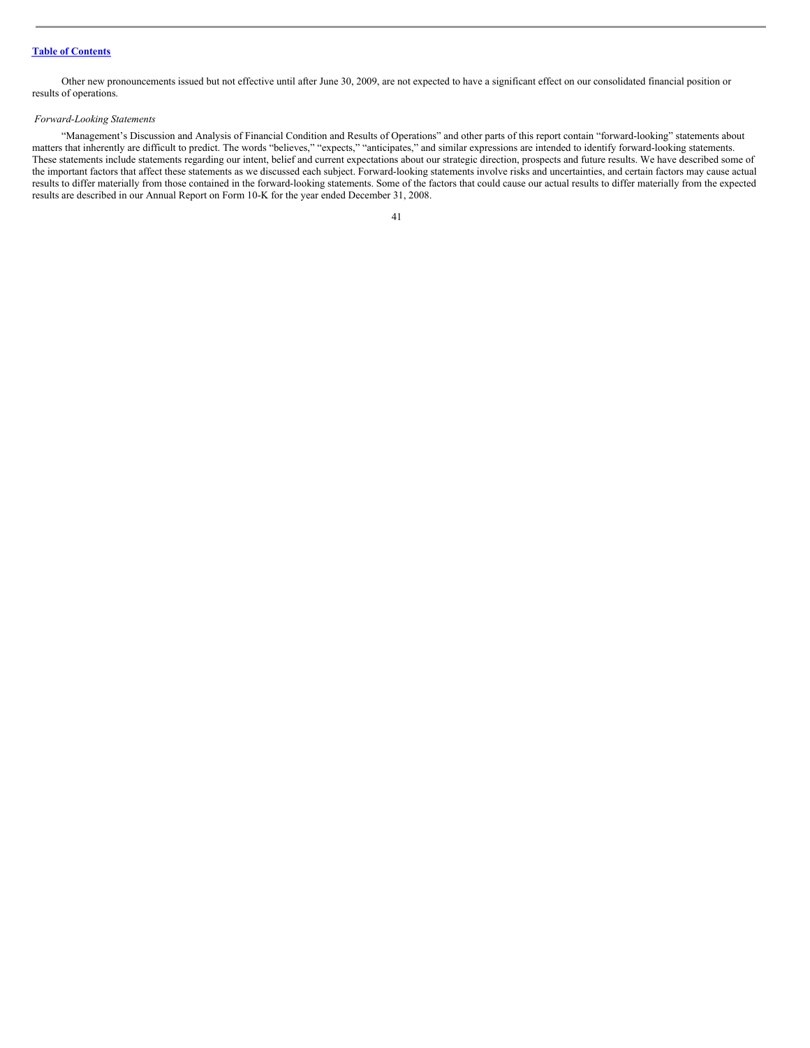Other new pronouncements issued but not effective until after June 30, 2009, are not expected to have a significant effect on our consolidated financial position or results of operations.

*Forward-Looking Statements*

"Management's Discussion and Analysis of Financial Condition and Results of Operations" and other parts of this report contain "forward-looking" statements about matters that inherently are difficult to predict. The words "believes," "expects," "anticipates," and similar expressions are intended to identify forward-looking statements. These statements include statements regarding our intent, belief and current expectations about our strategic direction, prospects and future results. We have described some of the important factors that affect these statements as we discussed each subject. Forward-looking statements involve risks and uncertainties, and certain factors may cause actual results to differ materially from those contained in the forward-looking statements. Some of the factors that could cause our actual results to differ materially from the expected results are described in our Annual Report on Form 10-K for the year ended December 31, 2008.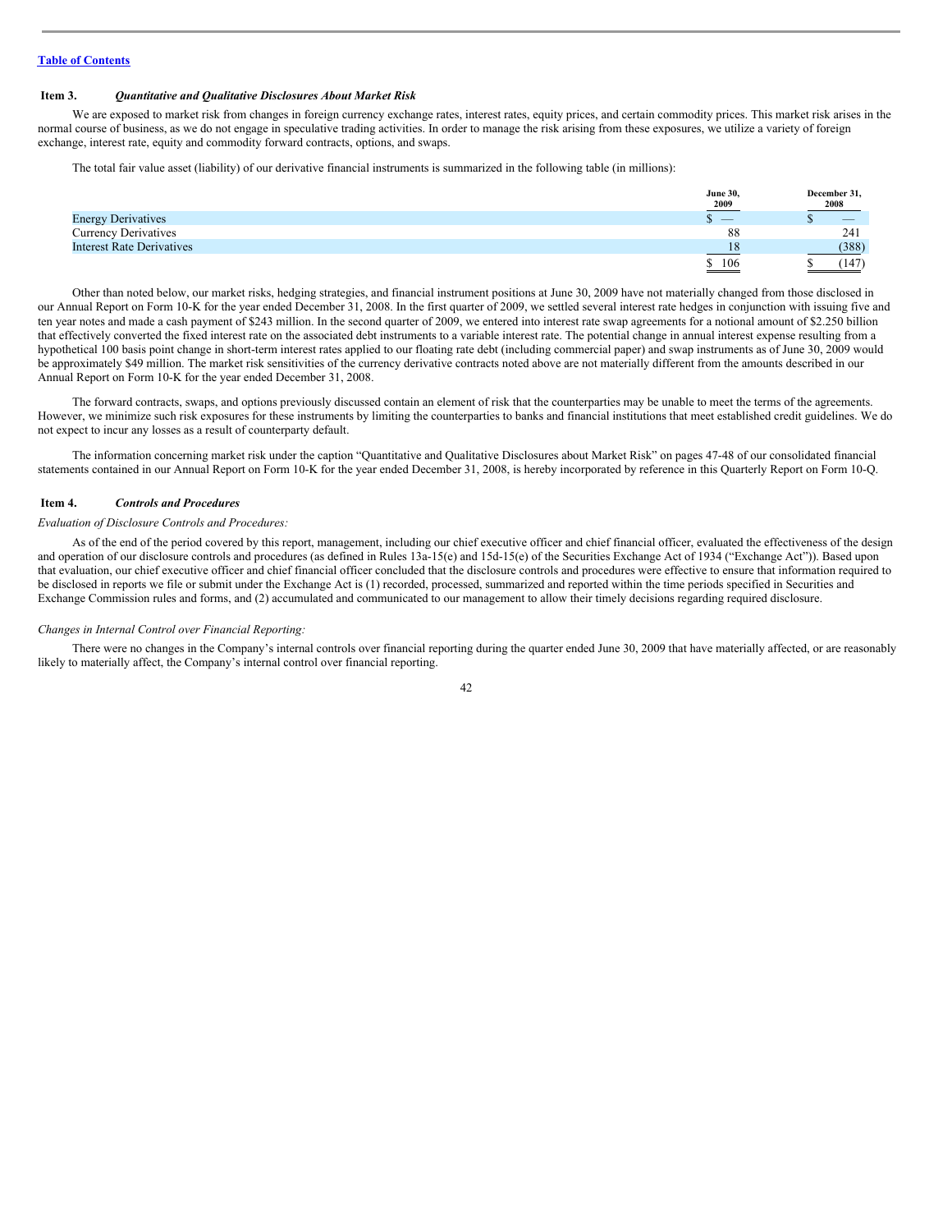[Table of Contents](#)

**Item 3.** ***Quantitative and Qualitative Disclosures About Market Risk***

We are exposed to market risk from changes in foreign currency exchange rates, interest rates, equity prices, and certain commodity prices. This market risk arises in the normal course of business, as we do not engage in speculative trading activities. In order to manage the risk arising from these exposures, we utilize a variety of foreign exchange, interest rate, equity and commodity forward contracts, options, and swaps.

The total fair value asset (liability) of our derivative financial instruments is summarized in the following table (in millions):

| | June 30, 2009 | December 31, 2008 |
|---|---|---|
| Energy Derivatives | $ — | $ — |
| Currency Derivatives | 88 | 241 |
| Interest Rate Derivatives | 18 | (388) |
| | $ 106 | $ (147) |

Other than noted below, our market risks, hedging strategies, and financial instrument positions at June 30, 2009 have not materially changed from those disclosed in our Annual Report on Form 10-K for the year ended December 31, 2008. In the first quarter of 2009, we settled several interest rate hedges in conjunction with issuing five and ten year notes and made a cash payment of $243 million. In the second quarter of 2009, we entered into interest rate swap agreements for a notional amount of $2.250 billion that effectively converted the fixed interest rate on the associated debt instruments to a variable interest rate. The potential change in annual interest expense resulting from a hypothetical 100 basis point change in short-term interest rates applied to our floating rate debt (including commercial paper) and swap instruments as of June 30, 2009 would be approximately $49 million. The market risk sensitivities of the currency derivative contracts noted above are not materially different from the amounts described in our Annual Report on Form 10-K for the year ended December 31, 2008.

The forward contracts, swaps, and options previously discussed contain an element of risk that the counterparties may be unable to meet the terms of the agreements. However, we minimize such risk exposures for these instruments by limiting the counterparties to banks and financial institutions that meet established credit guidelines. We do not expect to incur any losses as a result of counterparty default.

The information concerning market risk under the caption "Quantitative and Qualitative Disclosures about Market Risk" on pages 47-48 of our consolidated financial statements contained in our Annual Report on Form 10-K for the year ended December 31, 2008, is hereby incorporated by reference in this Quarterly Report on Form 10-Q.

**Item 4.** ***Controls and Procedures***

*Evaluation of Disclosure Controls and Procedures:*

As of the end of the period covered by this report, management, including our chief executive officer and chief financial officer, evaluated the effectiveness of the design and operation of our disclosure controls and procedures (as defined in Rules 13a-15(e) and 15d-15(e) of the Securities Exchange Act of 1934 ("Exchange Act")). Based upon that evaluation, our chief executive officer and chief financial officer concluded that the disclosure controls and procedures were effective to ensure that information required to be disclosed in reports we file or submit under the Exchange Act is (1) recorded, processed, summarized and reported within the time periods specified in Securities and Exchange Commission rules and forms, and (2) accumulated and communicated to our management to allow their timely decisions regarding required disclosure.

*Changes in Internal Control over Financial Reporting:*

There were no changes in the Company's internal controls over financial reporting during the quarter ended June 30, 2009 that have materially affected, or are reasonably likely to materially affect, the Company's internal control over financial reporting.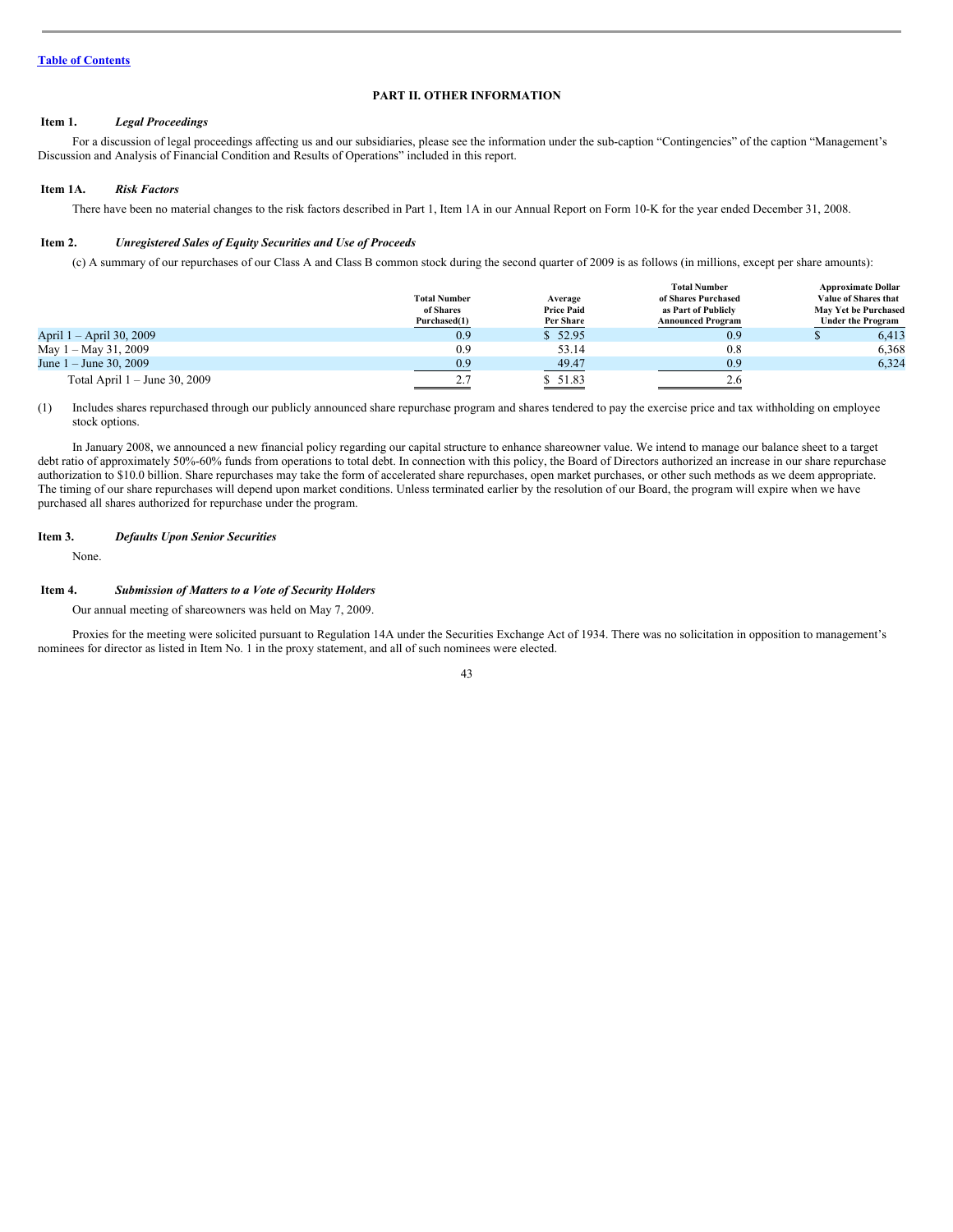[Table of Contents](#)

## PART II. OTHER INFORMATION

### Item 1. *Legal Proceedings*

For a discussion of legal proceedings affecting us and our subsidiaries, please see the information under the sub-caption "Contingencies" of the caption "Management's Discussion and Analysis of Financial Condition and Results of Operations" included in this report.

### Item 1A. *Risk Factors*

There have been no material changes to the risk factors described in Part 1, Item 1A in our Annual Report on Form 10-K for the year ended December 31, 2008.

### Item 2. *Unregistered Sales of Equity Securities and Use of Proceeds*

(c) A summary of our repurchases of our Class A and Class B common stock during the second quarter of 2009 is as follows (in millions, except per share amounts):

| | Total Number of Shares Purchased(1) | Average Price Paid Per Share | Total Number of Shares Purchased as Part of Publicly Announced Program | Approximate Dollar Value of Shares that May Yet be Purchased Under the Program |
|---|---|---|---|---|
| April 1 – April 30, 2009 | 0.9 | $ 52.95 | 0.9 | $ 6,413 |
| May 1 – May 31, 2009 | 0.9 | 53.14 | 0.8 | 6,368 |
| June 1 – June 30, 2009 | 0.9 | 49.47 | 0.9 | 6,324 |
| Total April 1 – June 30, 2009 | 2.7 | $ 51.83 | 2.6 | |

(1) Includes shares repurchased through our publicly announced share repurchase program and shares tendered to pay the exercise price and tax withholding on employee stock options.

In January 2008, we announced a new financial policy regarding our capital structure to enhance shareowner value. We intend to manage our balance sheet to a target debt ratio of approximately 50%-60% funds from operations to total debt. In connection with this policy, the Board of Directors authorized an increase in our share repurchase authorization to $10.0 billion. Share repurchases may take the form of accelerated share repurchases, open market purchases, or other such methods as we deem appropriate. The timing of our share repurchases will depend upon market conditions. Unless terminated earlier by the resolution of our Board, the program will expire when we have purchased all shares authorized for repurchase under the program.

### Item 3. *Defaults Upon Senior Securities*

None.

### Item 4. *Submission of Matters to a Vote of Security Holders*

Our annual meeting of shareowners was held on May 7, 2009.

Proxies for the meeting were solicited pursuant to Regulation 14A under the Securities Exchange Act of 1934. There was no solicitation in opposition to management's nominees for director as listed in Item No. 1 in the proxy statement, and all of such nominees were elected.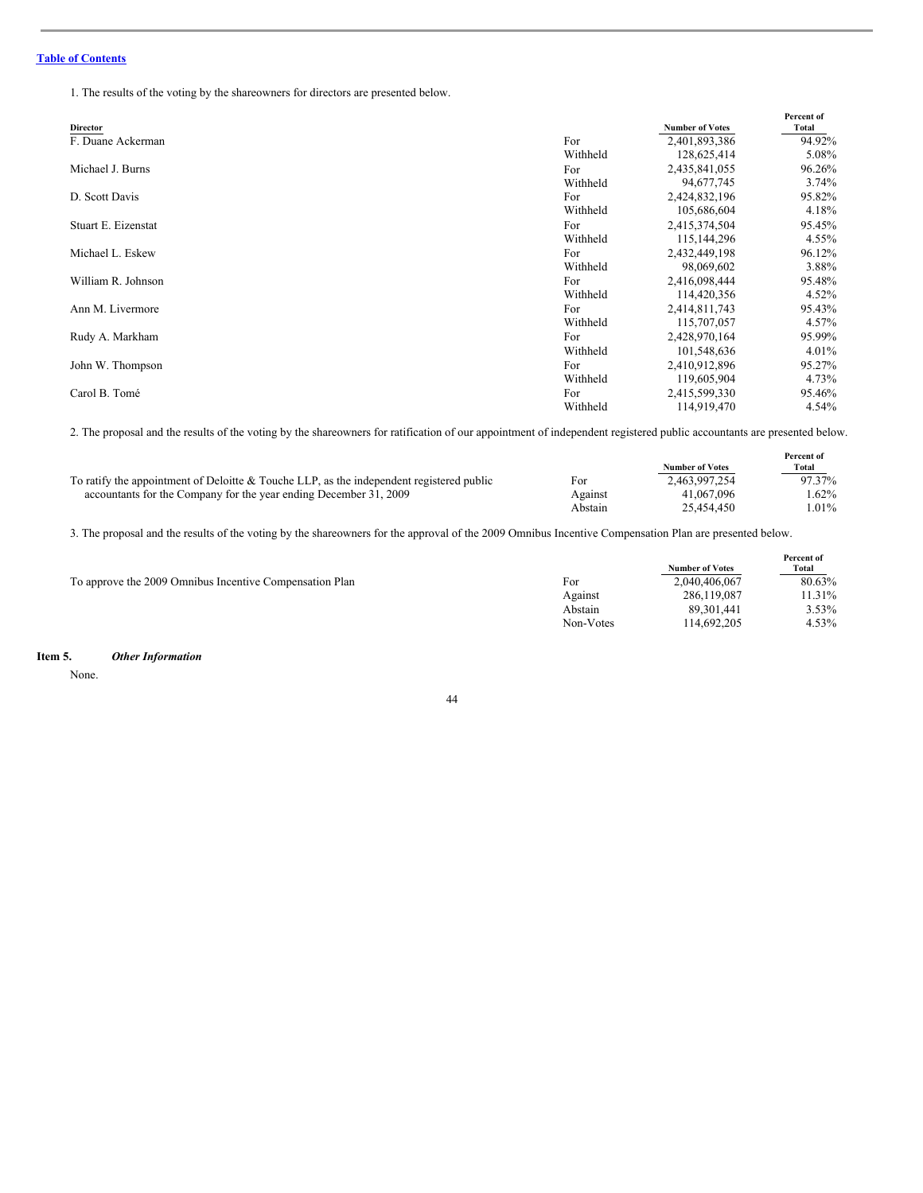[Table of Contents](#)

1. The results of the voting by the shareowners for directors are presented below.

| Director | | Number of Votes | Percent of Total |
|---|---|---|---|
| F. Duane Ackerman | For | 2,401,893,386 | 94.92% |
| | Withheld | 128,625,414 | 5.08% |
| Michael J. Burns | For | 2,435,841,055 | 96.26% |
| | Withheld | 94,677,745 | 3.74% |
| D. Scott Davis | For | 2,424,832,196 | 95.82% |
| | Withheld | 105,686,604 | 4.18% |
| Stuart E. Eizenstat | For | 2,415,374,504 | 95.45% |
| | Withheld | 115,144,296 | 4.55% |
| Michael L. Eskew | For | 2,432,449,198 | 96.12% |
| | Withheld | 98,069,602 | 3.88% |
| William R. Johnson | For | 2,416,098,444 | 95.48% |
| | Withheld | 114,420,356 | 4.52% |
| Ann M. Livermore | For | 2,414,811,743 | 95.43% |
| | Withheld | 115,707,057 | 4.57% |
| Rudy A. Markham | For | 2,428,970,164 | 95.99% |
| | Withheld | 101,548,636 | 4.01% |
| John W. Thompson | For | 2,410,912,896 | 95.27% |
| | Withheld | 119,605,904 | 4.73% |
| Carol B. Tomé | For | 2,415,599,330 | 95.46% |
| | Withheld | 114,919,470 | 4.54% |

2. The proposal and the results of the voting by the shareowners for ratification of our appointment of independent registered public accountants are presented below.

| | | Number of Votes | Percent of Total |
|---|---|---|---|
| To ratify the appointment of Deloitte & Touche LLP, as the independent registered public accountants for the Company for the year ending December 31, 2009 | For | 2,463,997,254 | 97.37% |
| | Against | 41,067,096 | 1.62% |
| | Abstain | 25,454,450 | 1.01% |

3. The proposal and the results of the voting by the shareowners for the approval of the 2009 Omnibus Incentive Compensation Plan are presented below.

| | | Number of Votes | Percent of Total |
|---|---|---|---|
| To approve the 2009 Omnibus Incentive Compensation Plan | For | 2,040,406,067 | 80.63% |
| | Against | 286,119,087 | 11.31% |
| | Abstain | 89,301,441 | 3.53% |
| | Non-Votes | 114,692,205 | 4.53% |

**Item 5.** ***Other Information***

None.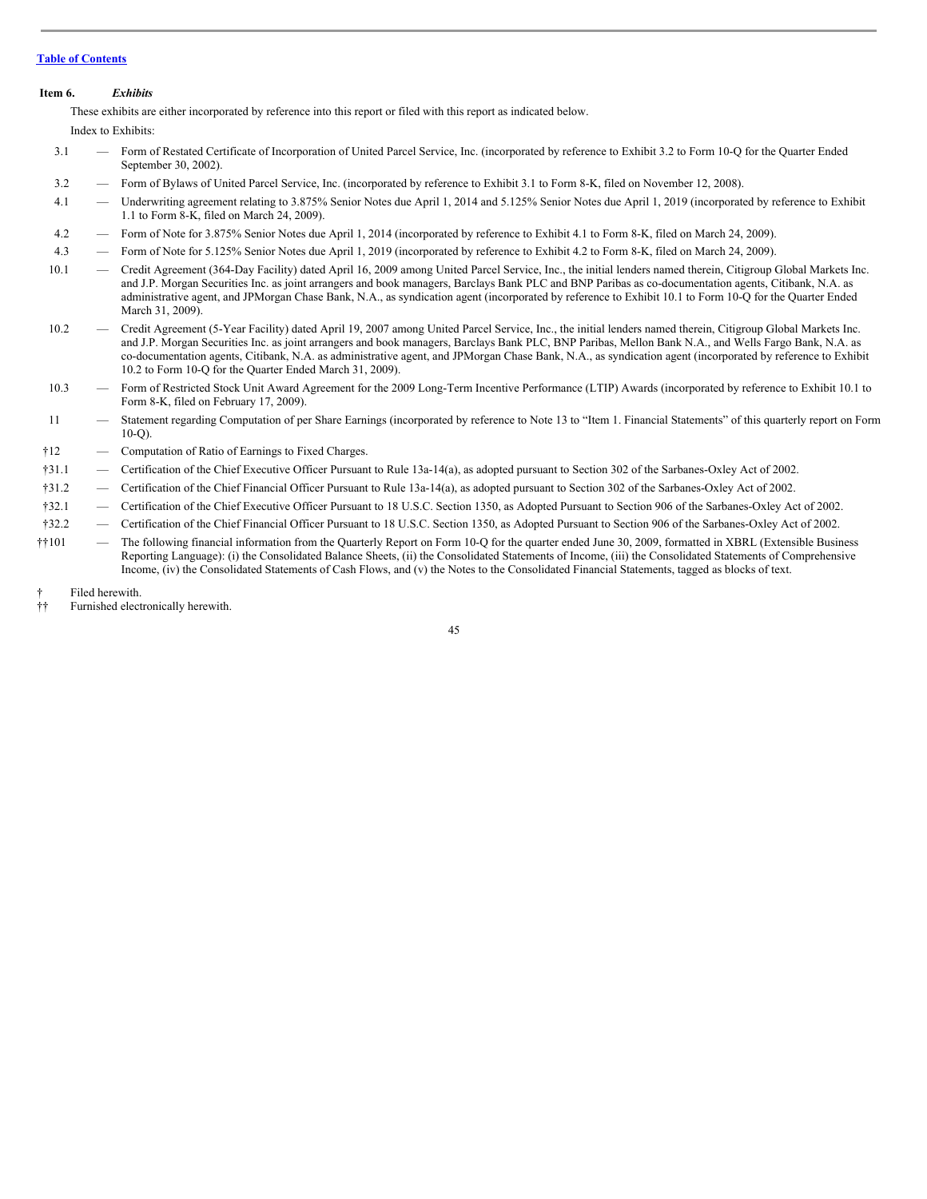[Table of Contents](#)

**Item 6.** ***Exhibits***

These exhibits are either incorporated by reference into this report or filed with this report as indicated below.

Index to Exhibits:

| | | |
|---|---|---|
| 3.1 | — | Form of Restated Certificate of Incorporation of United Parcel Service, Inc. (incorporated by reference to Exhibit 3.2 to Form 10-Q for the Quarter Ended September 30, 2002). |
| 3.2 | — | Form of Bylaws of United Parcel Service, Inc. (incorporated by reference to Exhibit 3.1 to Form 8-K, filed on November 12, 2008). |
| 4.1 | — | Underwriting agreement relating to 3.875% Senior Notes due April 1, 2014 and 5.125% Senior Notes due April 1, 2019 (incorporated by reference to Exhibit 1.1 to Form 8-K, filed on March 24, 2009). |
| 4.2 | — | Form of Note for 3.875% Senior Notes due April 1, 2014 (incorporated by reference to Exhibit 4.1 to Form 8-K, filed on March 24, 2009). |
| 4.3 | — | Form of Note for 5.125% Senior Notes due April 1, 2019 (incorporated by reference to Exhibit 4.2 to Form 8-K, filed on March 24, 2009). |
| 10.1 | — | Credit Agreement (364-Day Facility) dated April 16, 2009 among United Parcel Service, Inc., the initial lenders named therein, Citigroup Global Markets Inc. and J.P. Morgan Securities Inc. as joint arrangers and book managers, Barclays Bank PLC and BNP Paribas as co-documentation agents, Citibank, N.A. as administrative agent, and JPMorgan Chase Bank, N.A., as syndication agent (incorporated by reference to Exhibit 10.1 to Form 10-Q for the Quarter Ended March 31, 2009). |
| 10.2 | — | Credit Agreement (5-Year Facility) dated April 19, 2007 among United Parcel Service, Inc., the initial lenders named therein, Citigroup Global Markets Inc. and J.P. Morgan Securities Inc. as joint arrangers and book managers, Barclays Bank PLC, BNP Paribas, Mellon Bank N.A., and Wells Fargo Bank, N.A. as co-documentation agents, Citibank, N.A. as administrative agent, and JPMorgan Chase Bank, N.A., as syndication agent (incorporated by reference to Exhibit 10.2 to Form 10-Q for the Quarter Ended March 31, 2009). |
| 10.3 | — | Form of Restricted Stock Unit Award Agreement for the 2009 Long-Term Incentive Performance (LTIP) Awards (incorporated by reference to Exhibit 10.1 to Form 8-K, filed on February 17, 2009). |
| 11 | — | Statement regarding Computation of per Share Earnings (incorporated by reference to Note 13 to "Item 1. Financial Statements" of this quarterly report on Form 10-Q). |
| †12 | — | Computation of Ratio of Earnings to Fixed Charges. |
| †31.1 | — | Certification of the Chief Executive Officer Pursuant to Rule 13a-14(a), as adopted pursuant to Section 302 of the Sarbanes-Oxley Act of 2002. |
| †31.2 | — | Certification of the Chief Financial Officer Pursuant to Rule 13a-14(a), as adopted pursuant to Section 302 of the Sarbanes-Oxley Act of 2002. |
| †32.1 | — | Certification of the Chief Executive Officer Pursuant to 18 U.S.C. Section 1350, as Adopted Pursuant to Section 906 of the Sarbanes-Oxley Act of 2002. |
| †32.2 | — | Certification of the Chief Financial Officer Pursuant to 18 U.S.C. Section 1350, as Adopted Pursuant to Section 906 of the Sarbanes-Oxley Act of 2002. |
| ††101 | — | The following financial information from the Quarterly Report on Form 10-Q for the quarter ended June 30, 2009, formatted in XBRL (Extensible Business Reporting Language): (i) the Consolidated Balance Sheets, (ii) the Consolidated Statements of Income, (iii) the Consolidated Statements of Comprehensive Income, (iv) the Consolidated Statements of Cash Flows, and (v) the Notes to the Consolidated Financial Statements, tagged as blocks of text. |

† Filed herewith.

†† Furnished electronically herewith.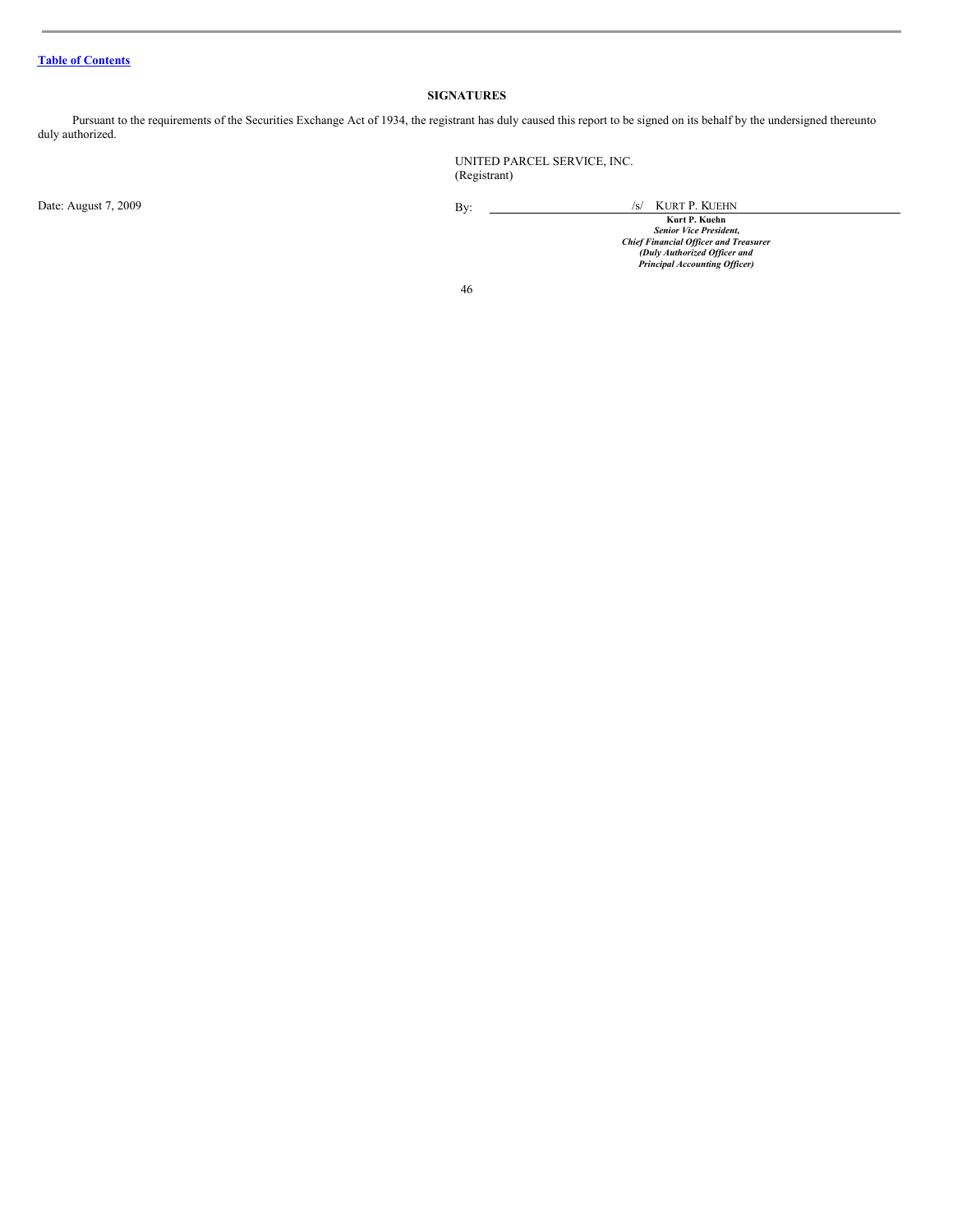Table of Contents

## SIGNATURES

Pursuant to the requirements of the Securities Exchange Act of 1934, the registrant has duly caused this report to be signed on its behalf by the undersigned thereunto duly authorized.

UNITED PARCEL SERVICE, INC.
(Registrant)

Date: August 7, 2009

By: /s/ KURT P. KUEHN

**Kurt P. Kuehn**
***Senior Vice President,***
***Chief Financial Officer and Treasurer***
***(Duly Authorized Officer and***
***Principal Accounting Officer)***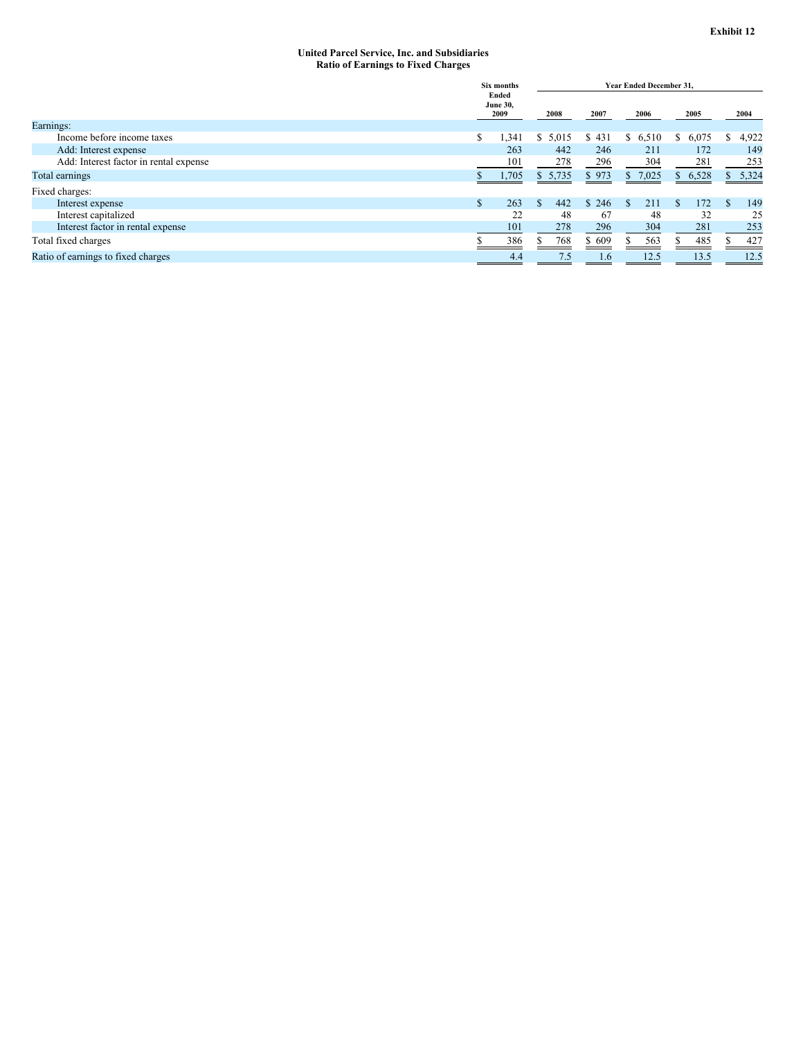**Exhibit 12**

**United Parcel Service, Inc. and Subsidiaries**
**Ratio of Earnings to Fixed Charges**

| | Six months Ended June 30, 2009 | Year Ended December 31, 2008 | 2007 | 2006 | 2005 | 2004 |
|---|---|---|---|---|---|---|
| Earnings: | | | | | | |
| Income before income taxes | $ 1,341 | $ 5,015 | $ 431 | $ 6,510 | $ 6,075 | $ 4,922 |
| Add: Interest expense | 263 | 442 | 246 | 211 | 172 | 149 |
| Add: Interest factor in rental expense | 101 | 278 | 296 | 304 | 281 | 253 |
| Total earnings | $ 1,705 | $ 5,735 | $ 973 | $ 7,025 | $ 6,528 | $ 5,324 |
| Fixed charges: | | | | | | |
| Interest expense | $ 263 | $ 442 | $ 246 | $ 211 | $ 172 | $ 149 |
| Interest capitalized | 22 | 48 | 67 | 48 | 32 | 25 |
| Interest factor in rental expense | 101 | 278 | 296 | 304 | 281 | 253 |
| Total fixed charges | $ 386 | $ 768 | $ 609 | $ 563 | $ 485 | $ 427 |
| Ratio of earnings to fixed charges | 4.4 | 7.5 | 1.6 | 12.5 | 13.5 | 12.5 |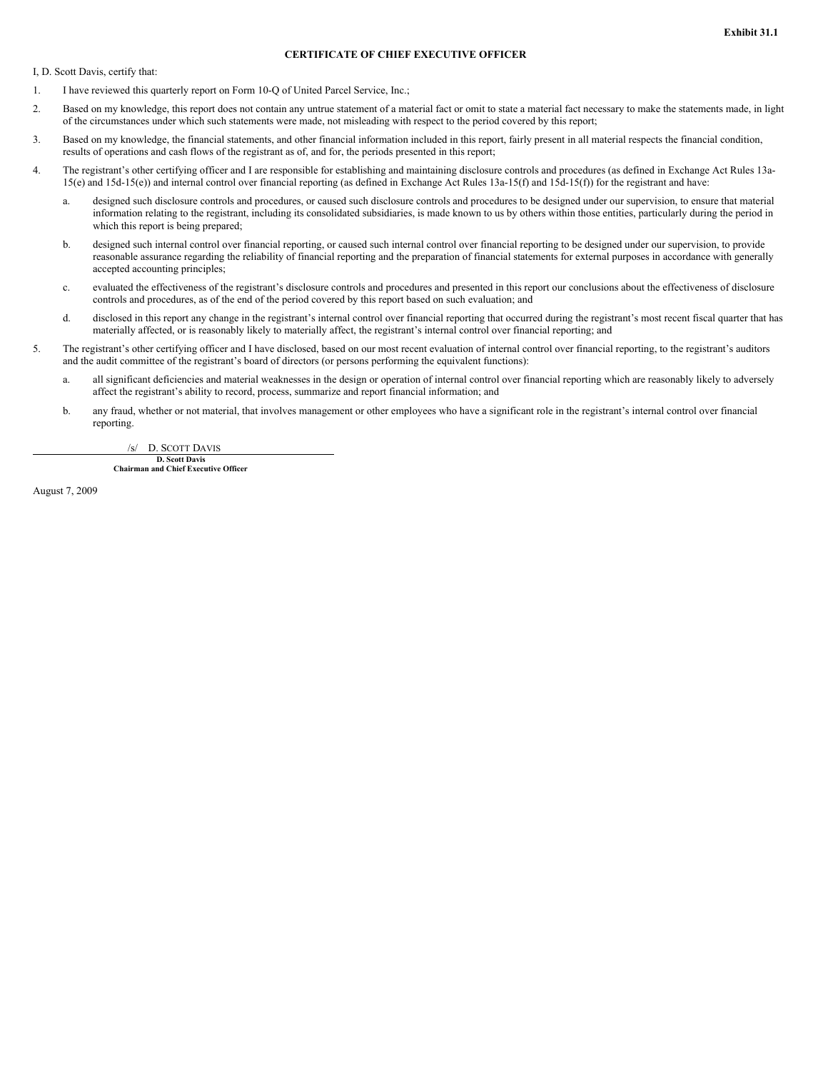**Exhibit 31.1**

**CERTIFICATE OF CHIEF EXECUTIVE OFFICER**

I, D. Scott Davis, certify that:

1. I have reviewed this quarterly report on Form 10-Q of United Parcel Service, Inc.;

2. Based on my knowledge, this report does not contain any untrue statement of a material fact or omit to state a material fact necessary to make the statements made, in light of the circumstances under which such statements were made, not misleading with respect to the period covered by this report;

3. Based on my knowledge, the financial statements, and other financial information included in this report, fairly present in all material respects the financial condition, results of operations and cash flows of the registrant as of, and for, the periods presented in this report;

4. The registrant's other certifying officer and I are responsible for establishing and maintaining disclosure controls and procedures (as defined in Exchange Act Rules 13a-15(e) and 15d-15(e)) and internal control over financial reporting (as defined in Exchange Act Rules 13a-15(f) and 15d-15(f)) for the registrant and have:

   a. designed such disclosure controls and procedures, or caused such disclosure controls and procedures to be designed under our supervision, to ensure that material information relating to the registrant, including its consolidated subsidiaries, is made known to us by others within those entities, particularly during the period in which this report is being prepared;

   b. designed such internal control over financial reporting, or caused such internal control over financial reporting to be designed under our supervision, to provide reasonable assurance regarding the reliability of financial reporting and the preparation of financial statements for external purposes in accordance with generally accepted accounting principles;

   c. evaluated the effectiveness of the registrant's disclosure controls and procedures and presented in this report our conclusions about the effectiveness of disclosure controls and procedures, as of the end of the period covered by this report based on such evaluation; and

   d. disclosed in this report any change in the registrant's internal control over financial reporting that occurred during the registrant's most recent fiscal quarter that has materially affected, or is reasonably likely to materially affect, the registrant's internal control over financial reporting; and

5. The registrant's other certifying officer and I have disclosed, based on our most recent evaluation of internal control over financial reporting, to the registrant's auditors and the audit committee of the registrant's board of directors (or persons performing the equivalent functions):

   a. all significant deficiencies and material weaknesses in the design or operation of internal control over financial reporting which are reasonably likely to adversely affect the registrant's ability to record, process, summarize and report financial information; and

   b. any fraud, whether or not material, that involves management or other employees who have a significant role in the registrant's internal control over financial reporting.

/s/ D. SCOTT DAVIS

**D. Scott Davis**
**Chairman and Chief Executive Officer**

August 7, 2009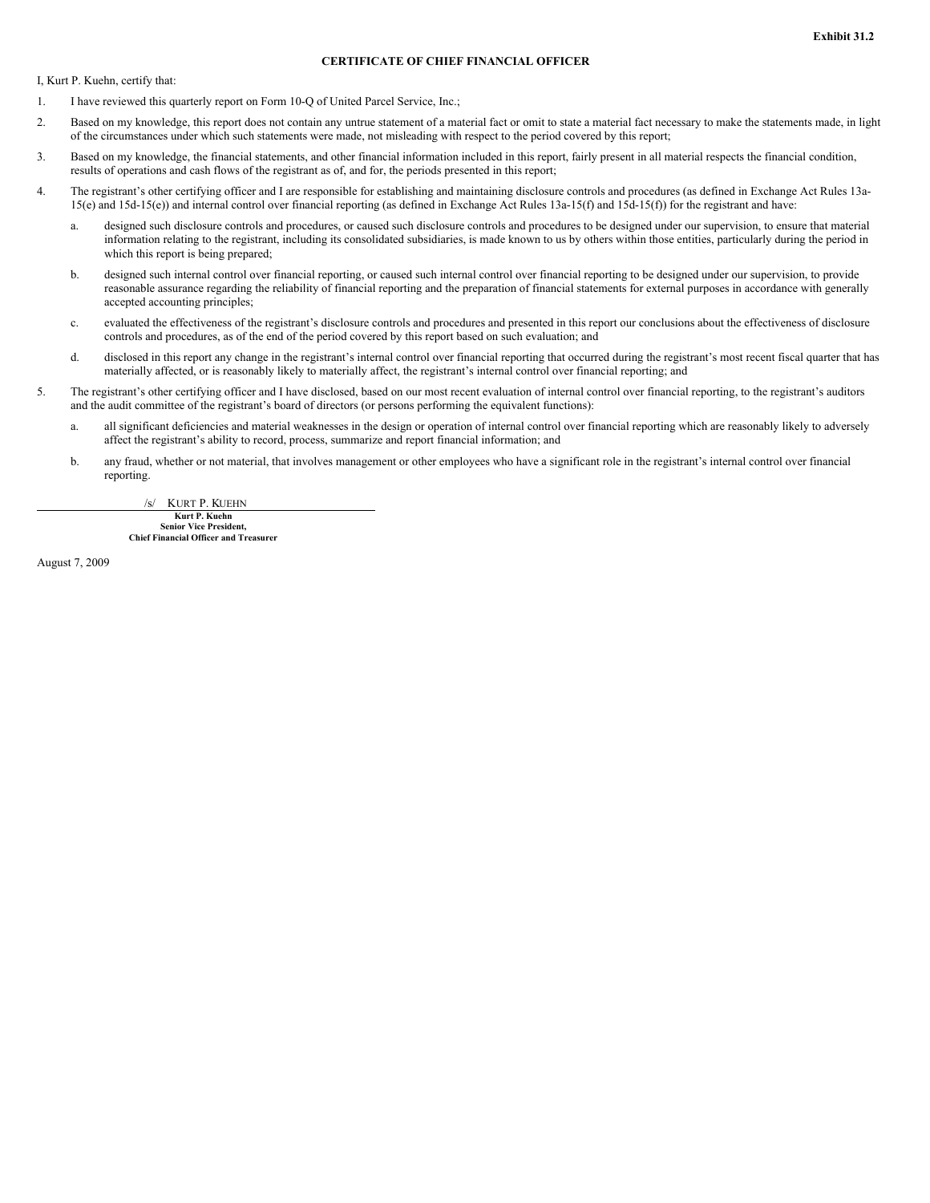Exhibit 31.2

# CERTIFICATE OF CHIEF FINANCIAL OFFICER

I, Kurt P. Kuehn, certify that:

1. I have reviewed this quarterly report on Form 10-Q of United Parcel Service, Inc.;
2. Based on my knowledge, this report does not contain any untrue statement of a material fact or omit to state a material fact necessary to make the statements made, in light of the circumstances under which such statements were made, not misleading with respect to the period covered by this report;
3. Based on my knowledge, the financial statements, and other financial information included in this report, fairly present in all material respects the financial condition, results of operations and cash flows of the registrant as of, and for, the periods presented in this report;
4. The registrant's other certifying officer and I are responsible for establishing and maintaining disclosure controls and procedures (as defined in Exchange Act Rules 13a-15(e) and 15d-15(e)) and internal control over financial reporting (as defined in Exchange Act Rules 13a-15(f) and 15d-15(f)) for the registrant and have:
   a. designed such disclosure controls and procedures, or caused such disclosure controls and procedures to be designed under our supervision, to ensure that material information relating to the registrant, including its consolidated subsidiaries, is made known to us by others within those entities, particularly during the period in which this report is being prepared;
   b. designed such internal control over financial reporting, or caused such internal control over financial reporting to be designed under our supervision, to provide reasonable assurance regarding the reliability of financial reporting and the preparation of financial statements for external purposes in accordance with generally accepted accounting principles;
   c. evaluated the effectiveness of the registrant's disclosure controls and procedures and presented in this report our conclusions about the effectiveness of disclosure controls and procedures, as of the end of the period covered by this report based on such evaluation; and
   d. disclosed in this report any change in the registrant's internal control over financial reporting that occurred during the registrant's most recent fiscal quarter that has materially affected, or is reasonably likely to materially affect, the registrant's internal control over financial reporting; and
5. The registrant's other certifying officer and I have disclosed, based on our most recent evaluation of internal control over financial reporting, to the registrant's auditors and the audit committee of the registrant's board of directors (or persons performing the equivalent functions):
   a. all significant deficiencies and material weaknesses in the design or operation of internal control over financial reporting which are reasonably likely to adversely affect the registrant's ability to record, process, summarize and report financial information; and
   b. any fraud, whether or not material, that involves management or other employees who have a significant role in the registrant's internal control over financial reporting.

/s/ KURT P. KUEHN

**Kurt P. Kuehn**
**Senior Vice President,**
**Chief Financial Officer and Treasurer**

August 7, 2009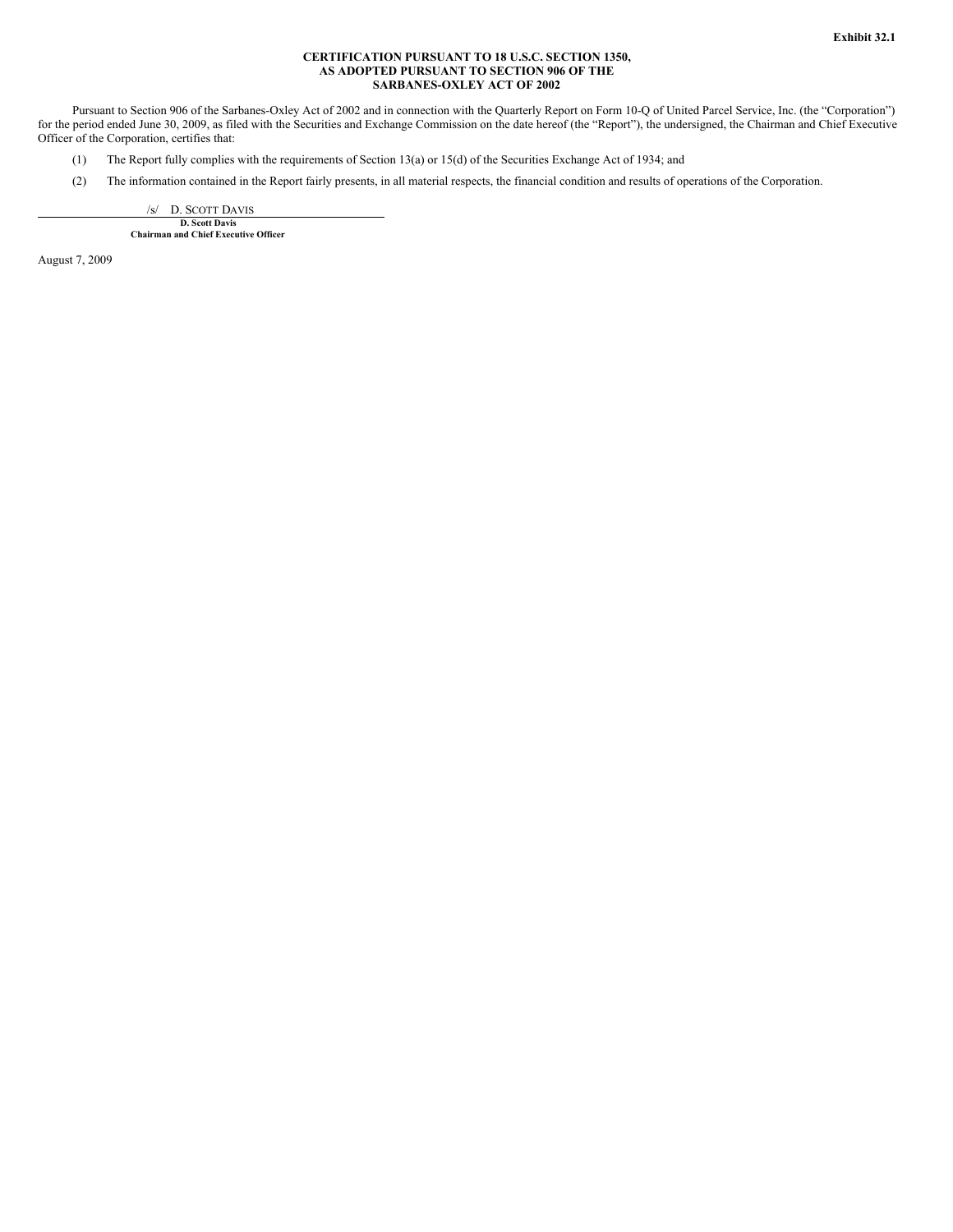**Exhibit 32.1**

**CERTIFICATION PURSUANT TO 18 U.S.C. SECTION 1350,
AS ADOPTED PURSUANT TO SECTION 906 OF THE
SARBANES-OXLEY ACT OF 2002**

Pursuant to Section 906 of the Sarbanes-Oxley Act of 2002 and in connection with the Quarterly Report on Form 10-Q of United Parcel Service, Inc. (the "Corporation") for the period ended June 30, 2009, as filed with the Securities and Exchange Commission on the date hereof (the "Report"), the undersigned, the Chairman and Chief Executive Officer of the Corporation, certifies that:

(1) The Report fully complies with the requirements of Section 13(a) or 15(d) of the Securities Exchange Act of 1934; and

(2) The information contained in the Report fairly presents, in all material respects, the financial condition and results of operations of the Corporation.

/s/ D. SCOTT DAVIS

**D. Scott Davis**
**Chairman and Chief Executive Officer**

August 7, 2009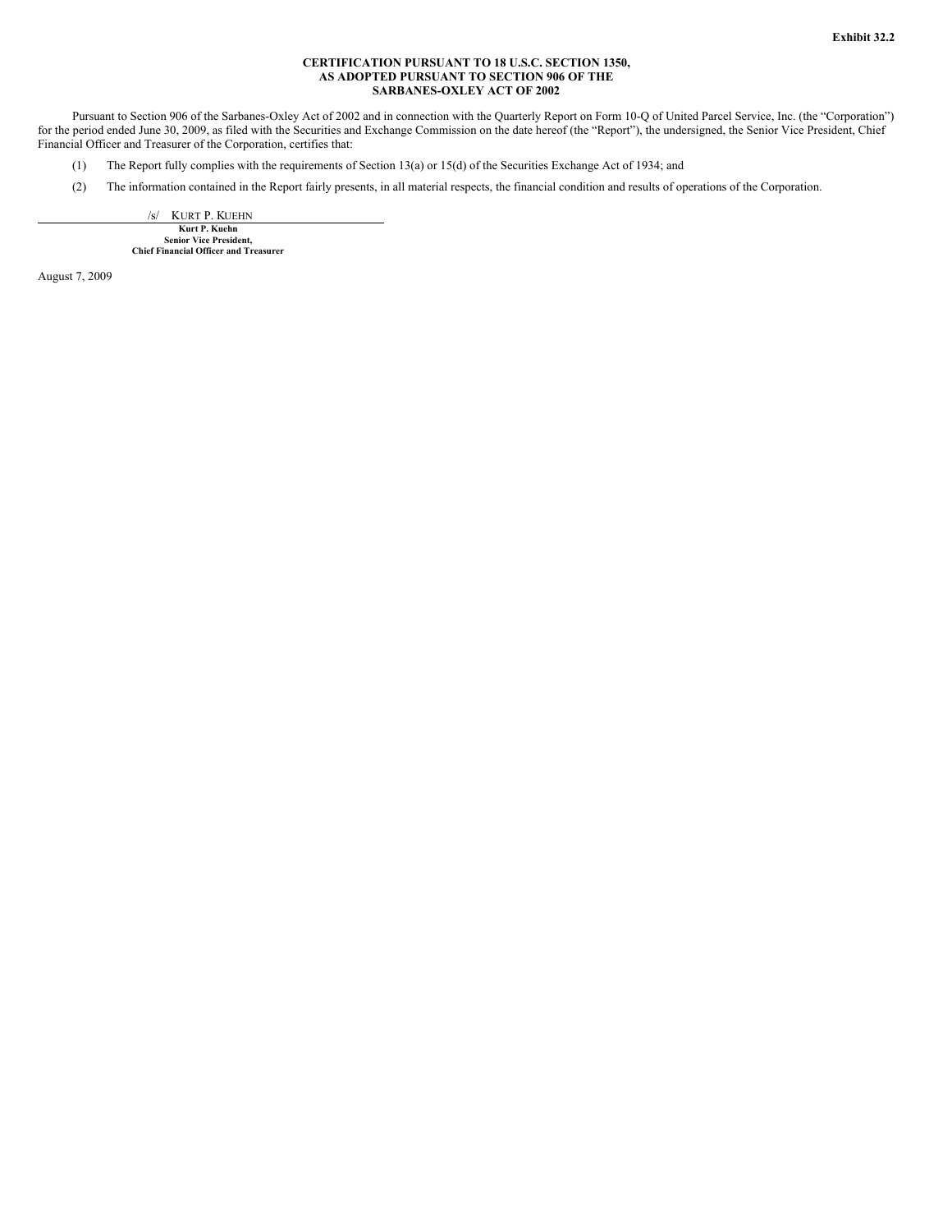**Exhibit 32.2**

**CERTIFICATION PURSUANT TO 18 U.S.C. SECTION 1350,
AS ADOPTED PURSUANT TO SECTION 906 OF THE
SARBANES-OXLEY ACT OF 2002**

Pursuant to Section 906 of the Sarbanes-Oxley Act of 2002 and in connection with the Quarterly Report on Form 10-Q of United Parcel Service, Inc. (the "Corporation") for the period ended June 30, 2009, as filed with the Securities and Exchange Commission on the date hereof (the "Report"), the undersigned, the Senior Vice President, Chief Financial Officer and Treasurer of the Corporation, certifies that:

(1) The Report fully complies with the requirements of Section 13(a) or 15(d) of the Securities Exchange Act of 1934; and

(2) The information contained in the Report fairly presents, in all material respects, the financial condition and results of operations of the Corporation.

/s/ KURT P. KUEHN

**Kurt P. Kuehn**
**Senior Vice President,**
**Chief Financial Officer and Treasurer**

August 7, 2009